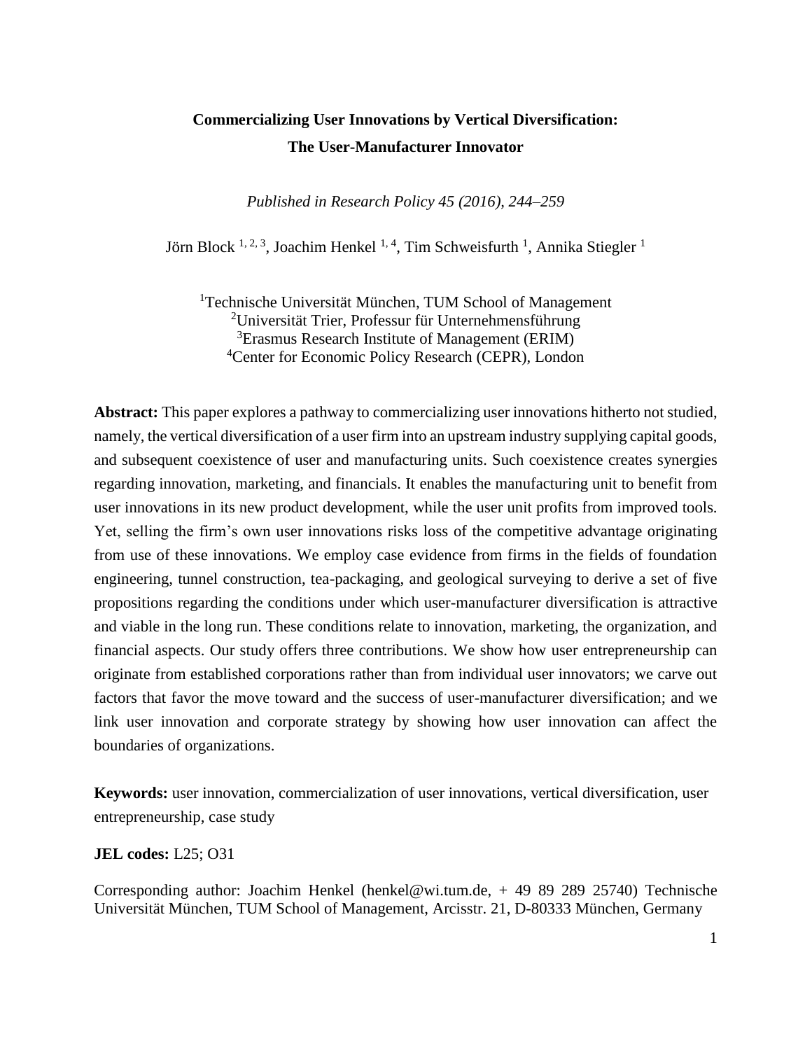# Commercializing User Innovations by Vertical Diversification: The User-Manufacturer Innovator

*Published in Research Policy 45 (2016), 244–259*

Jörn Block [1, 2, 3], Joachim Henkel [1, 4], Tim Schweisfurth [1], Annika Stiegler [1]

[1]Technische Universität München, TUM School of Management
[2]Universität Trier, Professur für Unternehmensführung
[3]Erasmus Research Institute of Management (ERIM)
[4]Center for Economic Policy Research (CEPR), London

**Abstract:** This paper explores a pathway to commercializing user innovations hitherto not studied, namely, the vertical diversification of a user firm into an upstream industry supplying capital goods, and subsequent coexistence of user and manufacturing units. Such coexistence creates synergies regarding innovation, marketing, and financials. It enables the manufacturing unit to benefit from user innovations in its new product development, while the user unit profits from improved tools. Yet, selling the firm's own user innovations risks loss of the competitive advantage originating from use of these innovations. We employ case evidence from firms in the fields of foundation engineering, tunnel construction, tea-packaging, and geological surveying to derive a set of five propositions regarding the conditions under which user-manufacturer diversification is attractive and viable in the long run. These conditions relate to innovation, marketing, the organization, and financial aspects. Our study offers three contributions. We show how user entrepreneurship can originate from established corporations rather than from individual user innovators; we carve out factors that favor the move toward and the success of user-manufacturer diversification; and we link user innovation and corporate strategy by showing how user innovation can affect the boundaries of organizations.

**Keywords:** user innovation, commercialization of user innovations, vertical diversification, user entrepreneurship, case study

**JEL codes:** L25; O31

Corresponding author: Joachim Henkel (henkel@wi.tum.de, + 49 89 289 25740) Technische Universität München, TUM School of Management, Arcisstr. 21, D-80333 München, Germany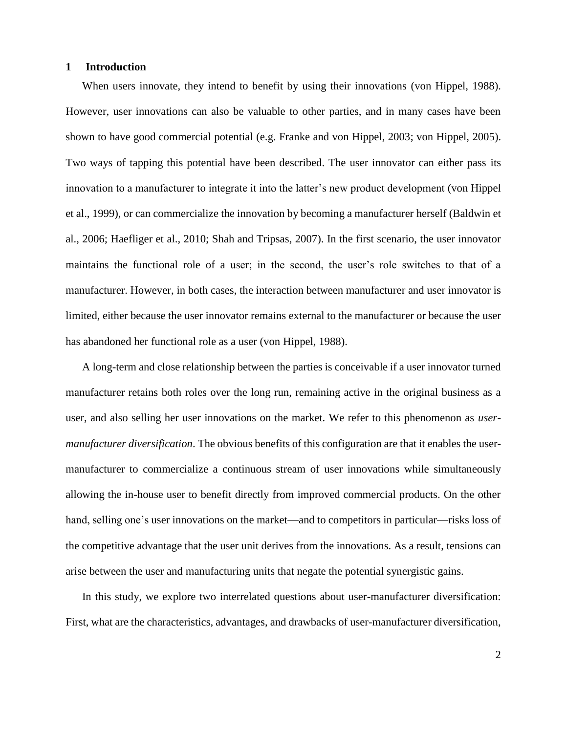## 1 Introduction

When users innovate, they intend to benefit by using their innovations (von Hippel, 1988). However, user innovations can also be valuable to other parties, and in many cases have been shown to have good commercial potential (e.g. Franke and von Hippel, 2003; von Hippel, 2005). Two ways of tapping this potential have been described. The user innovator can either pass its innovation to a manufacturer to integrate it into the latter's new product development (von Hippel et al., 1999), or can commercialize the innovation by becoming a manufacturer herself (Baldwin et al., 2006; Haefliger et al., 2010; Shah and Tripsas, 2007). In the first scenario, the user innovator maintains the functional role of a user; in the second, the user's role switches to that of a manufacturer. However, in both cases, the interaction between manufacturer and user innovator is limited, either because the user innovator remains external to the manufacturer or because the user has abandoned her functional role as a user (von Hippel, 1988).

A long-term and close relationship between the parties is conceivable if a user innovator turned manufacturer retains both roles over the long run, remaining active in the original business as a user, and also selling her user innovations on the market. We refer to this phenomenon as *user-manufacturer diversification*. The obvious benefits of this configuration are that it enables the user-manufacturer to commercialize a continuous stream of user innovations while simultaneously allowing the in-house user to benefit directly from improved commercial products. On the other hand, selling one's user innovations on the market—and to competitors in particular—risks loss of the competitive advantage that the user unit derives from the innovations. As a result, tensions can arise between the user and manufacturing units that negate the potential synergistic gains.

In this study, we explore two interrelated questions about user-manufacturer diversification: First, what are the characteristics, advantages, and drawbacks of user-manufacturer diversification,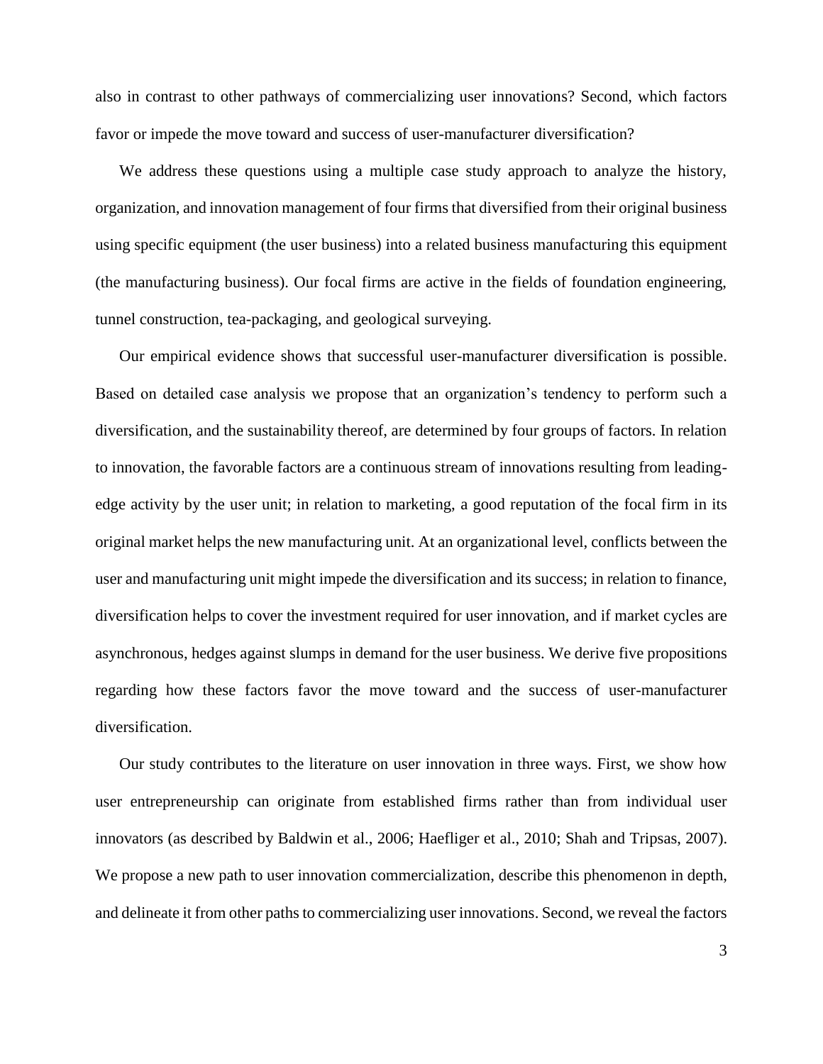also in contrast to other pathways of commercializing user innovations? Second, which factors favor or impede the move toward and success of user-manufacturer diversification?

We address these questions using a multiple case study approach to analyze the history, organization, and innovation management of four firms that diversified from their original business using specific equipment (the user business) into a related business manufacturing this equipment (the manufacturing business). Our focal firms are active in the fields of foundation engineering, tunnel construction, tea-packaging, and geological surveying.

Our empirical evidence shows that successful user-manufacturer diversification is possible. Based on detailed case analysis we propose that an organization's tendency to perform such a diversification, and the sustainability thereof, are determined by four groups of factors. In relation to innovation, the favorable factors are a continuous stream of innovations resulting from leading-edge activity by the user unit; in relation to marketing, a good reputation of the focal firm in its original market helps the new manufacturing unit. At an organizational level, conflicts between the user and manufacturing unit might impede the diversification and its success; in relation to finance, diversification helps to cover the investment required for user innovation, and if market cycles are asynchronous, hedges against slumps in demand for the user business. We derive five propositions regarding how these factors favor the move toward and the success of user-manufacturer diversification.

Our study contributes to the literature on user innovation in three ways. First, we show how user entrepreneurship can originate from established firms rather than from individual user innovators (as described by Baldwin et al., 2006; Haefliger et al., 2010; Shah and Tripsas, 2007). We propose a new path to user innovation commercialization, describe this phenomenon in depth, and delineate it from other paths to commercializing user innovations. Second, we reveal the factors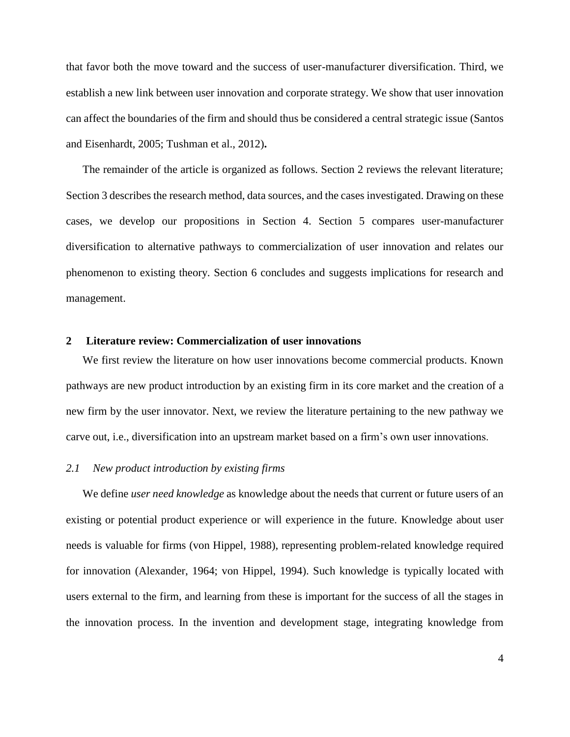that favor both the move toward and the success of user-manufacturer diversification. Third, we establish a new link between user innovation and corporate strategy. We show that user innovation can affect the boundaries of the firm and should thus be considered a central strategic issue (Santos and Eisenhardt, 2005; Tushman et al., 2012)**.**

The remainder of the article is organized as follows. Section 2 reviews the relevant literature; Section 3 describes the research method, data sources, and the cases investigated. Drawing on these cases, we develop our propositions in Section 4. Section 5 compares user-manufacturer diversification to alternative pathways to commercialization of user innovation and relates our phenomenon to existing theory. Section 6 concludes and suggests implications for research and management.

## 2 Literature review: Commercialization of user innovations

We first review the literature on how user innovations become commercial products. Known pathways are new product introduction by an existing firm in its core market and the creation of a new firm by the user innovator. Next, we review the literature pertaining to the new pathway we carve out, i.e., diversification into an upstream market based on a firm's own user innovations.

### *2.1 New product introduction by existing firms*

We define *user need knowledge* as knowledge about the needs that current or future users of an existing or potential product experience or will experience in the future. Knowledge about user needs is valuable for firms (von Hippel, 1988), representing problem-related knowledge required for innovation (Alexander, 1964; von Hippel, 1994). Such knowledge is typically located with users external to the firm, and learning from these is important for the success of all the stages in the innovation process. In the invention and development stage, integrating knowledge from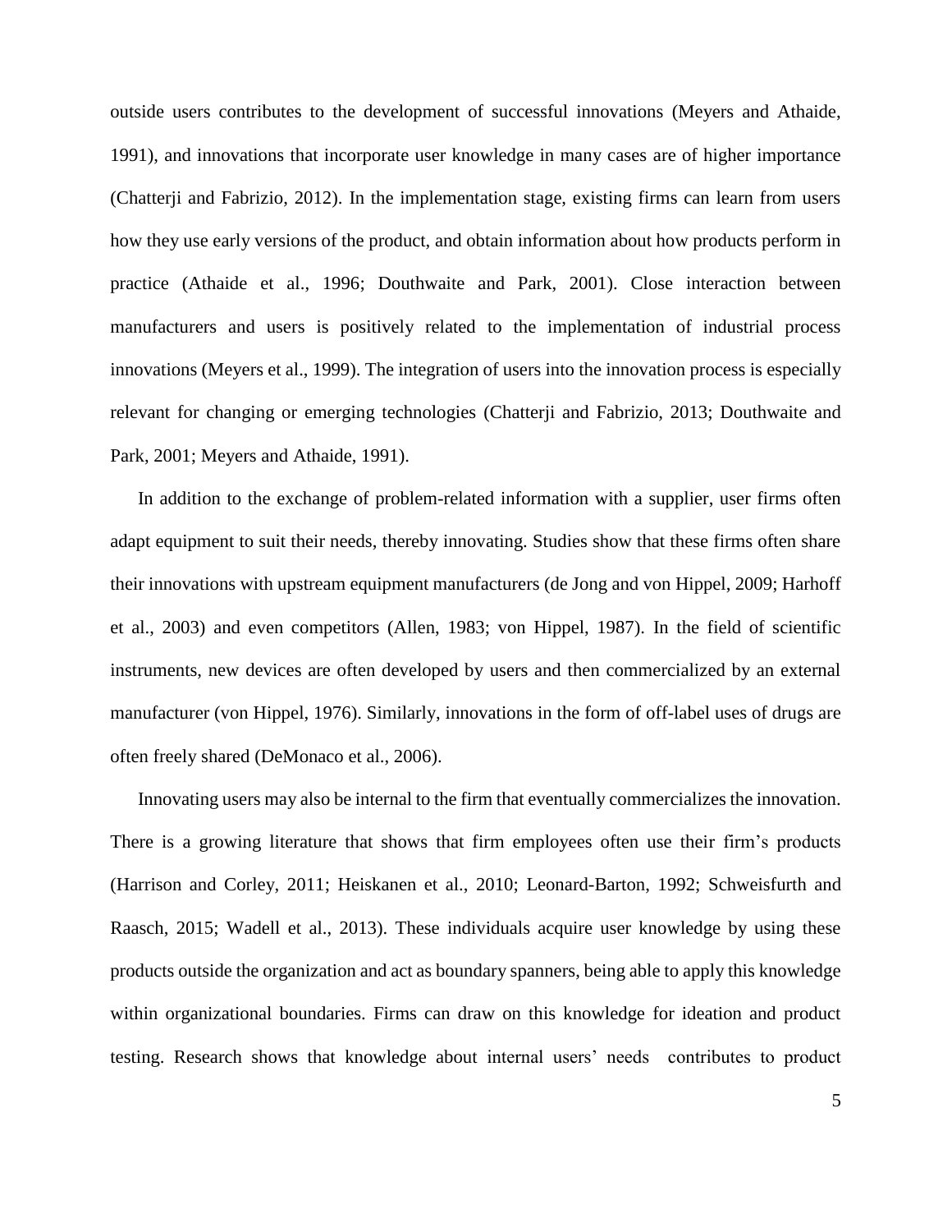outside users contributes to the development of successful innovations (Meyers and Athaide, 1991), and innovations that incorporate user knowledge in many cases are of higher importance (Chatterji and Fabrizio, 2012). In the implementation stage, existing firms can learn from users how they use early versions of the product, and obtain information about how products perform in practice (Athaide et al., 1996; Douthwaite and Park, 2001). Close interaction between manufacturers and users is positively related to the implementation of industrial process innovations (Meyers et al., 1999). The integration of users into the innovation process is especially relevant for changing or emerging technologies (Chatterji and Fabrizio, 2013; Douthwaite and Park, 2001; Meyers and Athaide, 1991).

In addition to the exchange of problem-related information with a supplier, user firms often adapt equipment to suit their needs, thereby innovating. Studies show that these firms often share their innovations with upstream equipment manufacturers (de Jong and von Hippel, 2009; Harhoff et al., 2003) and even competitors (Allen, 1983; von Hippel, 1987). In the field of scientific instruments, new devices are often developed by users and then commercialized by an external manufacturer (von Hippel, 1976). Similarly, innovations in the form of off-label uses of drugs are often freely shared (DeMonaco et al., 2006).

Innovating users may also be internal to the firm that eventually commercializes the innovation. There is a growing literature that shows that firm employees often use their firm's products (Harrison and Corley, 2011; Heiskanen et al., 2010; Leonard-Barton, 1992; Schweisfurth and Raasch, 2015; Wadell et al., 2013). These individuals acquire user knowledge by using these products outside the organization and act as boundary spanners, being able to apply this knowledge within organizational boundaries. Firms can draw on this knowledge for ideation and product testing. Research shows that knowledge about internal users' needs contributes to product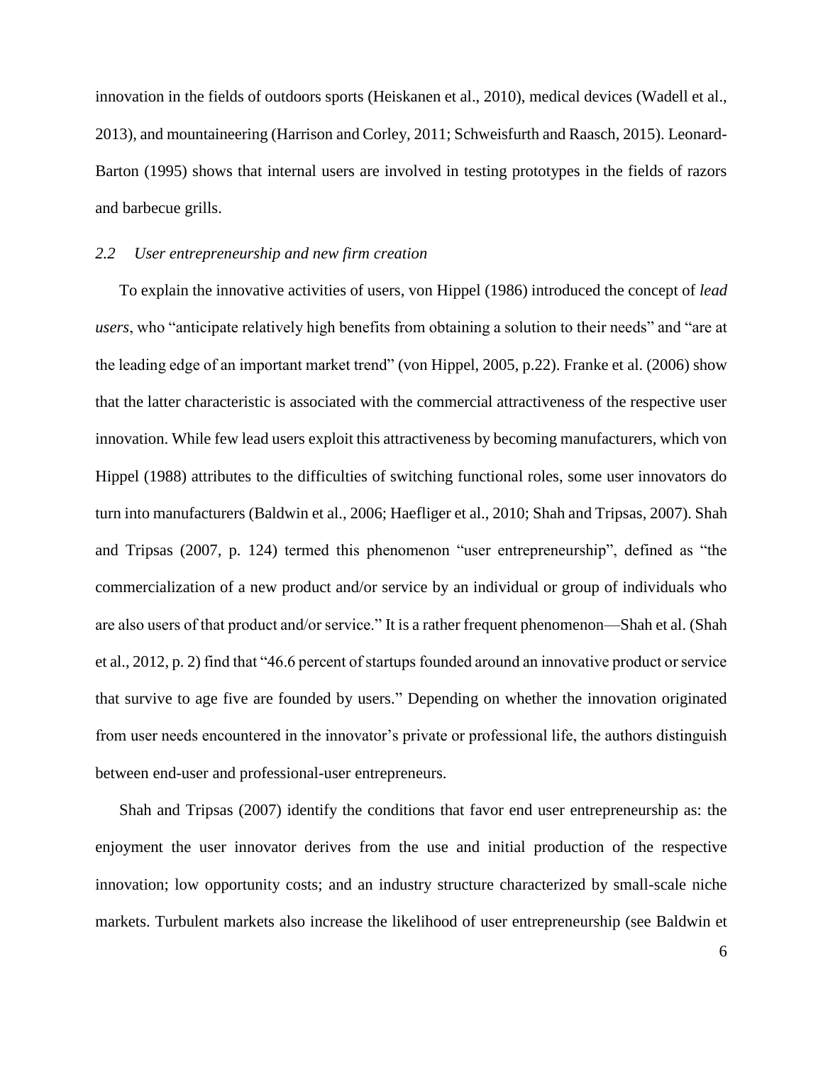innovation in the fields of outdoors sports (Heiskanen et al., 2010), medical devices (Wadell et al., 2013), and mountaineering (Harrison and Corley, 2011; Schweisfurth and Raasch, 2015). Leonard-Barton (1995) shows that internal users are involved in testing prototypes in the fields of razors and barbecue grills.

### *2.2 User entrepreneurship and new firm creation*

To explain the innovative activities of users, von Hippel (1986) introduced the concept of *lead users*, who "anticipate relatively high benefits from obtaining a solution to their needs" and "are at the leading edge of an important market trend" (von Hippel, 2005, p.22). Franke et al. (2006) show that the latter characteristic is associated with the commercial attractiveness of the respective user innovation. While few lead users exploit this attractiveness by becoming manufacturers, which von Hippel (1988) attributes to the difficulties of switching functional roles, some user innovators do turn into manufacturers (Baldwin et al., 2006; Haefliger et al., 2010; Shah and Tripsas, 2007). Shah and Tripsas (2007, p. 124) termed this phenomenon "user entrepreneurship", defined as "the commercialization of a new product and/or service by an individual or group of individuals who are also users of that product and/or service." It is a rather frequent phenomenon—Shah et al. (Shah et al., 2012, p. 2) find that "46.6 percent of startups founded around an innovative product or service that survive to age five are founded by users." Depending on whether the innovation originated from user needs encountered in the innovator's private or professional life, the authors distinguish between end-user and professional-user entrepreneurs.

Shah and Tripsas (2007) identify the conditions that favor end user entrepreneurship as: the enjoyment the user innovator derives from the use and initial production of the respective innovation; low opportunity costs; and an industry structure characterized by small-scale niche markets. Turbulent markets also increase the likelihood of user entrepreneurship (see Baldwin et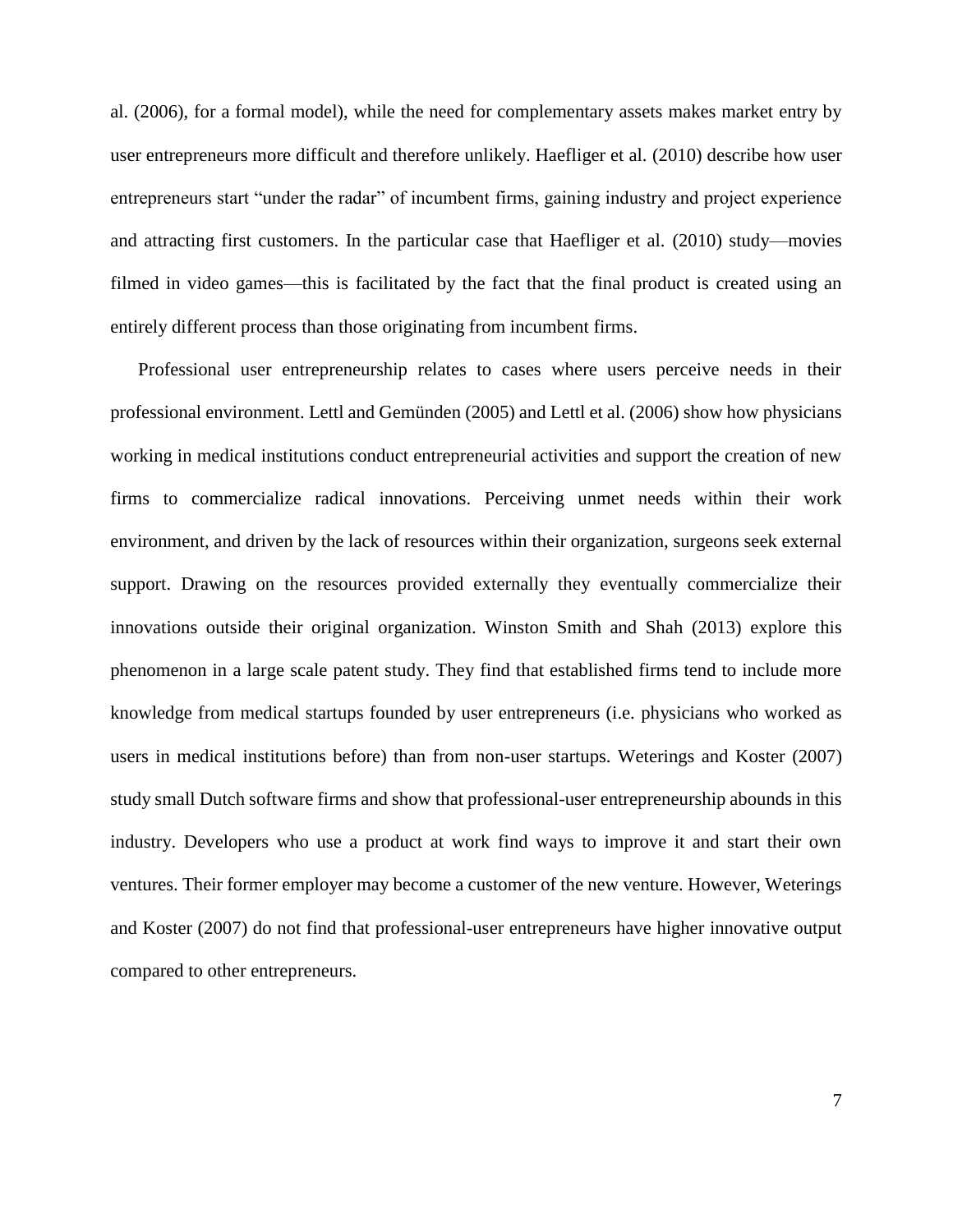al. (2006), for a formal model), while the need for complementary assets makes market entry by user entrepreneurs more difficult and therefore unlikely. Haefliger et al. (2010) describe how user entrepreneurs start "under the radar" of incumbent firms, gaining industry and project experience and attracting first customers. In the particular case that Haefliger et al. (2010) study—movies filmed in video games—this is facilitated by the fact that the final product is created using an entirely different process than those originating from incumbent firms.

Professional user entrepreneurship relates to cases where users perceive needs in their professional environment. Lettl and Gemünden (2005) and Lettl et al. (2006) show how physicians working in medical institutions conduct entrepreneurial activities and support the creation of new firms to commercialize radical innovations. Perceiving unmet needs within their work environment, and driven by the lack of resources within their organization, surgeons seek external support. Drawing on the resources provided externally they eventually commercialize their innovations outside their original organization. Winston Smith and Shah (2013) explore this phenomenon in a large scale patent study. They find that established firms tend to include more knowledge from medical startups founded by user entrepreneurs (i.e. physicians who worked as users in medical institutions before) than from non-user startups. Weterings and Koster (2007) study small Dutch software firms and show that professional-user entrepreneurship abounds in this industry. Developers who use a product at work find ways to improve it and start their own ventures. Their former employer may become a customer of the new venture. However, Weterings and Koster (2007) do not find that professional-user entrepreneurs have higher innovative output compared to other entrepreneurs.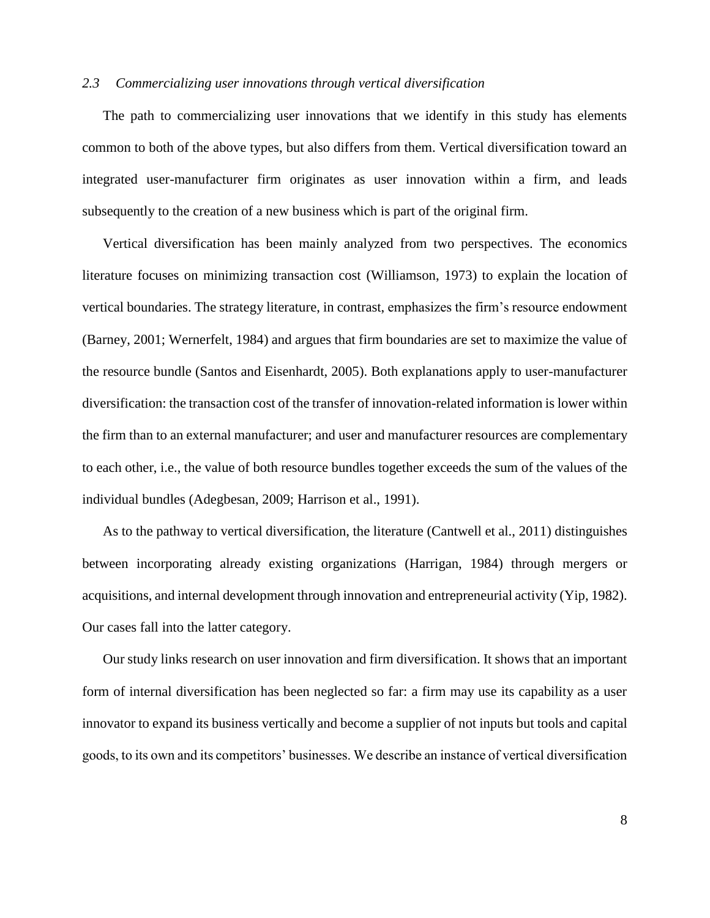### *2.3 Commercializing user innovations through vertical diversification*

The path to commercializing user innovations that we identify in this study has elements common to both of the above types, but also differs from them. Vertical diversification toward an integrated user-manufacturer firm originates as user innovation within a firm, and leads subsequently to the creation of a new business which is part of the original firm.

Vertical diversification has been mainly analyzed from two perspectives. The economics literature focuses on minimizing transaction cost (Williamson, 1973) to explain the location of vertical boundaries. The strategy literature, in contrast, emphasizes the firm's resource endowment (Barney, 2001; Wernerfelt, 1984) and argues that firm boundaries are set to maximize the value of the resource bundle (Santos and Eisenhardt, 2005). Both explanations apply to user-manufacturer diversification: the transaction cost of the transfer of innovation-related information is lower within the firm than to an external manufacturer; and user and manufacturer resources are complementary to each other, i.e., the value of both resource bundles together exceeds the sum of the values of the individual bundles (Adegbesan, 2009; Harrison et al., 1991).

As to the pathway to vertical diversification, the literature (Cantwell et al., 2011) distinguishes between incorporating already existing organizations (Harrigan, 1984) through mergers or acquisitions, and internal development through innovation and entrepreneurial activity (Yip, 1982). Our cases fall into the latter category.

Our study links research on user innovation and firm diversification. It shows that an important form of internal diversification has been neglected so far: a firm may use its capability as a user innovator to expand its business vertically and become a supplier of not inputs but tools and capital goods, to its own and its competitors' businesses. We describe an instance of vertical diversification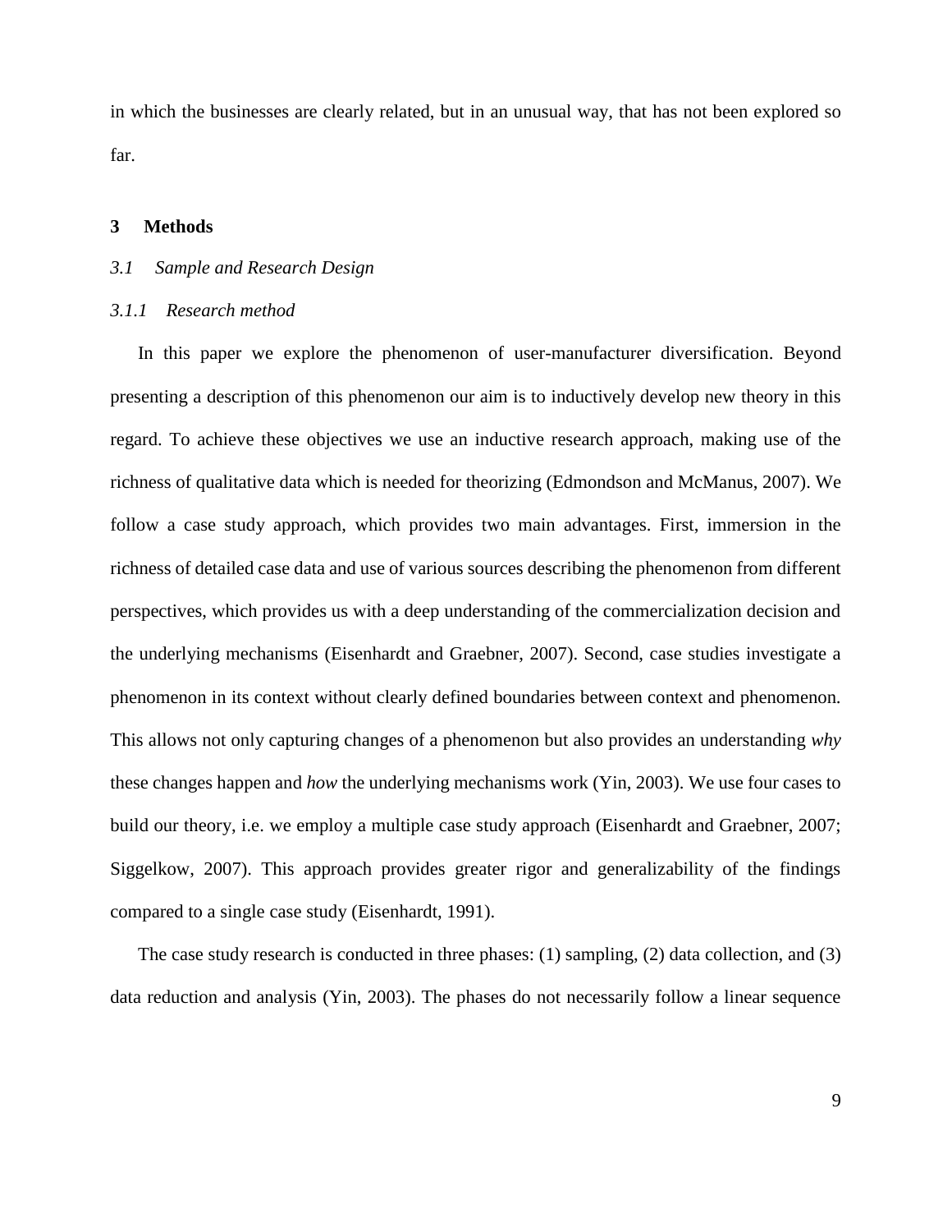in which the businesses are clearly related, but in an unusual way, that has not been explored so far.

# 3 Methods

## *3.1 Sample and Research Design*

### *3.1.1 Research method*

In this paper we explore the phenomenon of user-manufacturer diversification. Beyond presenting a description of this phenomenon our aim is to inductively develop new theory in this regard. To achieve these objectives we use an inductive research approach, making use of the richness of qualitative data which is needed for theorizing (Edmondson and McManus, 2007). We follow a case study approach, which provides two main advantages. First, immersion in the richness of detailed case data and use of various sources describing the phenomenon from different perspectives, which provides us with a deep understanding of the commercialization decision and the underlying mechanisms (Eisenhardt and Graebner, 2007). Second, case studies investigate a phenomenon in its context without clearly defined boundaries between context and phenomenon. This allows not only capturing changes of a phenomenon but also provides an understanding *why* these changes happen and *how* the underlying mechanisms work (Yin, 2003). We use four cases to build our theory, i.e. we employ a multiple case study approach (Eisenhardt and Graebner, 2007; Siggelkow, 2007). This approach provides greater rigor and generalizability of the findings compared to a single case study (Eisenhardt, 1991).

The case study research is conducted in three phases: (1) sampling, (2) data collection, and (3) data reduction and analysis (Yin, 2003). The phases do not necessarily follow a linear sequence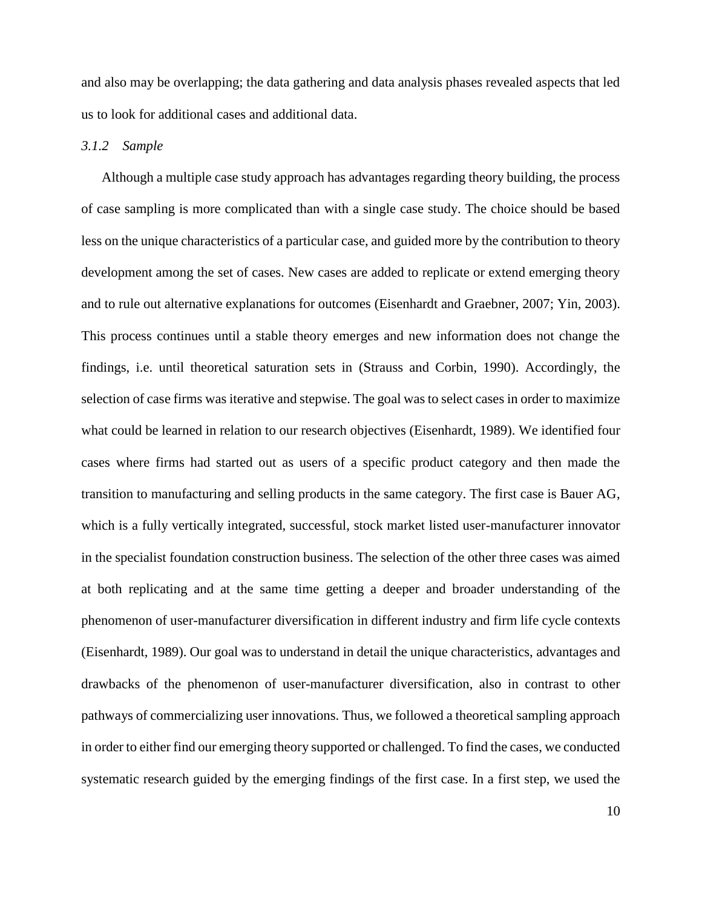and also may be overlapping; the data gathering and data analysis phases revealed aspects that led us to look for additional cases and additional data.

### *3.1.2 Sample*

Although a multiple case study approach has advantages regarding theory building, the process of case sampling is more complicated than with a single case study. The choice should be based less on the unique characteristics of a particular case, and guided more by the contribution to theory development among the set of cases. New cases are added to replicate or extend emerging theory and to rule out alternative explanations for outcomes (Eisenhardt and Graebner, 2007; Yin, 2003). This process continues until a stable theory emerges and new information does not change the findings, i.e. until theoretical saturation sets in (Strauss and Corbin, 1990). Accordingly, the selection of case firms was iterative and stepwise. The goal was to select cases in order to maximize what could be learned in relation to our research objectives (Eisenhardt, 1989). We identified four cases where firms had started out as users of a specific product category and then made the transition to manufacturing and selling products in the same category. The first case is Bauer AG, which is a fully vertically integrated, successful, stock market listed user-manufacturer innovator in the specialist foundation construction business. The selection of the other three cases was aimed at both replicating and at the same time getting a deeper and broader understanding of the phenomenon of user-manufacturer diversification in different industry and firm life cycle contexts (Eisenhardt, 1989). Our goal was to understand in detail the unique characteristics, advantages and drawbacks of the phenomenon of user-manufacturer diversification, also in contrast to other pathways of commercializing user innovations. Thus, we followed a theoretical sampling approach in order to either find our emerging theory supported or challenged. To find the cases, we conducted systematic research guided by the emerging findings of the first case. In a first step, we used the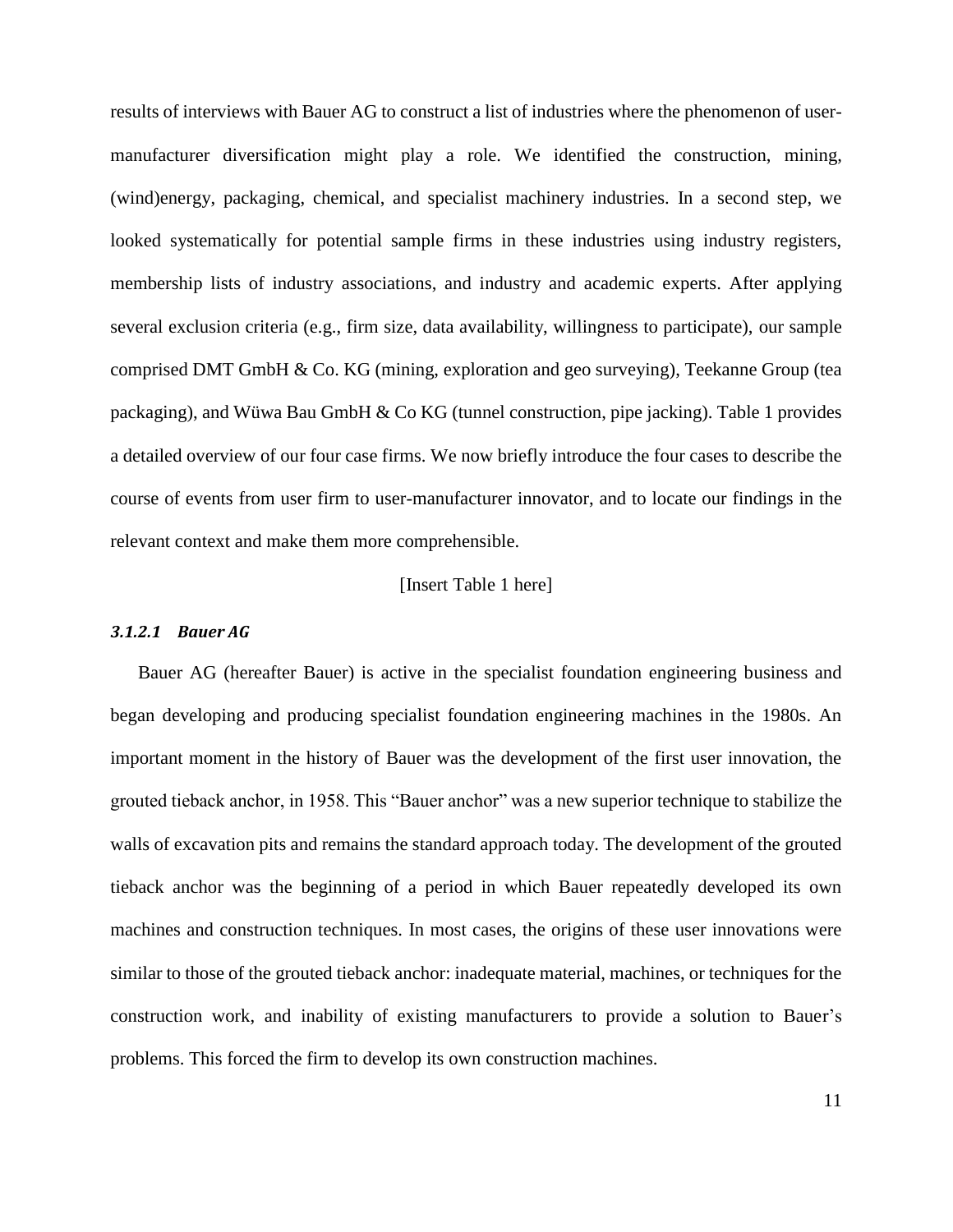results of interviews with Bauer AG to construct a list of industries where the phenomenon of user-manufacturer diversification might play a role. We identified the construction, mining, (wind)energy, packaging, chemical, and specialist machinery industries. In a second step, we looked systematically for potential sample firms in these industries using industry registers, membership lists of industry associations, and industry and academic experts. After applying several exclusion criteria (e.g., firm size, data availability, willingness to participate), our sample comprised DMT GmbH & Co. KG (mining, exploration and geo surveying), Teekanne Group (tea packaging), and Wüwa Bau GmbH & Co KG (tunnel construction, pipe jacking). Table 1 provides a detailed overview of our four case firms. We now briefly introduce the four cases to describe the course of events from user firm to user-manufacturer innovator, and to locate our findings in the relevant context and make them more comprehensible.

[Insert Table 1 here]

#### *3.1.2.1 Bauer AG*

Bauer AG (hereafter Bauer) is active in the specialist foundation engineering business and began developing and producing specialist foundation engineering machines in the 1980s. An important moment in the history of Bauer was the development of the first user innovation, the grouted tieback anchor, in 1958. This "Bauer anchor" was a new superior technique to stabilize the walls of excavation pits and remains the standard approach today. The development of the grouted tieback anchor was the beginning of a period in which Bauer repeatedly developed its own machines and construction techniques. In most cases, the origins of these user innovations were similar to those of the grouted tieback anchor: inadequate material, machines, or techniques for the construction work, and inability of existing manufacturers to provide a solution to Bauer's problems. This forced the firm to develop its own construction machines.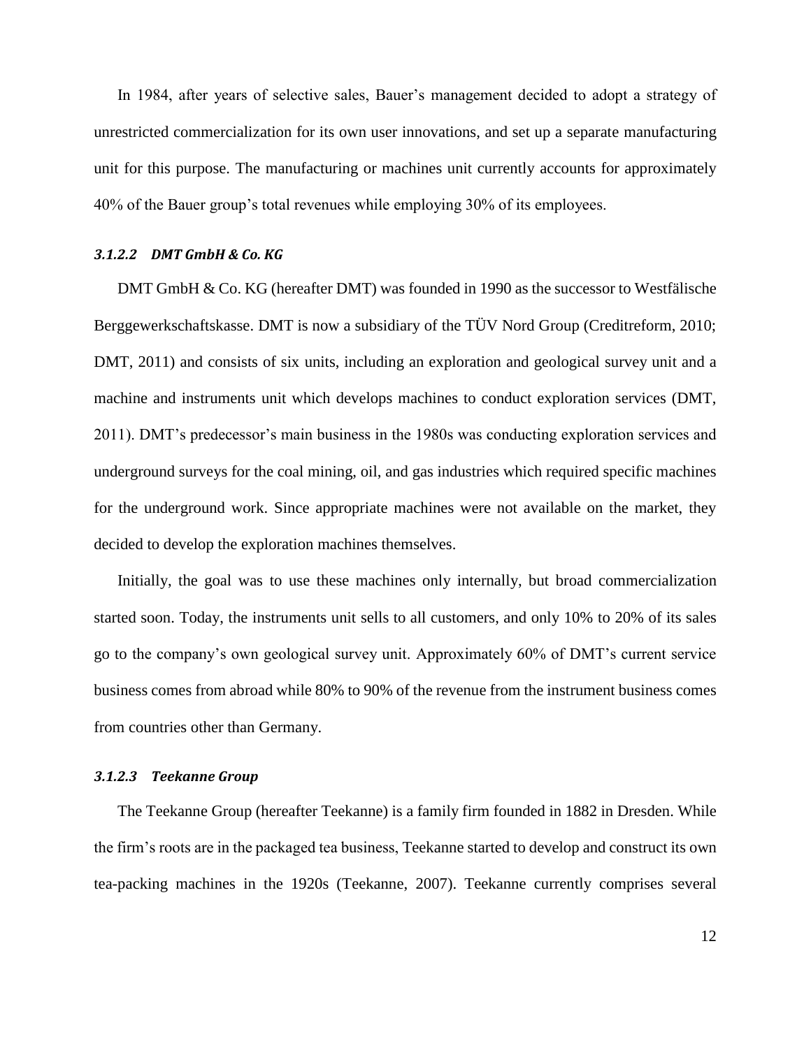In 1984, after years of selective sales, Bauer's management decided to adopt a strategy of unrestricted commercialization for its own user innovations, and set up a separate manufacturing unit for this purpose. The manufacturing or machines unit currently accounts for approximately 40% of the Bauer group's total revenues while employing 30% of its employees.

#### *3.1.2.2 DMT GmbH & Co. KG*

DMT GmbH & Co. KG (hereafter DMT) was founded in 1990 as the successor to Westfälische Berggewerkschaftskasse. DMT is now a subsidiary of the TÜV Nord Group (Creditreform, 2010; DMT, 2011) and consists of six units, including an exploration and geological survey unit and a machine and instruments unit which develops machines to conduct exploration services (DMT, 2011). DMT's predecessor's main business in the 1980s was conducting exploration services and underground surveys for the coal mining, oil, and gas industries which required specific machines for the underground work. Since appropriate machines were not available on the market, they decided to develop the exploration machines themselves.

Initially, the goal was to use these machines only internally, but broad commercialization started soon. Today, the instruments unit sells to all customers, and only 10% to 20% of its sales go to the company's own geological survey unit. Approximately 60% of DMT's current service business comes from abroad while 80% to 90% of the revenue from the instrument business comes from countries other than Germany.

#### *3.1.2.3 Teekanne Group*

The Teekanne Group (hereafter Teekanne) is a family firm founded in 1882 in Dresden. While the firm's roots are in the packaged tea business, Teekanne started to develop and construct its own tea-packing machines in the 1920s (Teekanne, 2007). Teekanne currently comprises several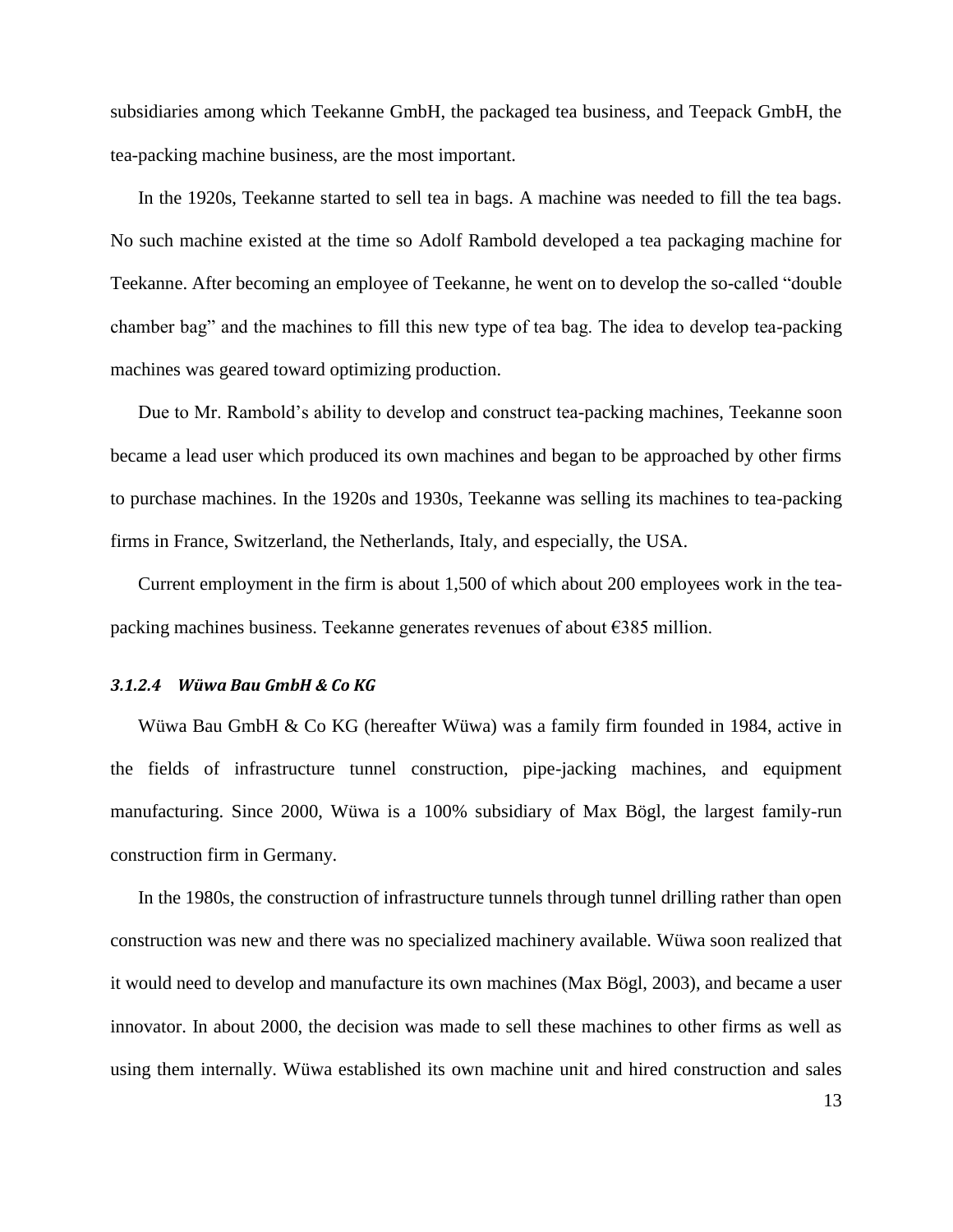subsidiaries among which Teekanne GmbH, the packaged tea business, and Teepack GmbH, the tea-packing machine business, are the most important.

In the 1920s, Teekanne started to sell tea in bags. A machine was needed to fill the tea bags. No such machine existed at the time so Adolf Rambold developed a tea packaging machine for Teekanne. After becoming an employee of Teekanne, he went on to develop the so-called "double chamber bag" and the machines to fill this new type of tea bag. The idea to develop tea-packing machines was geared toward optimizing production.

Due to Mr. Rambold's ability to develop and construct tea-packing machines, Teekanne soon became a lead user which produced its own machines and began to be approached by other firms to purchase machines. In the 1920s and 1930s, Teekanne was selling its machines to tea-packing firms in France, Switzerland, the Netherlands, Italy, and especially, the USA.

Current employment in the firm is about 1,500 of which about 200 employees work in the tea-packing machines business. Teekanne generates revenues of about €385 million.

#### *3.1.2.4 Wüwa Bau GmbH & Co KG*

Wüwa Bau GmbH & Co KG (hereafter Wüwa) was a family firm founded in 1984, active in the fields of infrastructure tunnel construction, pipe-jacking machines, and equipment manufacturing. Since 2000, Wüwa is a 100% subsidiary of Max Bögl, the largest family-run construction firm in Germany.

In the 1980s, the construction of infrastructure tunnels through tunnel drilling rather than open construction was new and there was no specialized machinery available. Wüwa soon realized that it would need to develop and manufacture its own machines (Max Bögl, 2003), and became a user innovator. In about 2000, the decision was made to sell these machines to other firms as well as using them internally. Wüwa established its own machine unit and hired construction and sales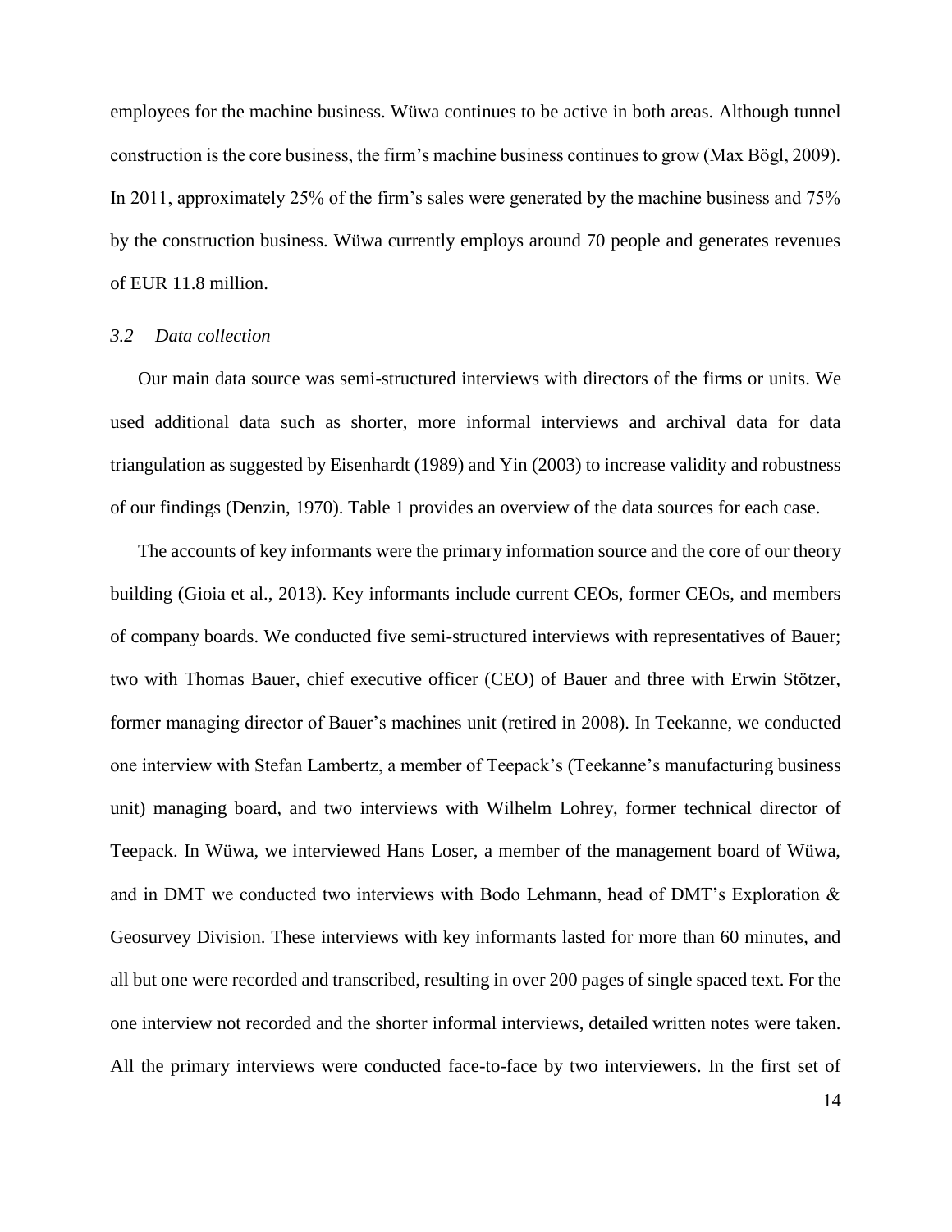employees for the machine business. Wüwa continues to be active in both areas. Although tunnel construction is the core business, the firm's machine business continues to grow (Max Bögl, 2009). In 2011, approximately 25% of the firm's sales were generated by the machine business and 75% by the construction business. Wüwa currently employs around 70 people and generates revenues of EUR 11.8 million.

### *3.2 Data collection*

Our main data source was semi-structured interviews with directors of the firms or units. We used additional data such as shorter, more informal interviews and archival data for data triangulation as suggested by Eisenhardt (1989) and Yin (2003) to increase validity and robustness of our findings (Denzin, 1970). Table 1 provides an overview of the data sources for each case.

The accounts of key informants were the primary information source and the core of our theory building (Gioia et al., 2013). Key informants include current CEOs, former CEOs, and members of company boards. We conducted five semi-structured interviews with representatives of Bauer; two with Thomas Bauer, chief executive officer (CEO) of Bauer and three with Erwin Stötzer, former managing director of Bauer's machines unit (retired in 2008). In Teekanne, we conducted one interview with Stefan Lambertz, a member of Teepack's (Teekanne's manufacturing business unit) managing board, and two interviews with Wilhelm Lohrey, former technical director of Teepack. In Wüwa, we interviewed Hans Loser, a member of the management board of Wüwa, and in DMT we conducted two interviews with Bodo Lehmann, head of DMT's Exploration & Geosurvey Division. These interviews with key informants lasted for more than 60 minutes, and all but one were recorded and transcribed, resulting in over 200 pages of single spaced text. For the one interview not recorded and the shorter informal interviews, detailed written notes were taken. All the primary interviews were conducted face-to-face by two interviewers. In the first set of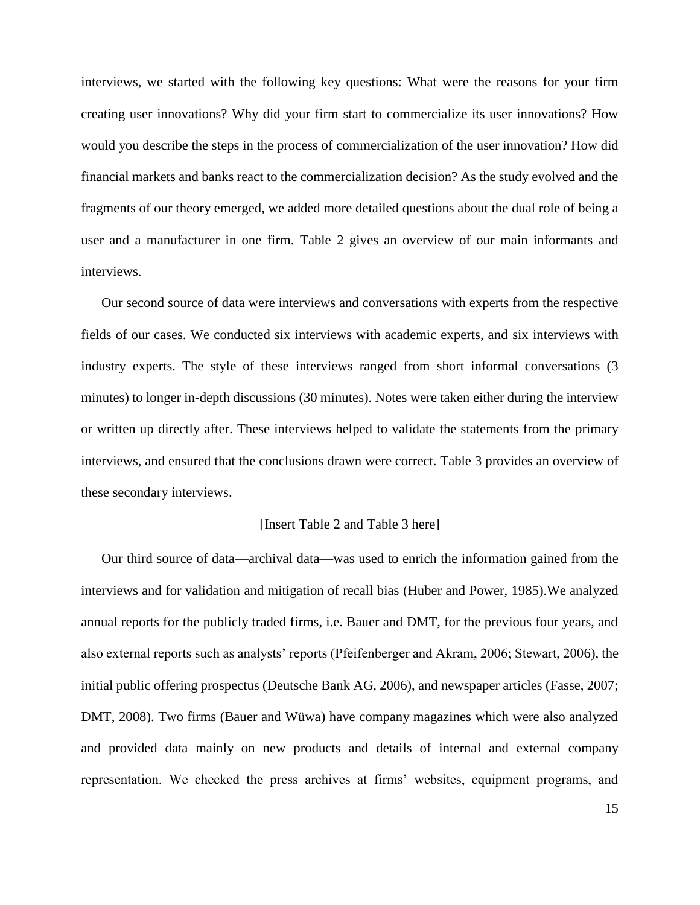interviews, we started with the following key questions: What were the reasons for your firm creating user innovations? Why did your firm start to commercialize its user innovations? How would you describe the steps in the process of commercialization of the user innovation? How did financial markets and banks react to the commercialization decision? As the study evolved and the fragments of our theory emerged, we added more detailed questions about the dual role of being a user and a manufacturer in one firm. Table 2 gives an overview of our main informants and interviews.

Our second source of data were interviews and conversations with experts from the respective fields of our cases. We conducted six interviews with academic experts, and six interviews with industry experts. The style of these interviews ranged from short informal conversations (3 minutes) to longer in-depth discussions (30 minutes). Notes were taken either during the interview or written up directly after. These interviews helped to validate the statements from the primary interviews, and ensured that the conclusions drawn were correct. Table 3 provides an overview of these secondary interviews.

[Insert Table 2 and Table 3 here]

Our third source of data—archival data—was used to enrich the information gained from the interviews and for validation and mitigation of recall bias (Huber and Power, 1985).We analyzed annual reports for the publicly traded firms, i.e. Bauer and DMT, for the previous four years, and also external reports such as analysts' reports (Pfeifenberger and Akram, 2006; Stewart, 2006), the initial public offering prospectus (Deutsche Bank AG, 2006), and newspaper articles (Fasse, 2007; DMT, 2008). Two firms (Bauer and Wüwa) have company magazines which were also analyzed and provided data mainly on new products and details of internal and external company representation. We checked the press archives at firms' websites, equipment programs, and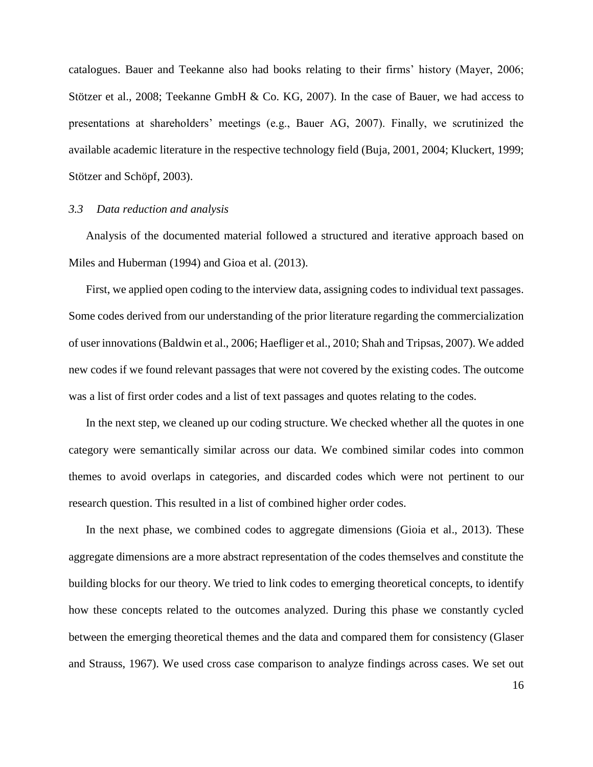catalogues. Bauer and Teekanne also had books relating to their firms' history (Mayer, 2006; Stötzer et al., 2008; Teekanne GmbH & Co. KG, 2007). In the case of Bauer, we had access to presentations at shareholders' meetings (e.g., Bauer AG, 2007). Finally, we scrutinized the available academic literature in the respective technology field (Buja, 2001, 2004; Kluckert, 1999; Stötzer and Schöpf, 2003).

### *3.3 Data reduction and analysis*

Analysis of the documented material followed a structured and iterative approach based on Miles and Huberman (1994) and Gioa et al. (2013).

First, we applied open coding to the interview data, assigning codes to individual text passages. Some codes derived from our understanding of the prior literature regarding the commercialization of user innovations (Baldwin et al., 2006; Haefliger et al., 2010; Shah and Tripsas, 2007). We added new codes if we found relevant passages that were not covered by the existing codes. The outcome was a list of first order codes and a list of text passages and quotes relating to the codes.

In the next step, we cleaned up our coding structure. We checked whether all the quotes in one category were semantically similar across our data. We combined similar codes into common themes to avoid overlaps in categories, and discarded codes which were not pertinent to our research question. This resulted in a list of combined higher order codes.

In the next phase, we combined codes to aggregate dimensions (Gioia et al., 2013). These aggregate dimensions are a more abstract representation of the codes themselves and constitute the building blocks for our theory. We tried to link codes to emerging theoretical concepts, to identify how these concepts related to the outcomes analyzed. During this phase we constantly cycled between the emerging theoretical themes and the data and compared them for consistency (Glaser and Strauss, 1967). We used cross case comparison to analyze findings across cases. We set out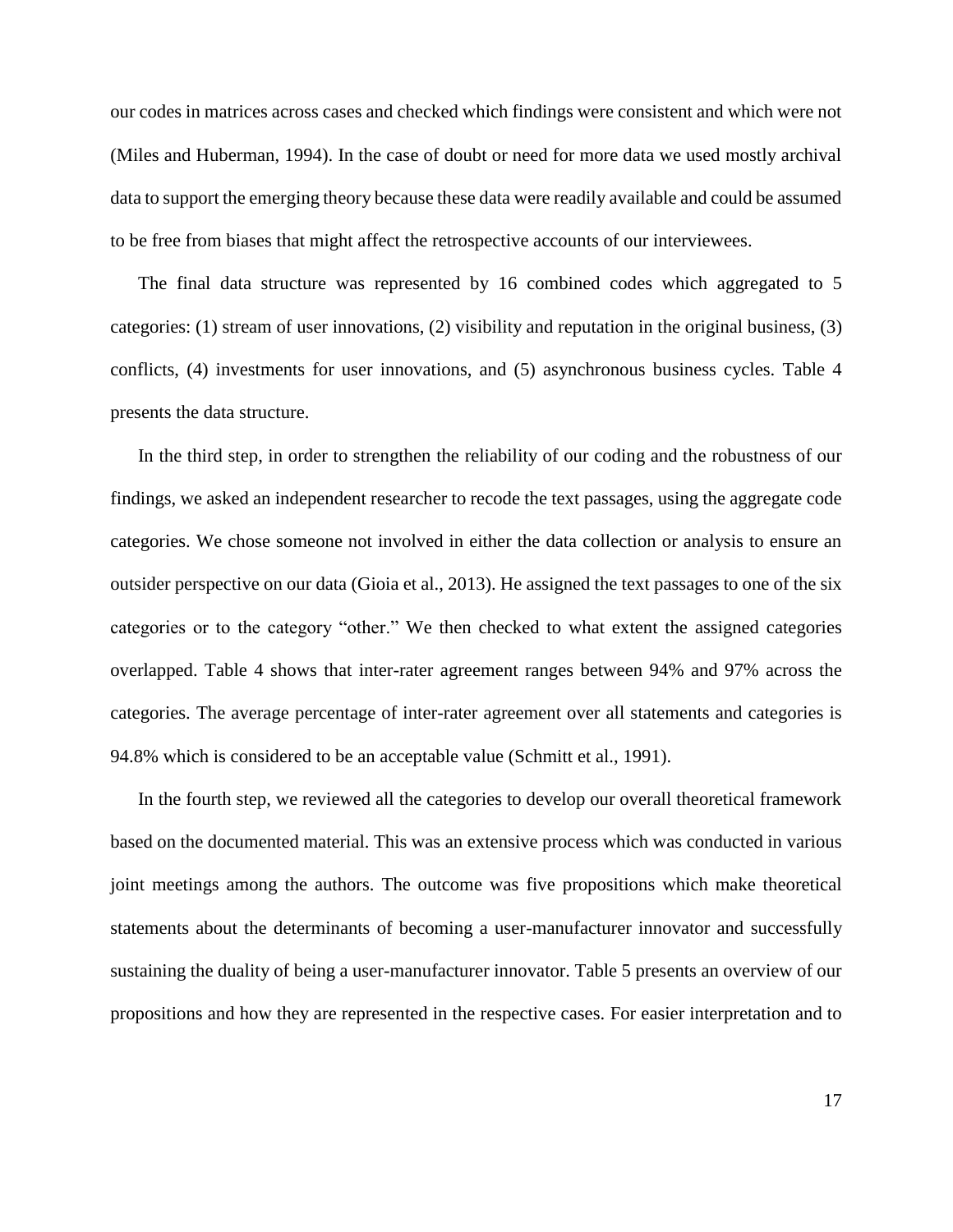our codes in matrices across cases and checked which findings were consistent and which were not (Miles and Huberman, 1994). In the case of doubt or need for more data we used mostly archival data to support the emerging theory because these data were readily available and could be assumed to be free from biases that might affect the retrospective accounts of our interviewees.

The final data structure was represented by 16 combined codes which aggregated to 5 categories: (1) stream of user innovations, (2) visibility and reputation in the original business, (3) conflicts, (4) investments for user innovations, and (5) asynchronous business cycles. Table 4 presents the data structure.

In the third step, in order to strengthen the reliability of our coding and the robustness of our findings, we asked an independent researcher to recode the text passages, using the aggregate code categories. We chose someone not involved in either the data collection or analysis to ensure an outsider perspective on our data (Gioia et al., 2013). He assigned the text passages to one of the six categories or to the category "other." We then checked to what extent the assigned categories overlapped. Table 4 shows that inter-rater agreement ranges between 94% and 97% across the categories. The average percentage of inter-rater agreement over all statements and categories is 94.8% which is considered to be an acceptable value (Schmitt et al., 1991).

In the fourth step, we reviewed all the categories to develop our overall theoretical framework based on the documented material. This was an extensive process which was conducted in various joint meetings among the authors. The outcome was five propositions which make theoretical statements about the determinants of becoming a user-manufacturer innovator and successfully sustaining the duality of being a user-manufacturer innovator. Table 5 presents an overview of our propositions and how they are represented in the respective cases. For easier interpretation and to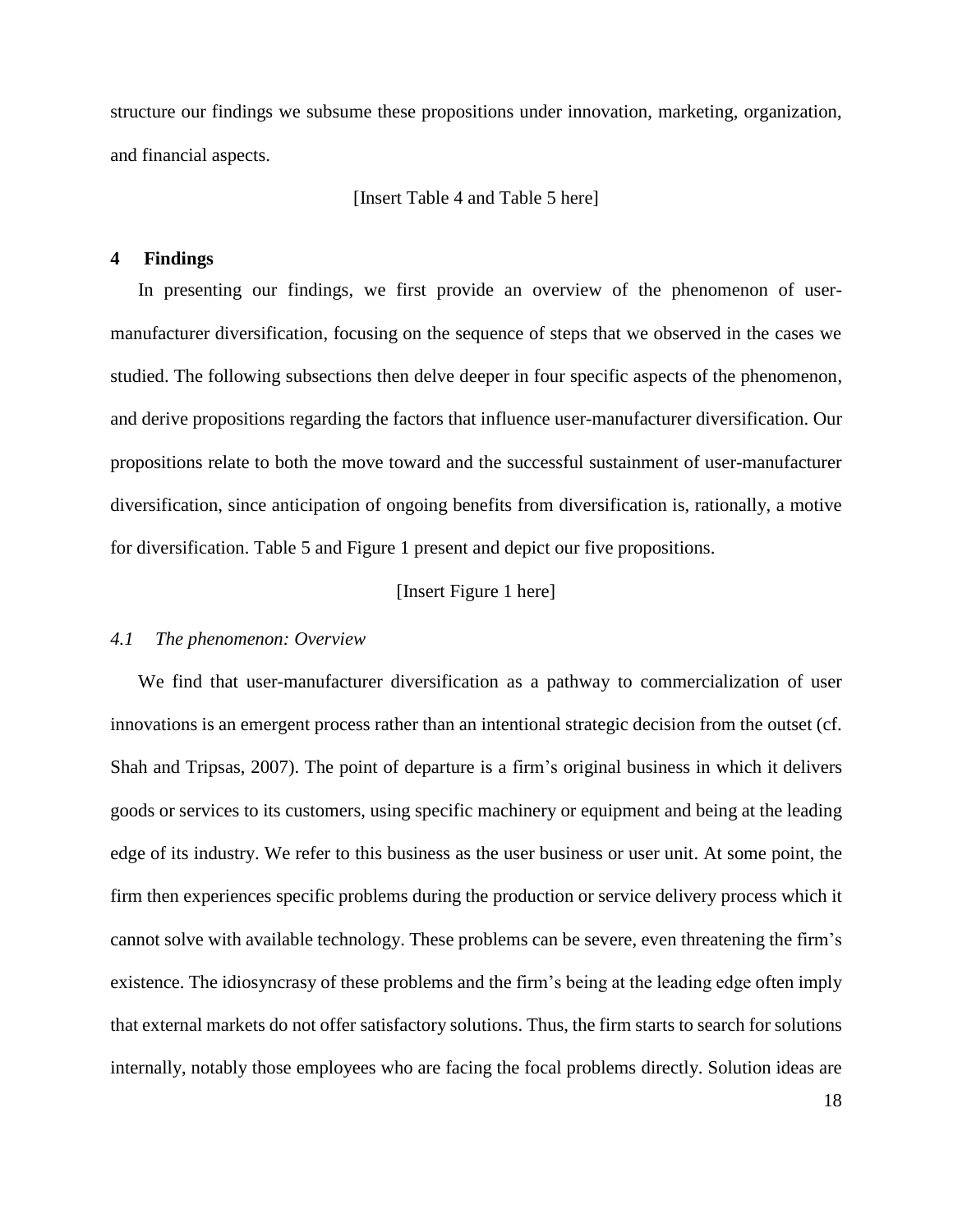structure our findings we subsume these propositions under innovation, marketing, organization, and financial aspects.

[Insert Table 4 and Table 5 here]

## 4 Findings

In presenting our findings, we first provide an overview of the phenomenon of user-manufacturer diversification, focusing on the sequence of steps that we observed in the cases we studied. The following subsections then delve deeper in four specific aspects of the phenomenon, and derive propositions regarding the factors that influence user-manufacturer diversification. Our propositions relate to both the move toward and the successful sustainment of user-manufacturer diversification, since anticipation of ongoing benefits from diversification is, rationally, a motive for diversification. Table 5 and Figure 1 present and depict our five propositions.

[Insert Figure 1 here]

### *4.1 The phenomenon: Overview*

We find that user-manufacturer diversification as a pathway to commercialization of user innovations is an emergent process rather than an intentional strategic decision from the outset (cf. Shah and Tripsas, 2007). The point of departure is a firm's original business in which it delivers goods or services to its customers, using specific machinery or equipment and being at the leading edge of its industry. We refer to this business as the user business or user unit. At some point, the firm then experiences specific problems during the production or service delivery process which it cannot solve with available technology. These problems can be severe, even threatening the firm's existence. The idiosyncrasy of these problems and the firm's being at the leading edge often imply that external markets do not offer satisfactory solutions. Thus, the firm starts to search for solutions internally, notably those employees who are facing the focal problems directly. Solution ideas are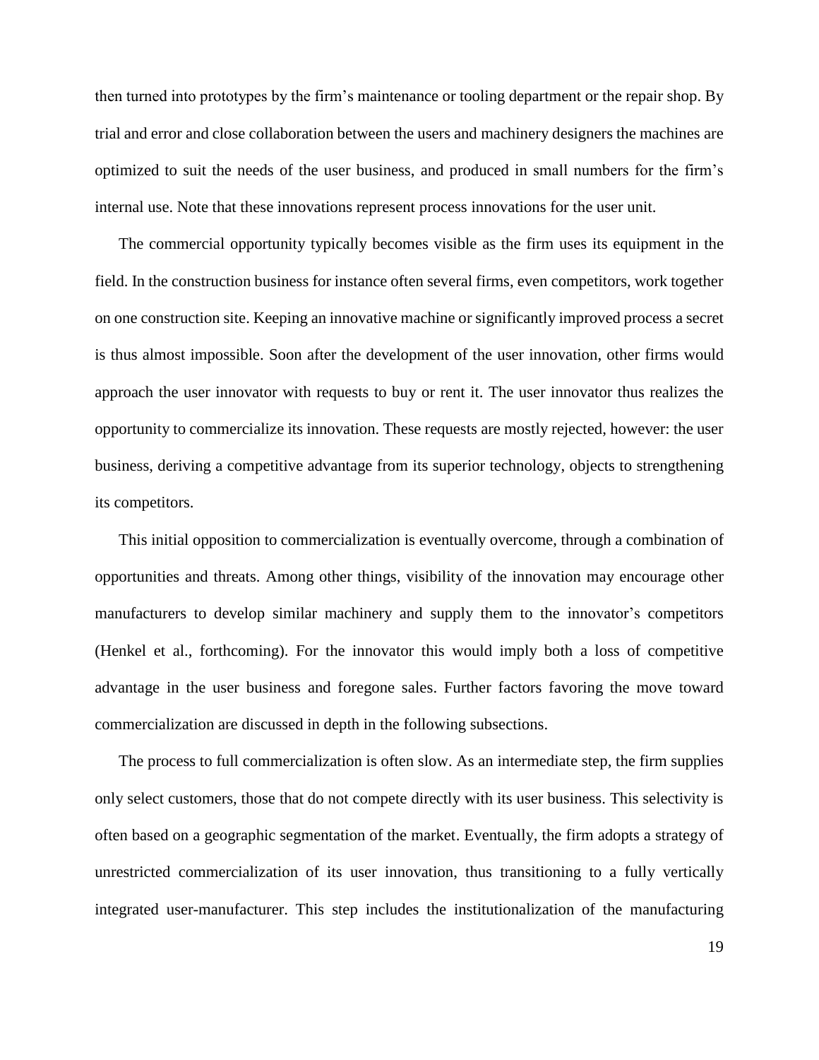then turned into prototypes by the firm's maintenance or tooling department or the repair shop. By trial and error and close collaboration between the users and machinery designers the machines are optimized to suit the needs of the user business, and produced in small numbers for the firm's internal use. Note that these innovations represent process innovations for the user unit.

The commercial opportunity typically becomes visible as the firm uses its equipment in the field. In the construction business for instance often several firms, even competitors, work together on one construction site. Keeping an innovative machine or significantly improved process a secret is thus almost impossible. Soon after the development of the user innovation, other firms would approach the user innovator with requests to buy or rent it. The user innovator thus realizes the opportunity to commercialize its innovation. These requests are mostly rejected, however: the user business, deriving a competitive advantage from its superior technology, objects to strengthening its competitors.

This initial opposition to commercialization is eventually overcome, through a combination of opportunities and threats. Among other things, visibility of the innovation may encourage other manufacturers to develop similar machinery and supply them to the innovator's competitors (Henkel et al., forthcoming). For the innovator this would imply both a loss of competitive advantage in the user business and foregone sales. Further factors favoring the move toward commercialization are discussed in depth in the following subsections.

The process to full commercialization is often slow. As an intermediate step, the firm supplies only select customers, those that do not compete directly with its user business. This selectivity is often based on a geographic segmentation of the market. Eventually, the firm adopts a strategy of unrestricted commercialization of its user innovation, thus transitioning to a fully vertically integrated user-manufacturer. This step includes the institutionalization of the manufacturing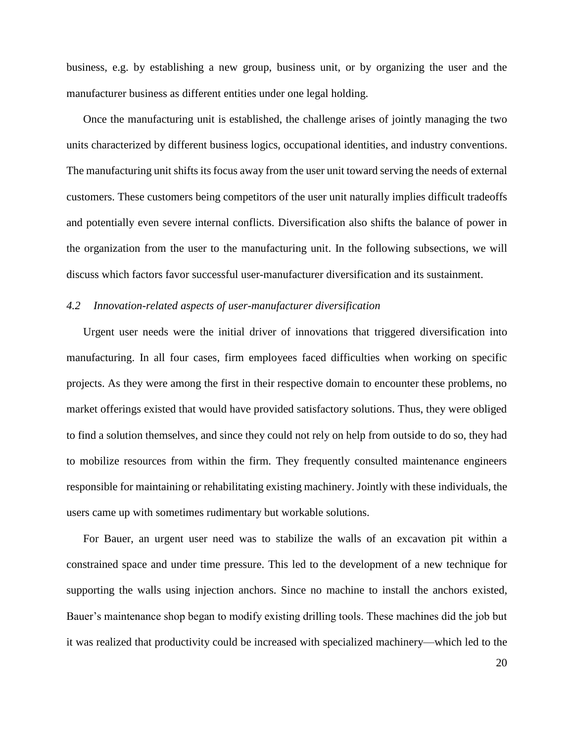business, e.g. by establishing a new group, business unit, or by organizing the user and the manufacturer business as different entities under one legal holding.

Once the manufacturing unit is established, the challenge arises of jointly managing the two units characterized by different business logics, occupational identities, and industry conventions. The manufacturing unit shifts its focus away from the user unit toward serving the needs of external customers. These customers being competitors of the user unit naturally implies difficult tradeoffs and potentially even severe internal conflicts. Diversification also shifts the balance of power in the organization from the user to the manufacturing unit. In the following subsections, we will discuss which factors favor successful user-manufacturer diversification and its sustainment.

### *4.2 Innovation-related aspects of user-manufacturer diversification*

Urgent user needs were the initial driver of innovations that triggered diversification into manufacturing. In all four cases, firm employees faced difficulties when working on specific projects. As they were among the first in their respective domain to encounter these problems, no market offerings existed that would have provided satisfactory solutions. Thus, they were obliged to find a solution themselves, and since they could not rely on help from outside to do so, they had to mobilize resources from within the firm. They frequently consulted maintenance engineers responsible for maintaining or rehabilitating existing machinery. Jointly with these individuals, the users came up with sometimes rudimentary but workable solutions.

For Bauer, an urgent user need was to stabilize the walls of an excavation pit within a constrained space and under time pressure. This led to the development of a new technique for supporting the walls using injection anchors. Since no machine to install the anchors existed, Bauer's maintenance shop began to modify existing drilling tools. These machines did the job but it was realized that productivity could be increased with specialized machinery—which led to the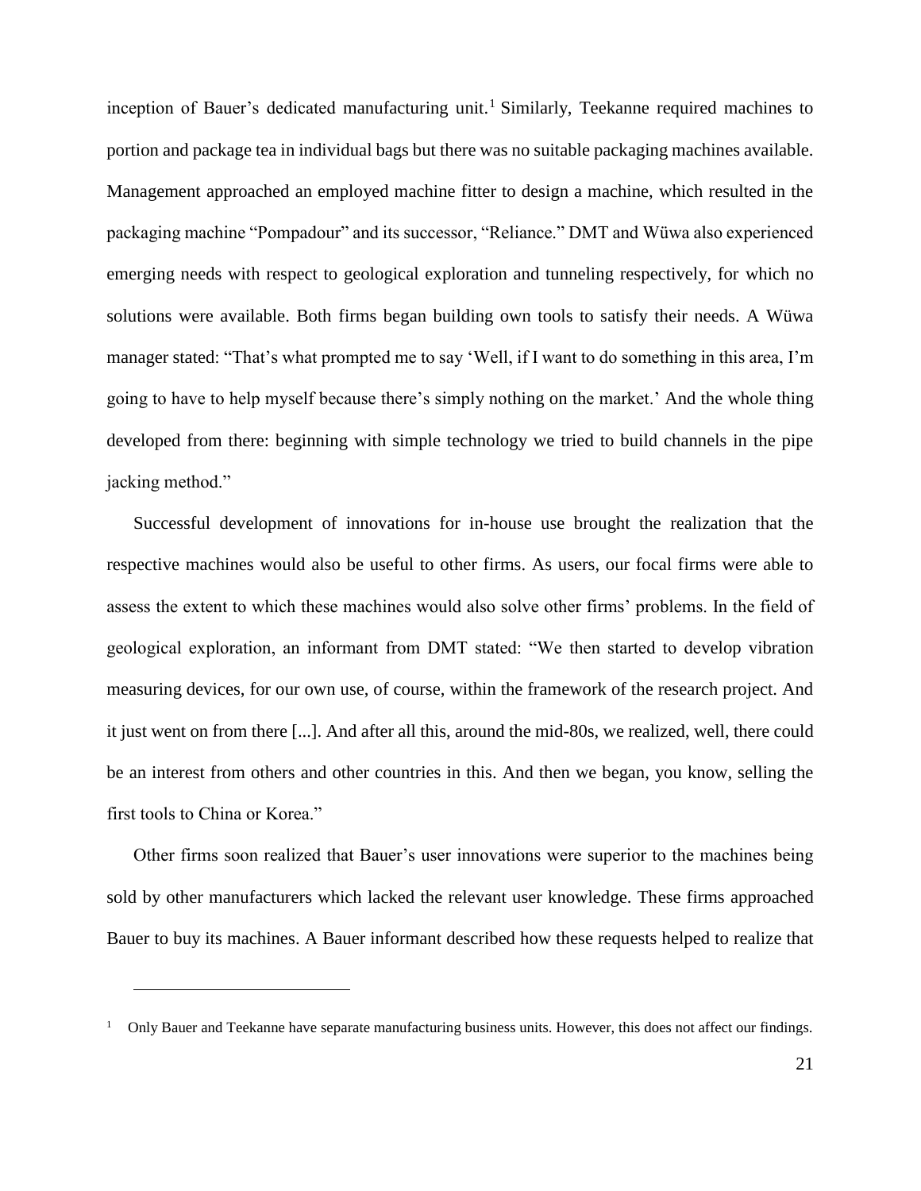inception of Bauer's dedicated manufacturing unit.[1] Similarly, Teekanne required machines to portion and package tea in individual bags but there was no suitable packaging machines available. Management approached an employed machine fitter to design a machine, which resulted in the packaging machine "Pompadour" and its successor, "Reliance." DMT and Wüwa also experienced emerging needs with respect to geological exploration and tunneling respectively, for which no solutions were available. Both firms began building own tools to satisfy their needs. A Wüwa manager stated: "That's what prompted me to say 'Well, if I want to do something in this area, I'm going to have to help myself because there's simply nothing on the market.' And the whole thing developed from there: beginning with simple technology we tried to build channels in the pipe jacking method."

Successful development of innovations for in-house use brought the realization that the respective machines would also be useful to other firms. As users, our focal firms were able to assess the extent to which these machines would also solve other firms' problems. In the field of geological exploration, an informant from DMT stated: "We then started to develop vibration measuring devices, for our own use, of course, within the framework of the research project. And it just went on from there [...]. And after all this, around the mid-80s, we realized, well, there could be an interest from others and other countries in this. And then we began, you know, selling the first tools to China or Korea."

Other firms soon realized that Bauer's user innovations were superior to the machines being sold by other manufacturers which lacked the relevant user knowledge. These firms approached Bauer to buy its machines. A Bauer informant described how these requests helped to realize that

[1] Only Bauer and Teekanne have separate manufacturing business units. However, this does not affect our findings.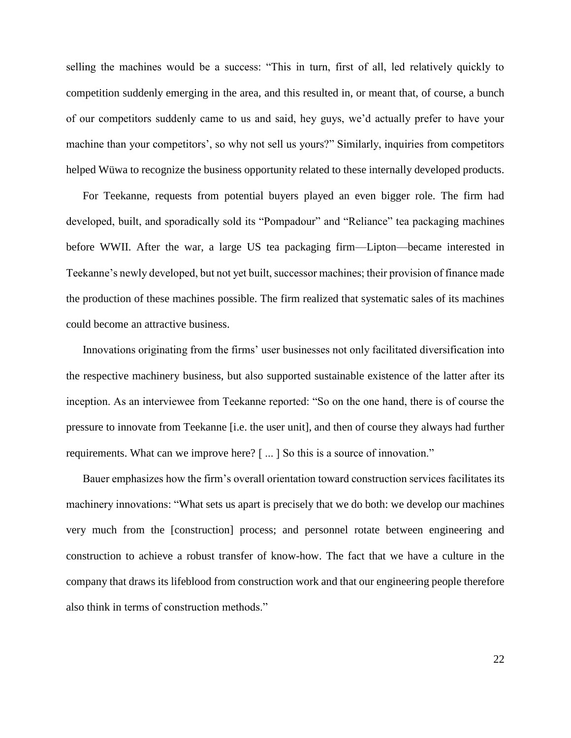selling the machines would be a success: "This in turn, first of all, led relatively quickly to competition suddenly emerging in the area, and this resulted in, or meant that, of course, a bunch of our competitors suddenly came to us and said, hey guys, we'd actually prefer to have your machine than your competitors', so why not sell us yours?" Similarly, inquiries from competitors helped Wüwa to recognize the business opportunity related to these internally developed products.

For Teekanne, requests from potential buyers played an even bigger role. The firm had developed, built, and sporadically sold its "Pompadour" and "Reliance" tea packaging machines before WWII. After the war, a large US tea packaging firm—Lipton—became interested in Teekanne's newly developed, but not yet built, successor machines; their provision of finance made the production of these machines possible. The firm realized that systematic sales of its machines could become an attractive business.

Innovations originating from the firms' user businesses not only facilitated diversification into the respective machinery business, but also supported sustainable existence of the latter after its inception. As an interviewee from Teekanne reported: "So on the one hand, there is of course the pressure to innovate from Teekanne [i.e. the user unit], and then of course they always had further requirements. What can we improve here? [ ... ] So this is a source of innovation."

Bauer emphasizes how the firm's overall orientation toward construction services facilitates its machinery innovations: "What sets us apart is precisely that we do both: we develop our machines very much from the [construction] process; and personnel rotate between engineering and construction to achieve a robust transfer of know-how. The fact that we have a culture in the company that draws its lifeblood from construction work and that our engineering people therefore also think in terms of construction methods."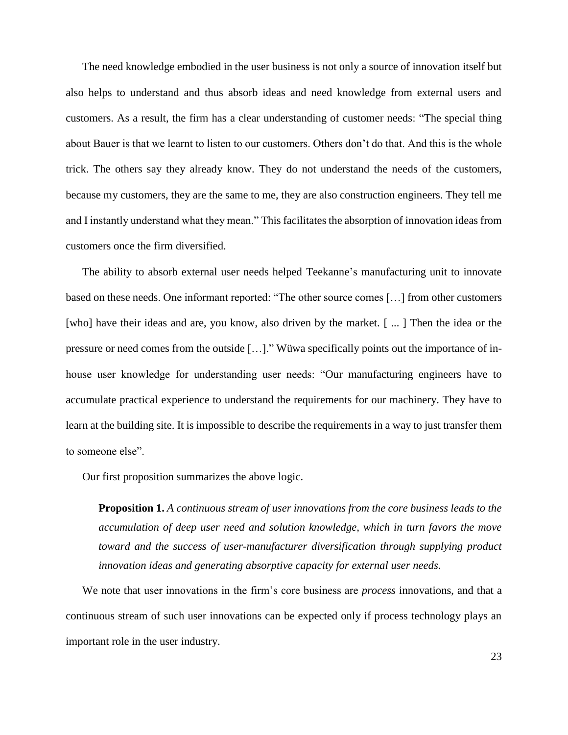The need knowledge embodied in the user business is not only a source of innovation itself but also helps to understand and thus absorb ideas and need knowledge from external users and customers. As a result, the firm has a clear understanding of customer needs: "The special thing about Bauer is that we learnt to listen to our customers. Others don't do that. And this is the whole trick. The others say they already know. They do not understand the needs of the customers, because my customers, they are the same to me, they are also construction engineers. They tell me and I instantly understand what they mean." This facilitates the absorption of innovation ideas from customers once the firm diversified.

The ability to absorb external user needs helped Teekanne's manufacturing unit to innovate based on these needs. One informant reported: "The other source comes […] from other customers [who] have their ideas and are, you know, also driven by the market. [ ... ] Then the idea or the pressure or need comes from the outside […]." Wüwa specifically points out the importance of in-house user knowledge for understanding user needs: "Our manufacturing engineers have to accumulate practical experience to understand the requirements for our machinery. They have to learn at the building site. It is impossible to describe the requirements in a way to just transfer them to someone else".

Our first proposition summarizes the above logic.

> **Proposition 1.** *A continuous stream of user innovations from the core business leads to the accumulation of deep user need and solution knowledge, which in turn favors the move toward and the success of user-manufacturer diversification through supplying product innovation ideas and generating absorptive capacity for external user needs.*

We note that user innovations in the firm's core business are *process* innovations, and that a continuous stream of such user innovations can be expected only if process technology plays an important role in the user industry.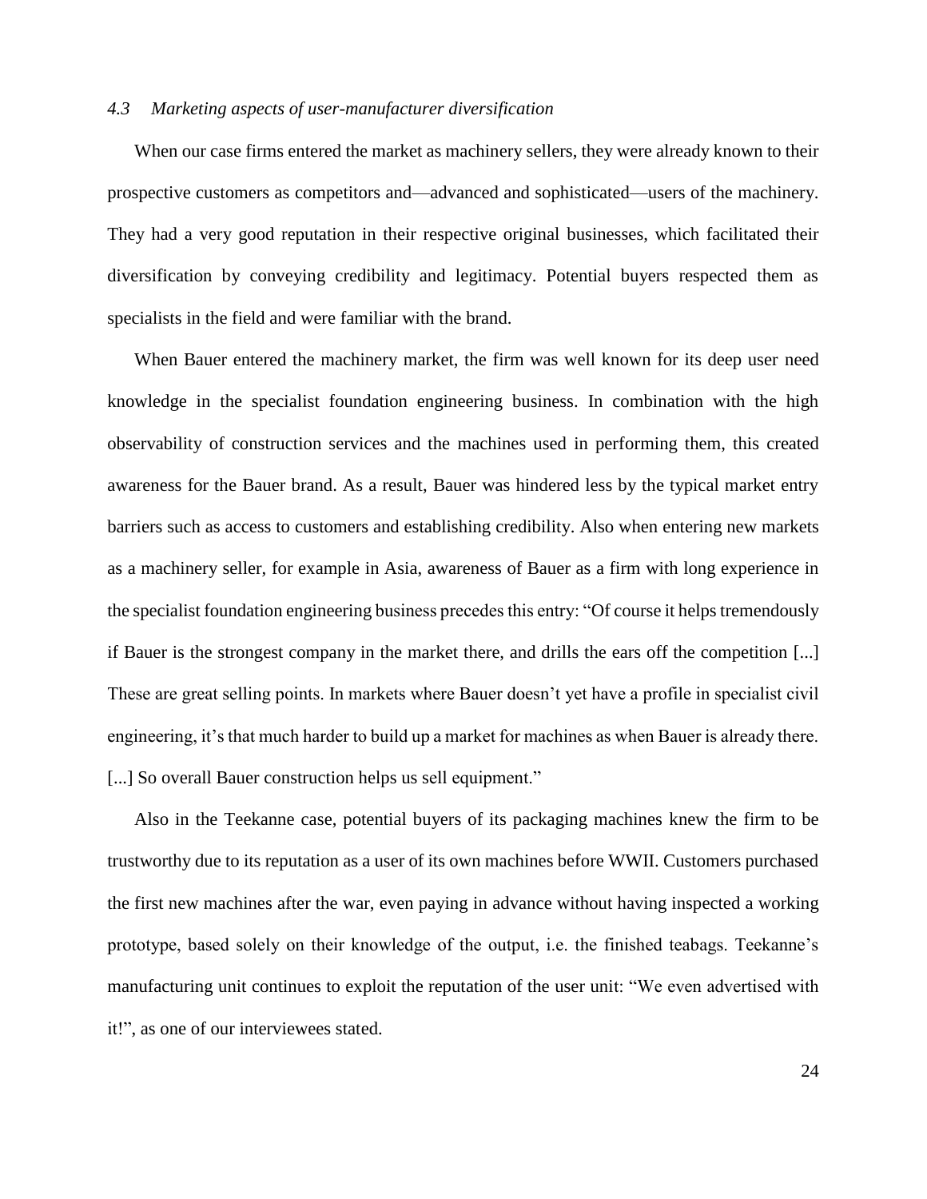### *4.3 Marketing aspects of user-manufacturer diversification*

When our case firms entered the market as machinery sellers, they were already known to their prospective customers as competitors and—advanced and sophisticated—users of the machinery. They had a very good reputation in their respective original businesses, which facilitated their diversification by conveying credibility and legitimacy. Potential buyers respected them as specialists in the field and were familiar with the brand.

When Bauer entered the machinery market, the firm was well known for its deep user need knowledge in the specialist foundation engineering business. In combination with the high observability of construction services and the machines used in performing them, this created awareness for the Bauer brand. As a result, Bauer was hindered less by the typical market entry barriers such as access to customers and establishing credibility. Also when entering new markets as a machinery seller, for example in Asia, awareness of Bauer as a firm with long experience in the specialist foundation engineering business precedes this entry: "Of course it helps tremendously if Bauer is the strongest company in the market there, and drills the ears off the competition [...] These are great selling points. In markets where Bauer doesn't yet have a profile in specialist civil engineering, it's that much harder to build up a market for machines as when Bauer is already there. [...] So overall Bauer construction helps us sell equipment."

Also in the Teekanne case, potential buyers of its packaging machines knew the firm to be trustworthy due to its reputation as a user of its own machines before WWII. Customers purchased the first new machines after the war, even paying in advance without having inspected a working prototype, based solely on their knowledge of the output, i.e. the finished teabags. Teekanne's manufacturing unit continues to exploit the reputation of the user unit: "We even advertised with it!", as one of our interviewees stated.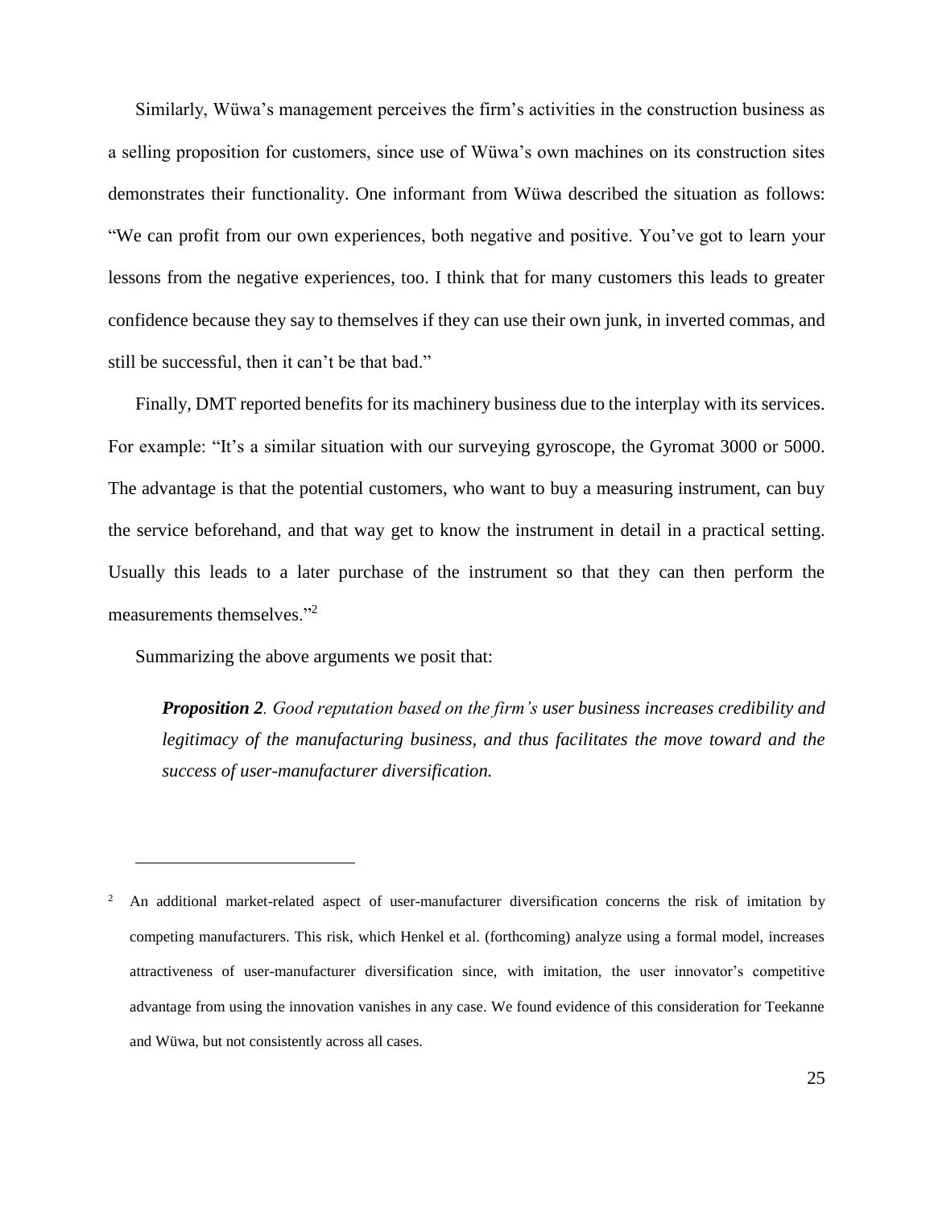Similarly, Wüwa's management perceives the firm's activities in the construction business as a selling proposition for customers, since use of Wüwa's own machines on its construction sites demonstrates their functionality. One informant from Wüwa described the situation as follows: "We can profit from our own experiences, both negative and positive. You've got to learn your lessons from the negative experiences, too. I think that for many customers this leads to greater confidence because they say to themselves if they can use their own junk, in inverted commas, and still be successful, then it can't be that bad."

Finally, DMT reported benefits for its machinery business due to the interplay with its services. For example: "It's a similar situation with our surveying gyroscope, the Gyromat 3000 or 5000. The advantage is that the potential customers, who want to buy a measuring instrument, can buy the service beforehand, and that way get to know the instrument in detail in a practical setting. Usually this leads to a later purchase of the instrument so that they can then perform the measurements themselves."[2]

Summarizing the above arguments we posit that:

> ***Proposition 2****. Good reputation based on the firm's user business increases credibility and legitimacy of the manufacturing business, and thus facilitates the move toward and the success of user-manufacturer diversification.*

---

[2] An additional market-related aspect of user-manufacturer diversification concerns the risk of imitation by competing manufacturers. This risk, which Henkel et al. (forthcoming) analyze using a formal model, increases attractiveness of user-manufacturer diversification since, with imitation, the user innovator's competitive advantage from using the innovation vanishes in any case. We found evidence of this consideration for Teekanne and Wüwa, but not consistently across all cases.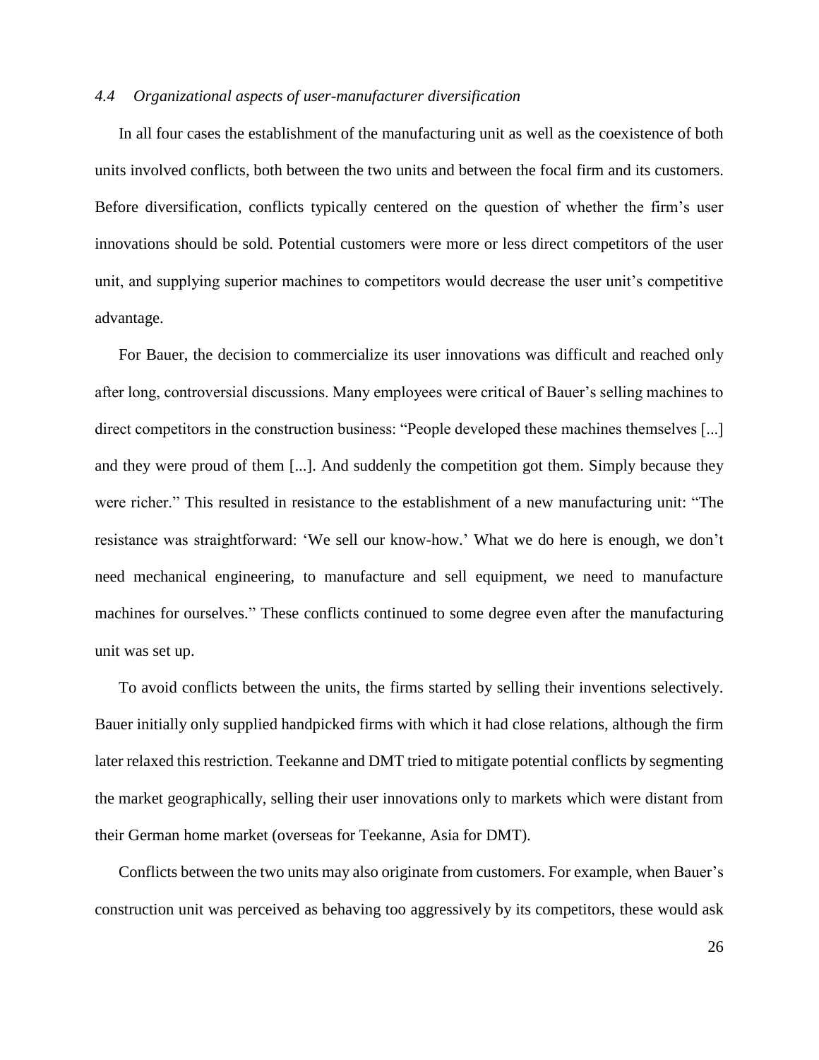### *4.4 Organizational aspects of user-manufacturer diversification*

In all four cases the establishment of the manufacturing unit as well as the coexistence of both units involved conflicts, both between the two units and between the focal firm and its customers. Before diversification, conflicts typically centered on the question of whether the firm's user innovations should be sold. Potential customers were more or less direct competitors of the user unit, and supplying superior machines to competitors would decrease the user unit's competitive advantage.

For Bauer, the decision to commercialize its user innovations was difficult and reached only after long, controversial discussions. Many employees were critical of Bauer's selling machines to direct competitors in the construction business: "People developed these machines themselves [...] and they were proud of them [...]. And suddenly the competition got them. Simply because they were richer." This resulted in resistance to the establishment of a new manufacturing unit: "The resistance was straightforward: 'We sell our know-how.' What we do here is enough, we don't need mechanical engineering, to manufacture and sell equipment, we need to manufacture machines for ourselves." These conflicts continued to some degree even after the manufacturing unit was set up.

To avoid conflicts between the units, the firms started by selling their inventions selectively. Bauer initially only supplied handpicked firms with which it had close relations, although the firm later relaxed this restriction. Teekanne and DMT tried to mitigate potential conflicts by segmenting the market geographically, selling their user innovations only to markets which were distant from their German home market (overseas for Teekanne, Asia for DMT).

Conflicts between the two units may also originate from customers. For example, when Bauer's construction unit was perceived as behaving too aggressively by its competitors, these would ask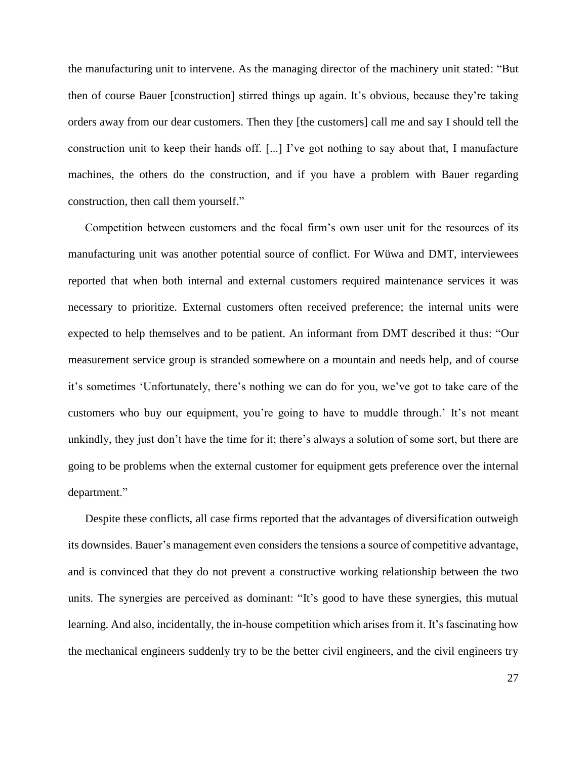the manufacturing unit to intervene. As the managing director of the machinery unit stated: "But then of course Bauer [construction] stirred things up again. It's obvious, because they're taking orders away from our dear customers. Then they [the customers] call me and say I should tell the construction unit to keep their hands off. [...] I've got nothing to say about that, I manufacture machines, the others do the construction, and if you have a problem with Bauer regarding construction, then call them yourself."

Competition between customers and the focal firm's own user unit for the resources of its manufacturing unit was another potential source of conflict. For Wüwa and DMT, interviewees reported that when both internal and external customers required maintenance services it was necessary to prioritize. External customers often received preference; the internal units were expected to help themselves and to be patient. An informant from DMT described it thus: "Our measurement service group is stranded somewhere on a mountain and needs help, and of course it's sometimes 'Unfortunately, there's nothing we can do for you, we've got to take care of the customers who buy our equipment, you're going to have to muddle through.' It's not meant unkindly, they just don't have the time for it; there's always a solution of some sort, but there are going to be problems when the external customer for equipment gets preference over the internal department."

Despite these conflicts, all case firms reported that the advantages of diversification outweigh its downsides. Bauer's management even considers the tensions a source of competitive advantage, and is convinced that they do not prevent a constructive working relationship between the two units. The synergies are perceived as dominant: "It's good to have these synergies, this mutual learning. And also, incidentally, the in-house competition which arises from it. It's fascinating how the mechanical engineers suddenly try to be the better civil engineers, and the civil engineers try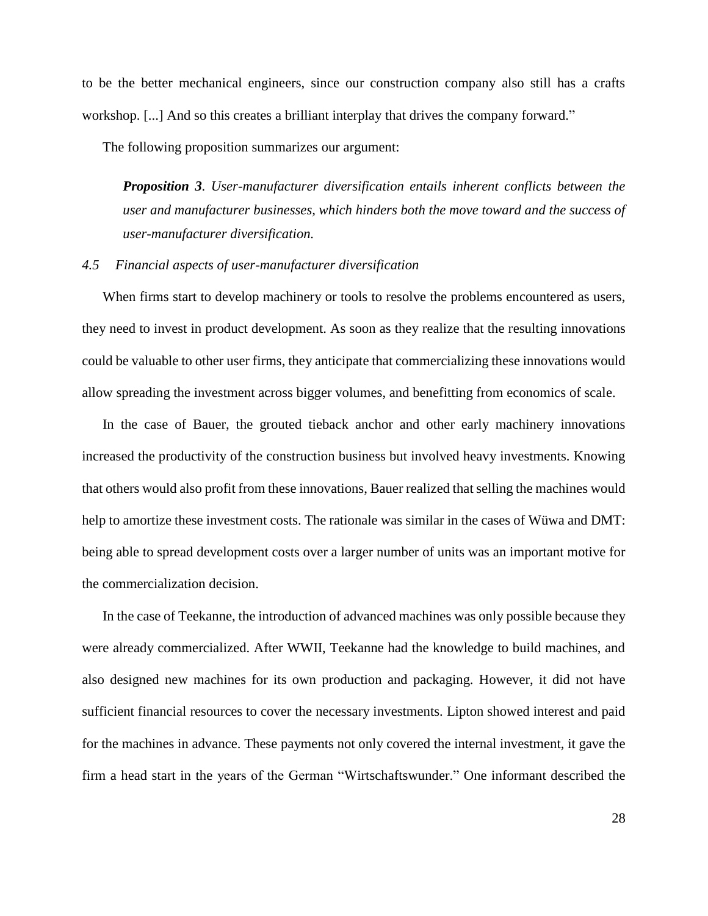to be the better mechanical engineers, since our construction company also still has a crafts workshop. [...] And so this creates a brilliant interplay that drives the company forward."

The following proposition summarizes our argument:

> ***Proposition 3****. User-manufacturer diversification entails inherent conflicts between the user and manufacturer businesses, which hinders both the move toward and the success of user-manufacturer diversification.*

### *4.5 Financial aspects of user-manufacturer diversification*

When firms start to develop machinery or tools to resolve the problems encountered as users, they need to invest in product development. As soon as they realize that the resulting innovations could be valuable to other user firms, they anticipate that commercializing these innovations would allow spreading the investment across bigger volumes, and benefitting from economics of scale.

In the case of Bauer, the grouted tieback anchor and other early machinery innovations increased the productivity of the construction business but involved heavy investments. Knowing that others would also profit from these innovations, Bauer realized that selling the machines would help to amortize these investment costs. The rationale was similar in the cases of Wüwa and DMT: being able to spread development costs over a larger number of units was an important motive for the commercialization decision.

In the case of Teekanne, the introduction of advanced machines was only possible because they were already commercialized. After WWII, Teekanne had the knowledge to build machines, and also designed new machines for its own production and packaging. However, it did not have sufficient financial resources to cover the necessary investments. Lipton showed interest and paid for the machines in advance. These payments not only covered the internal investment, it gave the firm a head start in the years of the German "Wirtschaftswunder." One informant described the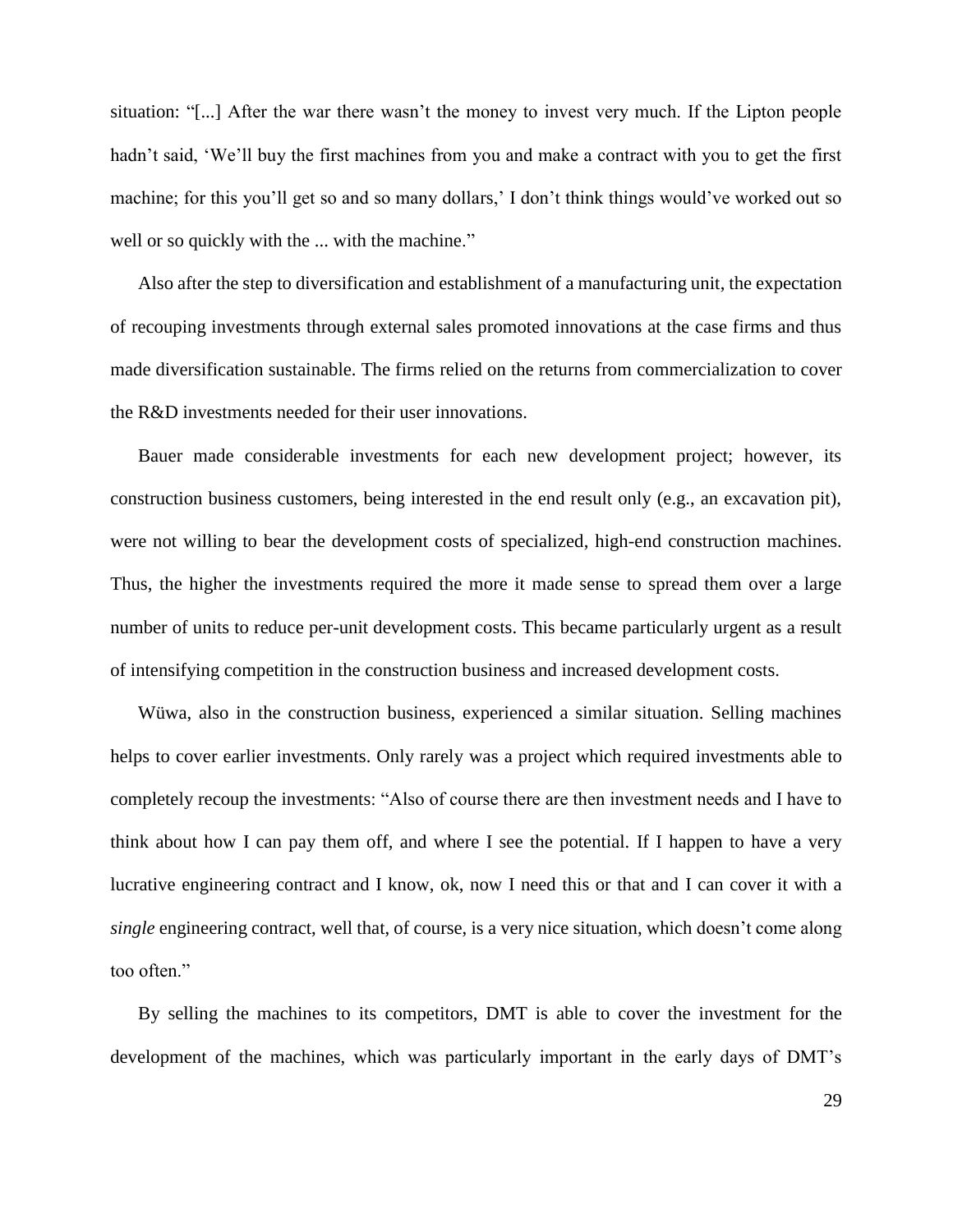situation: "[...] After the war there wasn't the money to invest very much. If the Lipton people hadn't said, 'We'll buy the first machines from you and make a contract with you to get the first machine; for this you'll get so and so many dollars,' I don't think things would've worked out so well or so quickly with the ... with the machine."

Also after the step to diversification and establishment of a manufacturing unit, the expectation of recouping investments through external sales promoted innovations at the case firms and thus made diversification sustainable. The firms relied on the returns from commercialization to cover the R&D investments needed for their user innovations.

Bauer made considerable investments for each new development project; however, its construction business customers, being interested in the end result only (e.g., an excavation pit), were not willing to bear the development costs of specialized, high-end construction machines. Thus, the higher the investments required the more it made sense to spread them over a large number of units to reduce per-unit development costs. This became particularly urgent as a result of intensifying competition in the construction business and increased development costs.

Wüwa, also in the construction business, experienced a similar situation. Selling machines helps to cover earlier investments. Only rarely was a project which required investments able to completely recoup the investments: "Also of course there are then investment needs and I have to think about how I can pay them off, and where I see the potential. If I happen to have a very lucrative engineering contract and I know, ok, now I need this or that and I can cover it with a *single* engineering contract, well that, of course, is a very nice situation, which doesn't come along too often."

By selling the machines to its competitors, DMT is able to cover the investment for the development of the machines, which was particularly important in the early days of DMT's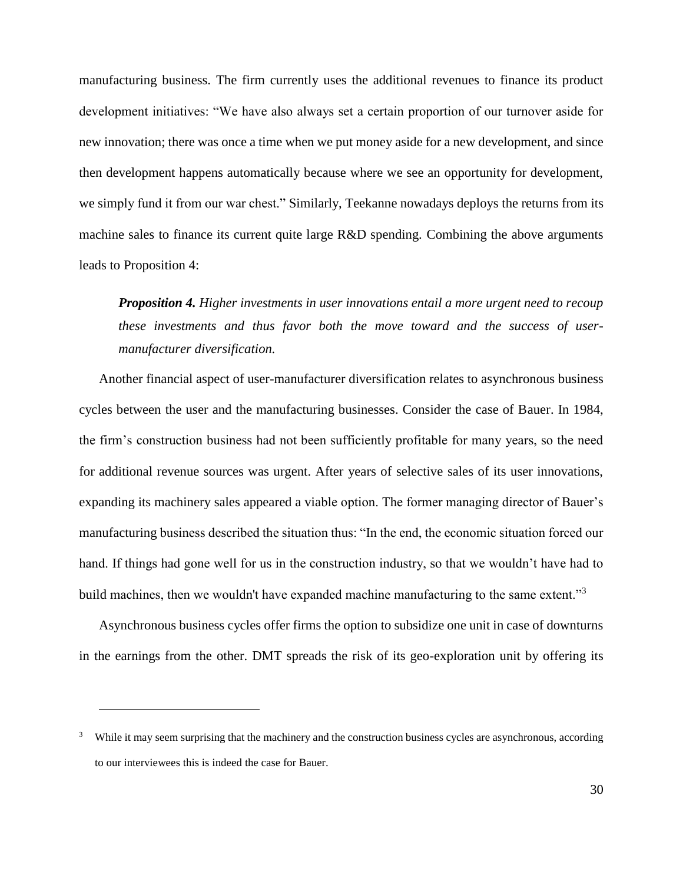manufacturing business. The firm currently uses the additional revenues to finance its product development initiatives: "We have also always set a certain proportion of our turnover aside for new innovation; there was once a time when we put money aside for a new development, and since then development happens automatically because where we see an opportunity for development, we simply fund it from our war chest." Similarly, Teekanne nowadays deploys the returns from its machine sales to finance its current quite large R&D spending. Combining the above arguments leads to Proposition 4:

> ***Proposition 4.*** *Higher investments in user innovations entail a more urgent need to recoup these investments and thus favor both the move toward and the success of user-manufacturer diversification.*

Another financial aspect of user-manufacturer diversification relates to asynchronous business cycles between the user and the manufacturing businesses. Consider the case of Bauer. In 1984, the firm's construction business had not been sufficiently profitable for many years, so the need for additional revenue sources was urgent. After years of selective sales of its user innovations, expanding its machinery sales appeared a viable option. The former managing director of Bauer's manufacturing business described the situation thus: "In the end, the economic situation forced our hand. If things had gone well for us in the construction industry, so that we wouldn't have had to build machines, then we wouldn't have expanded machine manufacturing to the same extent."[3]

Asynchronous business cycles offer firms the option to subsidize one unit in case of downturns in the earnings from the other. DMT spreads the risk of its geo-exploration unit by offering its

---

[3] While it may seem surprising that the machinery and the construction business cycles are asynchronous, according to our interviewees this is indeed the case for Bauer.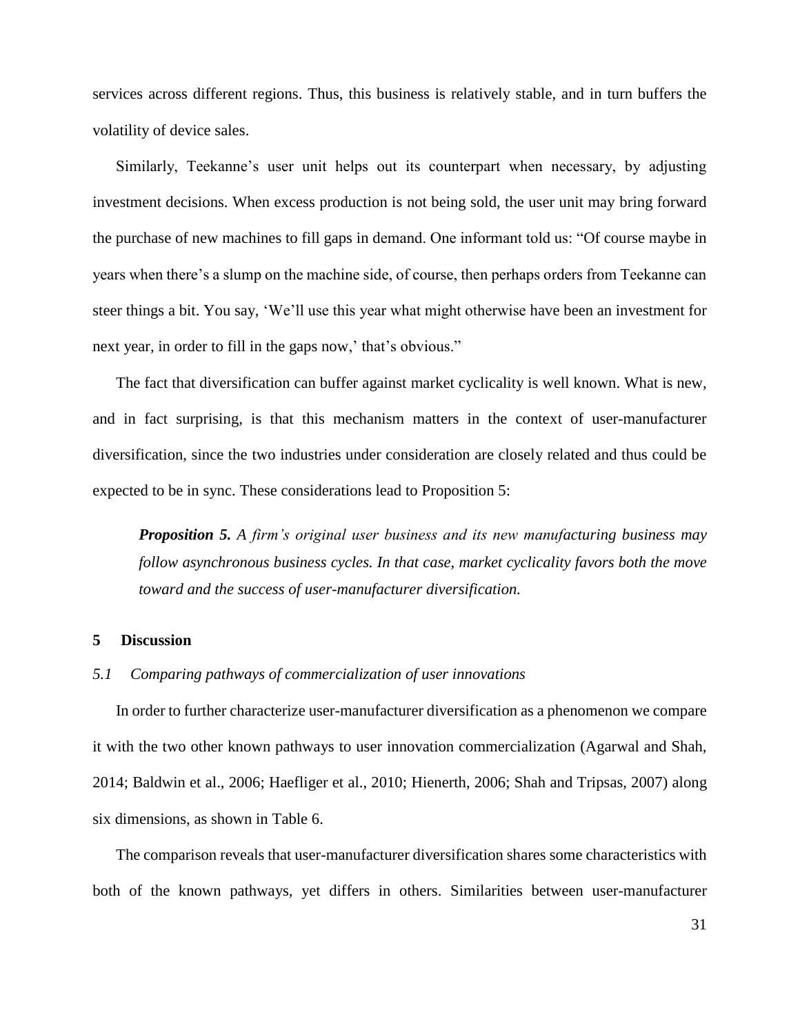services across different regions. Thus, this business is relatively stable, and in turn buffers the volatility of device sales.

Similarly, Teekanne's user unit helps out its counterpart when necessary, by adjusting investment decisions. When excess production is not being sold, the user unit may bring forward the purchase of new machines to fill gaps in demand. One informant told us: "Of course maybe in years when there's a slump on the machine side, of course, then perhaps orders from Teekanne can steer things a bit. You say, 'We'll use this year what might otherwise have been an investment for next year, in order to fill in the gaps now,' that's obvious."

The fact that diversification can buffer against market cyclicality is well known. What is new, and in fact surprising, is that this mechanism matters in the context of user-manufacturer diversification, since the two industries under consideration are closely related and thus could be expected to be in sync. These considerations lead to Proposition 5:

> ***Proposition 5.*** *A firm's original user business and its new manufacturing business may follow asynchronous business cycles. In that case, market cyclicality favors both the move toward and the success of user-manufacturer diversification.*

## 5 Discussion

### *5.1 Comparing pathways of commercialization of user innovations*

In order to further characterize user-manufacturer diversification as a phenomenon we compare it with the two other known pathways to user innovation commercialization (Agarwal and Shah, 2014; Baldwin et al., 2006; Haefliger et al., 2010; Hienerth, 2006; Shah and Tripsas, 2007) along six dimensions, as shown in Table 6.

The comparison reveals that user-manufacturer diversification shares some characteristics with both of the known pathways, yet differs in others. Similarities between user-manufacturer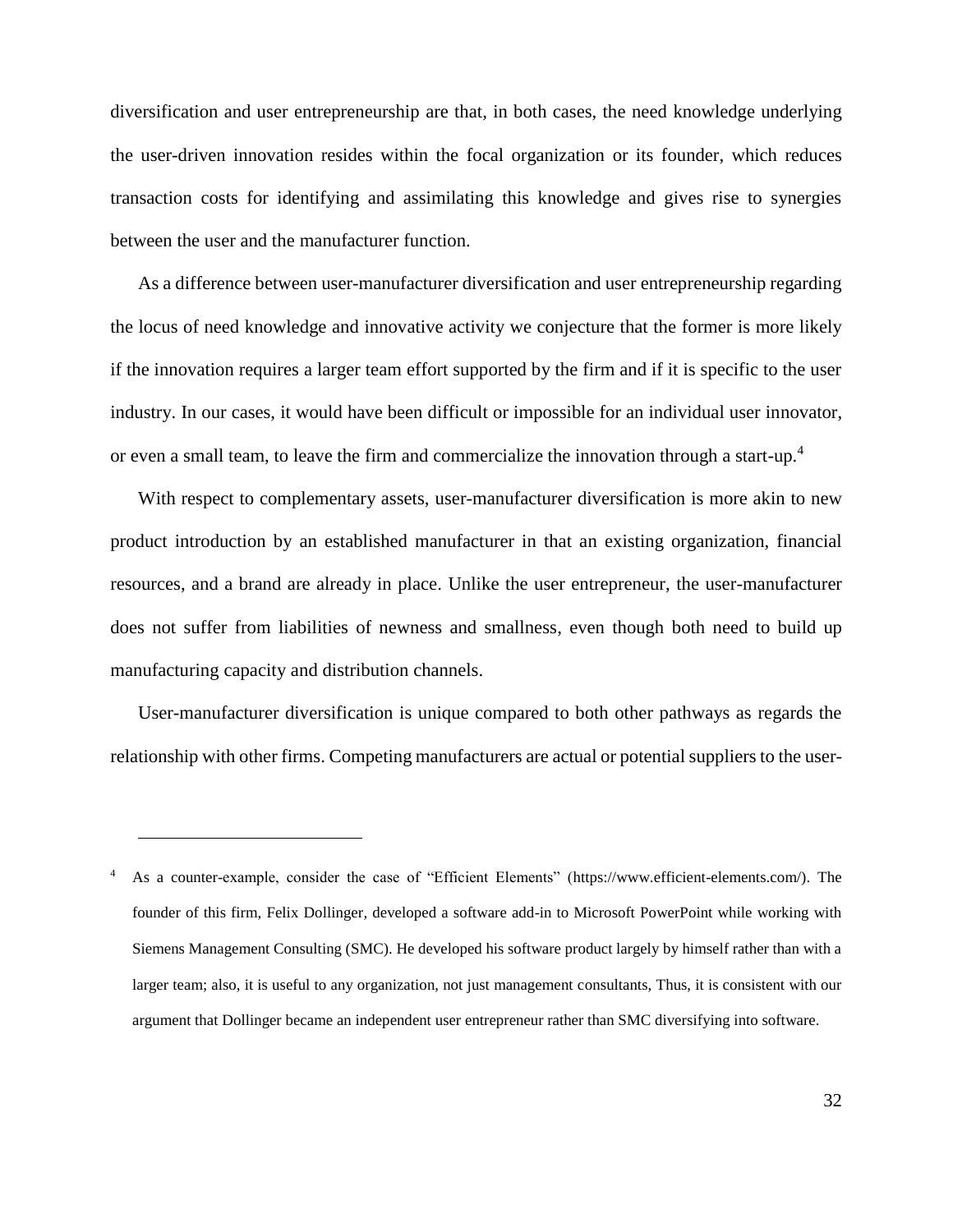diversification and user entrepreneurship are that, in both cases, the need knowledge underlying the user-driven innovation resides within the focal organization or its founder, which reduces transaction costs for identifying and assimilating this knowledge and gives rise to synergies between the user and the manufacturer function.

As a difference between user-manufacturer diversification and user entrepreneurship regarding the locus of need knowledge and innovative activity we conjecture that the former is more likely if the innovation requires a larger team effort supported by the firm and if it is specific to the user industry. In our cases, it would have been difficult or impossible for an individual user innovator, or even a small team, to leave the firm and commercialize the innovation through a start-up.[4]

With respect to complementary assets, user-manufacturer diversification is more akin to new product introduction by an established manufacturer in that an existing organization, financial resources, and a brand are already in place. Unlike the user entrepreneur, the user-manufacturer does not suffer from liabilities of newness and smallness, even though both need to build up manufacturing capacity and distribution channels.

User-manufacturer diversification is unique compared to both other pathways as regards the relationship with other firms. Competing manufacturers are actual or potential suppliers to the user-

---

[4] As a counter-example, consider the case of "Efficient Elements" (https://www.efficient-elements.com/). The founder of this firm, Felix Dollinger, developed a software add-in to Microsoft PowerPoint while working with Siemens Management Consulting (SMC). He developed his software product largely by himself rather than with a larger team; also, it is useful to any organization, not just management consultants, Thus, it is consistent with our argument that Dollinger became an independent user entrepreneur rather than SMC diversifying into software.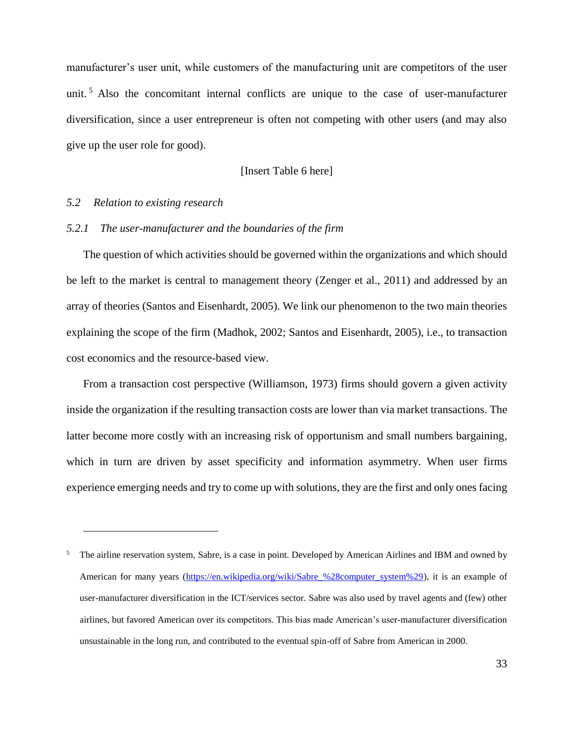manufacturer's user unit, while customers of the manufacturing unit are competitors of the user unit.[5] Also the concomitant internal conflicts are unique to the case of user-manufacturer diversification, since a user entrepreneur is often not competing with other users (and may also give up the user role for good).

[Insert Table 6 here]

### *5.2 Relation to existing research*

#### *5.2.1 The user-manufacturer and the boundaries of the firm*

The question of which activities should be governed within the organizations and which should be left to the market is central to management theory (Zenger et al., 2011) and addressed by an array of theories (Santos and Eisenhardt, 2005). We link our phenomenon to the two main theories explaining the scope of the firm (Madhok, 2002; Santos and Eisenhardt, 2005), i.e., to transaction cost economics and the resource-based view.

From a transaction cost perspective (Williamson, 1973) firms should govern a given activity inside the organization if the resulting transaction costs are lower than via market transactions. The latter become more costly with an increasing risk of opportunism and small numbers bargaining, which in turn are driven by asset specificity and information asymmetry. When user firms experience emerging needs and try to come up with solutions, they are the first and only ones facing

---

[5] The airline reservation system, Sabre, is a case in point. Developed by American Airlines and IBM and owned by American for many years (https://en.wikipedia.org/wiki/Sabre_%28computer_system%29), it is an example of user-manufacturer diversification in the ICT/services sector. Sabre was also used by travel agents and (few) other airlines, but favored American over its competitors. This bias made American's user-manufacturer diversification unsustainable in the long run, and contributed to the eventual spin-off of Sabre from American in 2000.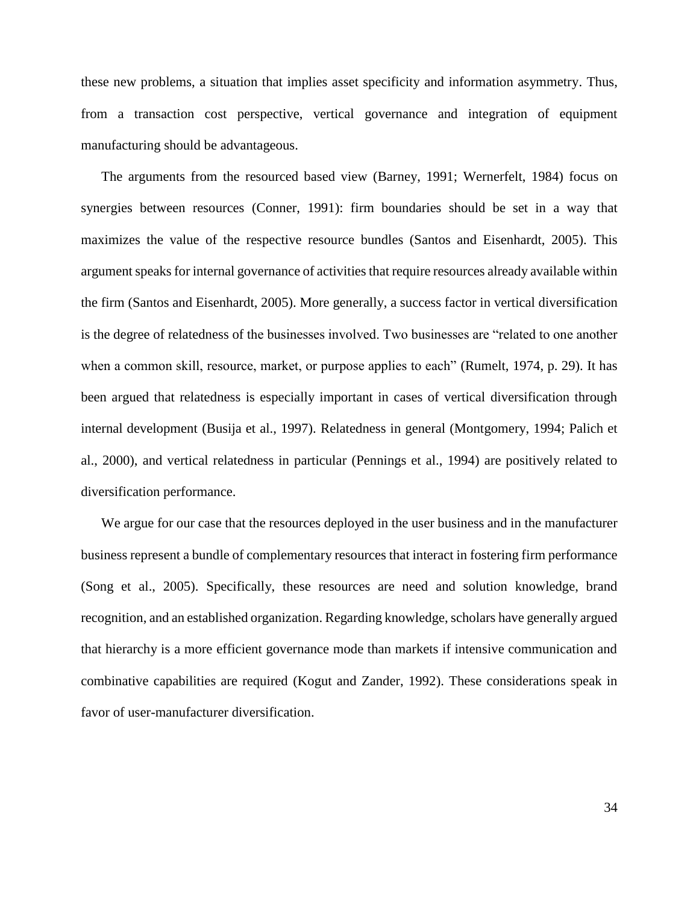these new problems, a situation that implies asset specificity and information asymmetry. Thus, from a transaction cost perspective, vertical governance and integration of equipment manufacturing should be advantageous.

The arguments from the resourced based view (Barney, 1991; Wernerfelt, 1984) focus on synergies between resources (Conner, 1991): firm boundaries should be set in a way that maximizes the value of the respective resource bundles (Santos and Eisenhardt, 2005). This argument speaks for internal governance of activities that require resources already available within the firm (Santos and Eisenhardt, 2005). More generally, a success factor in vertical diversification is the degree of relatedness of the businesses involved. Two businesses are "related to one another when a common skill, resource, market, or purpose applies to each" (Rumelt, 1974, p. 29). It has been argued that relatedness is especially important in cases of vertical diversification through internal development (Busija et al., 1997). Relatedness in general (Montgomery, 1994; Palich et al., 2000), and vertical relatedness in particular (Pennings et al., 1994) are positively related to diversification performance.

We argue for our case that the resources deployed in the user business and in the manufacturer business represent a bundle of complementary resources that interact in fostering firm performance (Song et al., 2005). Specifically, these resources are need and solution knowledge, brand recognition, and an established organization. Regarding knowledge, scholars have generally argued that hierarchy is a more efficient governance mode than markets if intensive communication and combinative capabilities are required (Kogut and Zander, 1992). These considerations speak in favor of user-manufacturer diversification.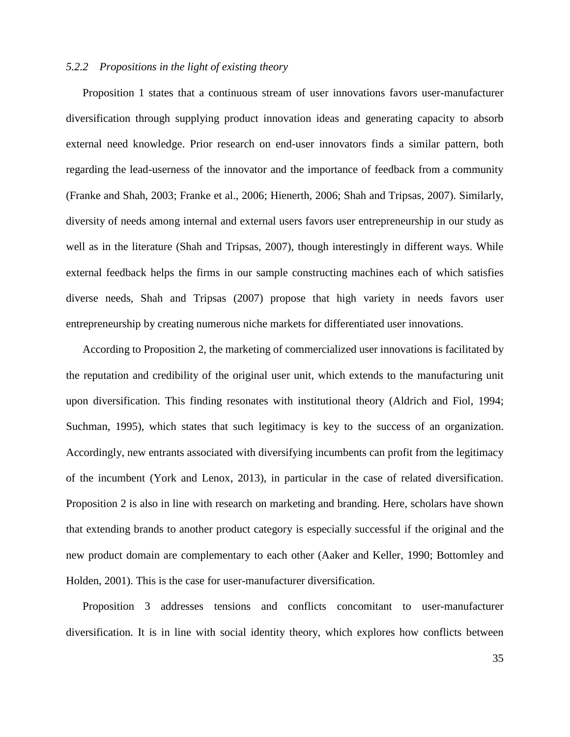### *5.2.2 Propositions in the light of existing theory*

Proposition 1 states that a continuous stream of user innovations favors user-manufacturer diversification through supplying product innovation ideas and generating capacity to absorb external need knowledge. Prior research on end-user innovators finds a similar pattern, both regarding the lead-userness of the innovator and the importance of feedback from a community (Franke and Shah, 2003; Franke et al., 2006; Hienerth, 2006; Shah and Tripsas, 2007). Similarly, diversity of needs among internal and external users favors user entrepreneurship in our study as well as in the literature (Shah and Tripsas, 2007), though interestingly in different ways. While external feedback helps the firms in our sample constructing machines each of which satisfies diverse needs, Shah and Tripsas (2007) propose that high variety in needs favors user entrepreneurship by creating numerous niche markets for differentiated user innovations.

According to Proposition 2, the marketing of commercialized user innovations is facilitated by the reputation and credibility of the original user unit, which extends to the manufacturing unit upon diversification. This finding resonates with institutional theory (Aldrich and Fiol, 1994; Suchman, 1995), which states that such legitimacy is key to the success of an organization. Accordingly, new entrants associated with diversifying incumbents can profit from the legitimacy of the incumbent (York and Lenox, 2013), in particular in the case of related diversification. Proposition 2 is also in line with research on marketing and branding. Here, scholars have shown that extending brands to another product category is especially successful if the original and the new product domain are complementary to each other (Aaker and Keller, 1990; Bottomley and Holden, 2001). This is the case for user-manufacturer diversification.

Proposition 3 addresses tensions and conflicts concomitant to user-manufacturer diversification. It is in line with social identity theory, which explores how conflicts between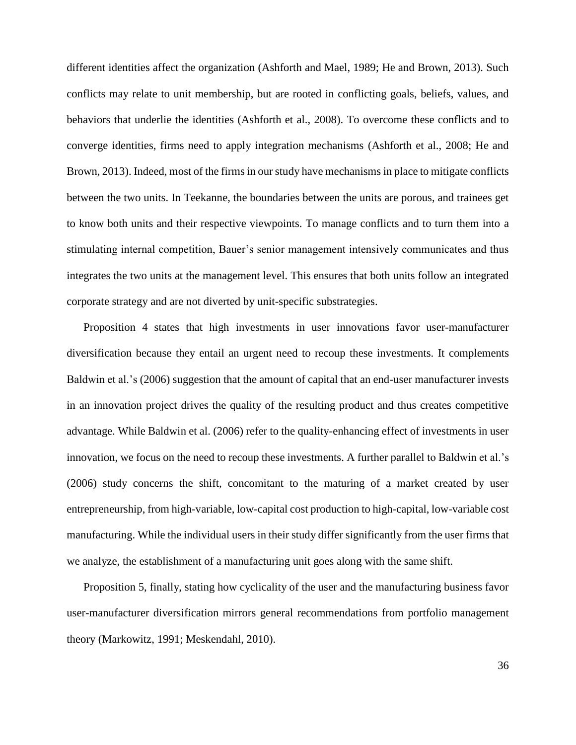different identities affect the organization (Ashforth and Mael, 1989; He and Brown, 2013). Such conflicts may relate to unit membership, but are rooted in conflicting goals, beliefs, values, and behaviors that underlie the identities (Ashforth et al., 2008). To overcome these conflicts and to converge identities, firms need to apply integration mechanisms (Ashforth et al., 2008; He and Brown, 2013). Indeed, most of the firms in our study have mechanisms in place to mitigate conflicts between the two units. In Teekanne, the boundaries between the units are porous, and trainees get to know both units and their respective viewpoints. To manage conflicts and to turn them into a stimulating internal competition, Bauer's senior management intensively communicates and thus integrates the two units at the management level. This ensures that both units follow an integrated corporate strategy and are not diverted by unit-specific substrategies.

Proposition 4 states that high investments in user innovations favor user-manufacturer diversification because they entail an urgent need to recoup these investments. It complements Baldwin et al.'s (2006) suggestion that the amount of capital that an end-user manufacturer invests in an innovation project drives the quality of the resulting product and thus creates competitive advantage. While Baldwin et al. (2006) refer to the quality-enhancing effect of investments in user innovation, we focus on the need to recoup these investments. A further parallel to Baldwin et al.'s (2006) study concerns the shift, concomitant to the maturing of a market created by user entrepreneurship, from high-variable, low-capital cost production to high-capital, low-variable cost manufacturing. While the individual users in their study differ significantly from the user firms that we analyze, the establishment of a manufacturing unit goes along with the same shift.

Proposition 5, finally, stating how cyclicality of the user and the manufacturing business favor user-manufacturer diversification mirrors general recommendations from portfolio management theory (Markowitz, 1991; Meskendahl, 2010).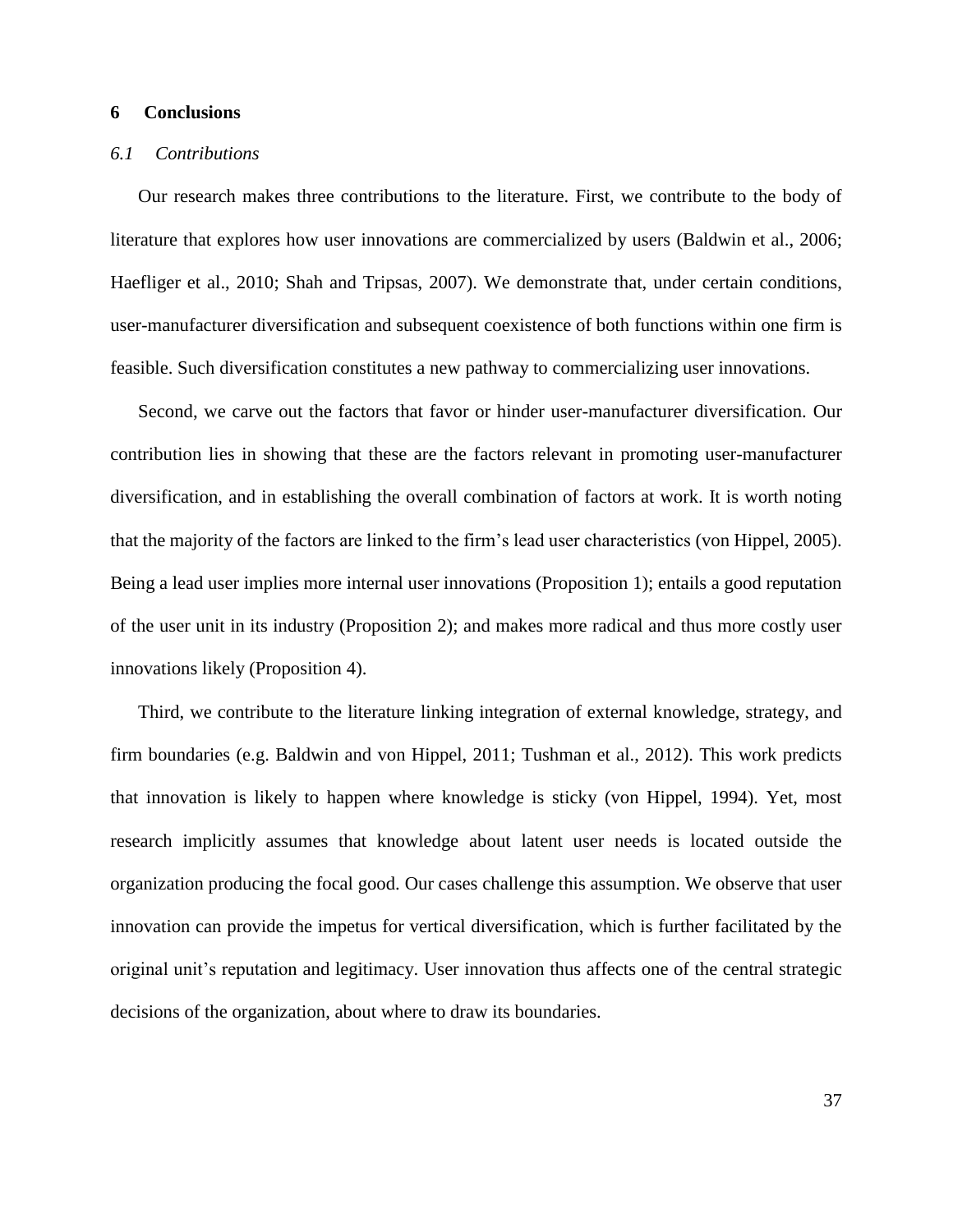## 6 Conclusions

### *6.1 Contributions*

Our research makes three contributions to the literature. First, we contribute to the body of literature that explores how user innovations are commercialized by users (Baldwin et al., 2006; Haefliger et al., 2010; Shah and Tripsas, 2007). We demonstrate that, under certain conditions, user-manufacturer diversification and subsequent coexistence of both functions within one firm is feasible. Such diversification constitutes a new pathway to commercializing user innovations.

Second, we carve out the factors that favor or hinder user-manufacturer diversification. Our contribution lies in showing that these are the factors relevant in promoting user-manufacturer diversification, and in establishing the overall combination of factors at work. It is worth noting that the majority of the factors are linked to the firm's lead user characteristics (von Hippel, 2005). Being a lead user implies more internal user innovations (Proposition 1); entails a good reputation of the user unit in its industry (Proposition 2); and makes more radical and thus more costly user innovations likely (Proposition 4).

Third, we contribute to the literature linking integration of external knowledge, strategy, and firm boundaries (e.g. Baldwin and von Hippel, 2011; Tushman et al., 2012). This work predicts that innovation is likely to happen where knowledge is sticky (von Hippel, 1994). Yet, most research implicitly assumes that knowledge about latent user needs is located outside the organization producing the focal good. Our cases challenge this assumption. We observe that user innovation can provide the impetus for vertical diversification, which is further facilitated by the original unit's reputation and legitimacy. User innovation thus affects one of the central strategic decisions of the organization, about where to draw its boundaries.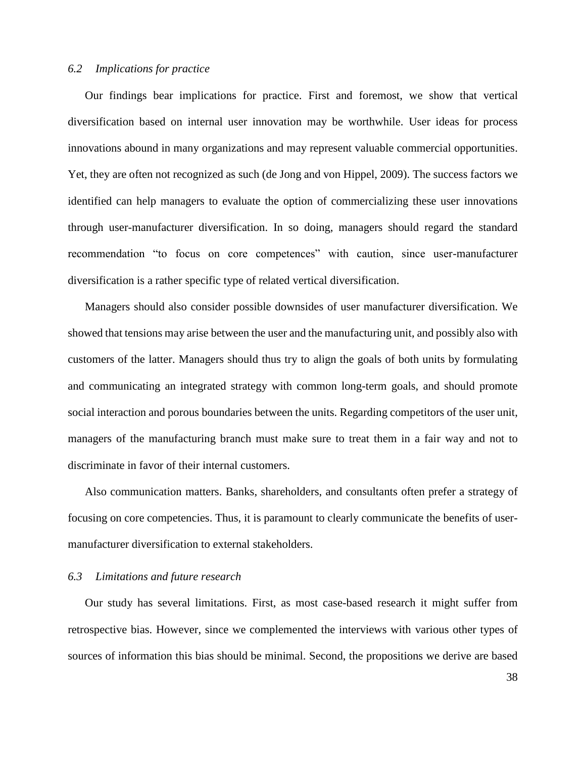### *6.2 Implications for practice*

Our findings bear implications for practice. First and foremost, we show that vertical diversification based on internal user innovation may be worthwhile. User ideas for process innovations abound in many organizations and may represent valuable commercial opportunities. Yet, they are often not recognized as such (de Jong and von Hippel, 2009). The success factors we identified can help managers to evaluate the option of commercializing these user innovations through user-manufacturer diversification. In so doing, managers should regard the standard recommendation "to focus on core competences" with caution, since user-manufacturer diversification is a rather specific type of related vertical diversification.

Managers should also consider possible downsides of user manufacturer diversification. We showed that tensions may arise between the user and the manufacturing unit, and possibly also with customers of the latter. Managers should thus try to align the goals of both units by formulating and communicating an integrated strategy with common long-term goals, and should promote social interaction and porous boundaries between the units. Regarding competitors of the user unit, managers of the manufacturing branch must make sure to treat them in a fair way and not to discriminate in favor of their internal customers.

Also communication matters. Banks, shareholders, and consultants often prefer a strategy of focusing on core competencies. Thus, it is paramount to clearly communicate the benefits of user-manufacturer diversification to external stakeholders.

### *6.3 Limitations and future research*

Our study has several limitations. First, as most case-based research it might suffer from retrospective bias. However, since we complemented the interviews with various other types of sources of information this bias should be minimal. Second, the propositions we derive are based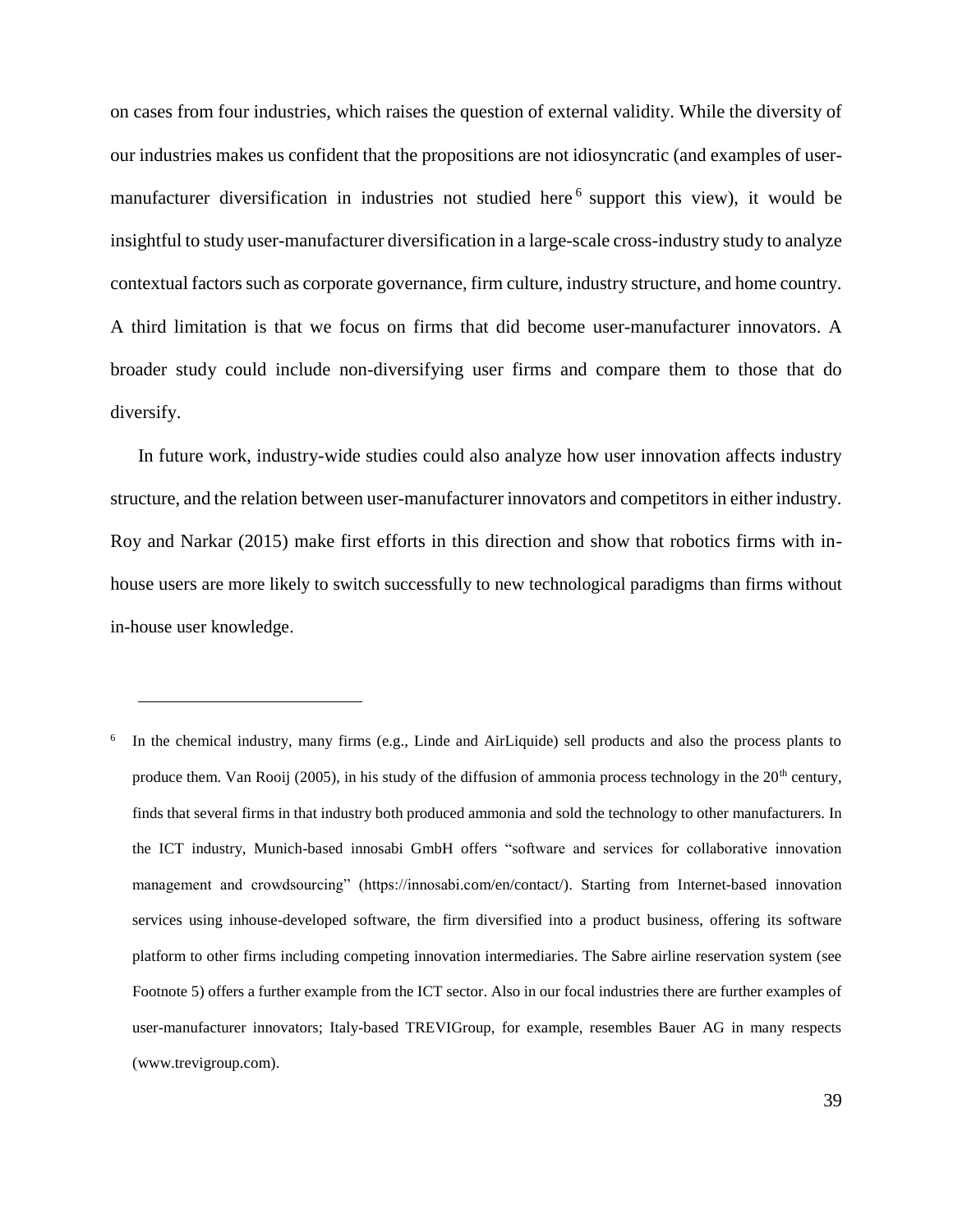on cases from four industries, which raises the question of external validity. While the diversity of our industries makes us confident that the propositions are not idiosyncratic (and examples of user-manufacturer diversification in industries not studied here[6] support this view), it would be insightful to study user-manufacturer diversification in a large-scale cross-industry study to analyze contextual factors such as corporate governance, firm culture, industry structure, and home country. A third limitation is that we focus on firms that did become user-manufacturer innovators. A broader study could include non-diversifying user firms and compare them to those that do diversify.

In future work, industry-wide studies could also analyze how user innovation affects industry structure, and the relation between user-manufacturer innovators and competitors in either industry. Roy and Narkar (2015) make first efforts in this direction and show that robotics firms with in-house users are more likely to switch successfully to new technological paradigms than firms without in-house user knowledge.

---

[6] In the chemical industry, many firms (e.g., Linde and AirLiquide) sell products and also the process plants to produce them. Van Rooij (2005), in his study of the diffusion of ammonia process technology in the 20th century, finds that several firms in that industry both produced ammonia and sold the technology to other manufacturers. In the ICT industry, Munich-based innosabi GmbH offers "software and services for collaborative innovation management and crowdsourcing" (https://innosabi.com/en/contact/). Starting from Internet-based innovation services using inhouse-developed software, the firm diversified into a product business, offering its software platform to other firms including competing innovation intermediaries. The Sabre airline reservation system (see Footnote 5) offers a further example from the ICT sector. Also in our focal industries there are further examples of user-manufacturer innovators; Italy-based TREVIGroup, for example, resembles Bauer AG in many respects (www.trevigroup.com).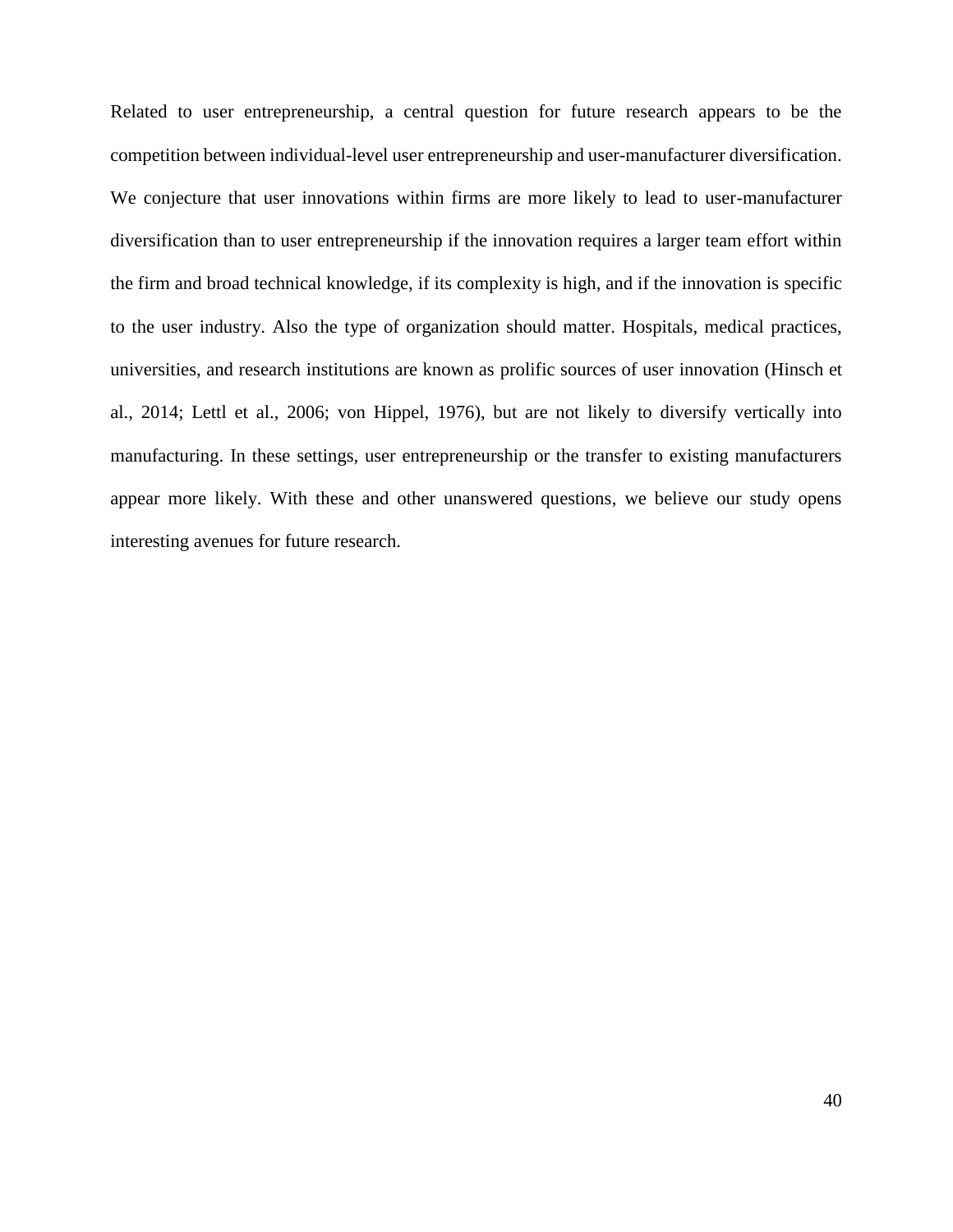Related to user entrepreneurship, a central question for future research appears to be the competition between individual-level user entrepreneurship and user-manufacturer diversification. We conjecture that user innovations within firms are more likely to lead to user-manufacturer diversification than to user entrepreneurship if the innovation requires a larger team effort within the firm and broad technical knowledge, if its complexity is high, and if the innovation is specific to the user industry. Also the type of organization should matter. Hospitals, medical practices, universities, and research institutions are known as prolific sources of user innovation (Hinsch et al., 2014; Lettl et al., 2006; von Hippel, 1976), but are not likely to diversify vertically into manufacturing. In these settings, user entrepreneurship or the transfer to existing manufacturers appear more likely. With these and other unanswered questions, we believe our study opens interesting avenues for future research.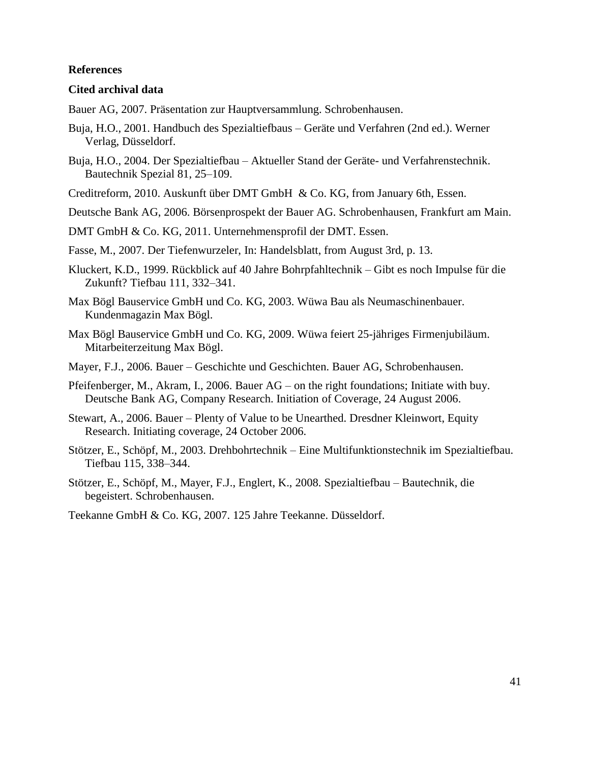**References**

**Cited archival data**

Bauer AG, 2007. Präsentation zur Hauptversammlung. Schrobenhausen.

Buja, H.O., 2001. Handbuch des Spezialtiefbaus – Geräte und Verfahren (2nd ed.). Werner Verlag, Düsseldorf.

Buja, H.O., 2004. Der Spezialtiefbau – Aktueller Stand der Geräte- und Verfahrenstechnik. Bautechnik Spezial 81, 25–109.

Creditreform, 2010. Auskunft über DMT GmbH & Co. KG, from January 6th, Essen.

Deutsche Bank AG, 2006. Börsenprospekt der Bauer AG. Schrobenhausen, Frankfurt am Main.

DMT GmbH & Co. KG, 2011. Unternehmensprofil der DMT. Essen.

Fasse, M., 2007. Der Tiefenwurzeler, In: Handelsblatt, from August 3rd, p. 13.

Kluckert, K.D., 1999. Rückblick auf 40 Jahre Bohrpfahltechnik – Gibt es noch Impulse für die Zukunft? Tiefbau 111, 332–341.

Max Bögl Bauservice GmbH und Co. KG, 2003. Wüwa Bau als Neumaschinenbauer. Kundenmagazin Max Bögl.

Max Bögl Bauservice GmbH und Co. KG, 2009. Wüwa feiert 25-jähriges Firmenjubiläum. Mitarbeiterzeitung Max Bögl.

Mayer, F.J., 2006. Bauer – Geschichte und Geschichten. Bauer AG, Schrobenhausen.

Pfeifenberger, M., Akram, I., 2006. Bauer AG – on the right foundations; Initiate with buy. Deutsche Bank AG, Company Research. Initiation of Coverage, 24 August 2006.

Stewart, A., 2006. Bauer – Plenty of Value to be Unearthed. Dresdner Kleinwort, Equity Research. Initiating coverage, 24 October 2006.

Stötzer, E., Schöpf, M., 2003. Drehbohrtechnik – Eine Multifunktionstechnik im Spezialtiefbau. Tiefbau 115, 338–344.

Stötzer, E., Schöpf, M., Mayer, F.J., Englert, K., 2008. Spezialtiefbau – Bautechnik, die begeistert. Schrobenhausen.

Teekanne GmbH & Co. KG, 2007. 125 Jahre Teekanne. Düsseldorf.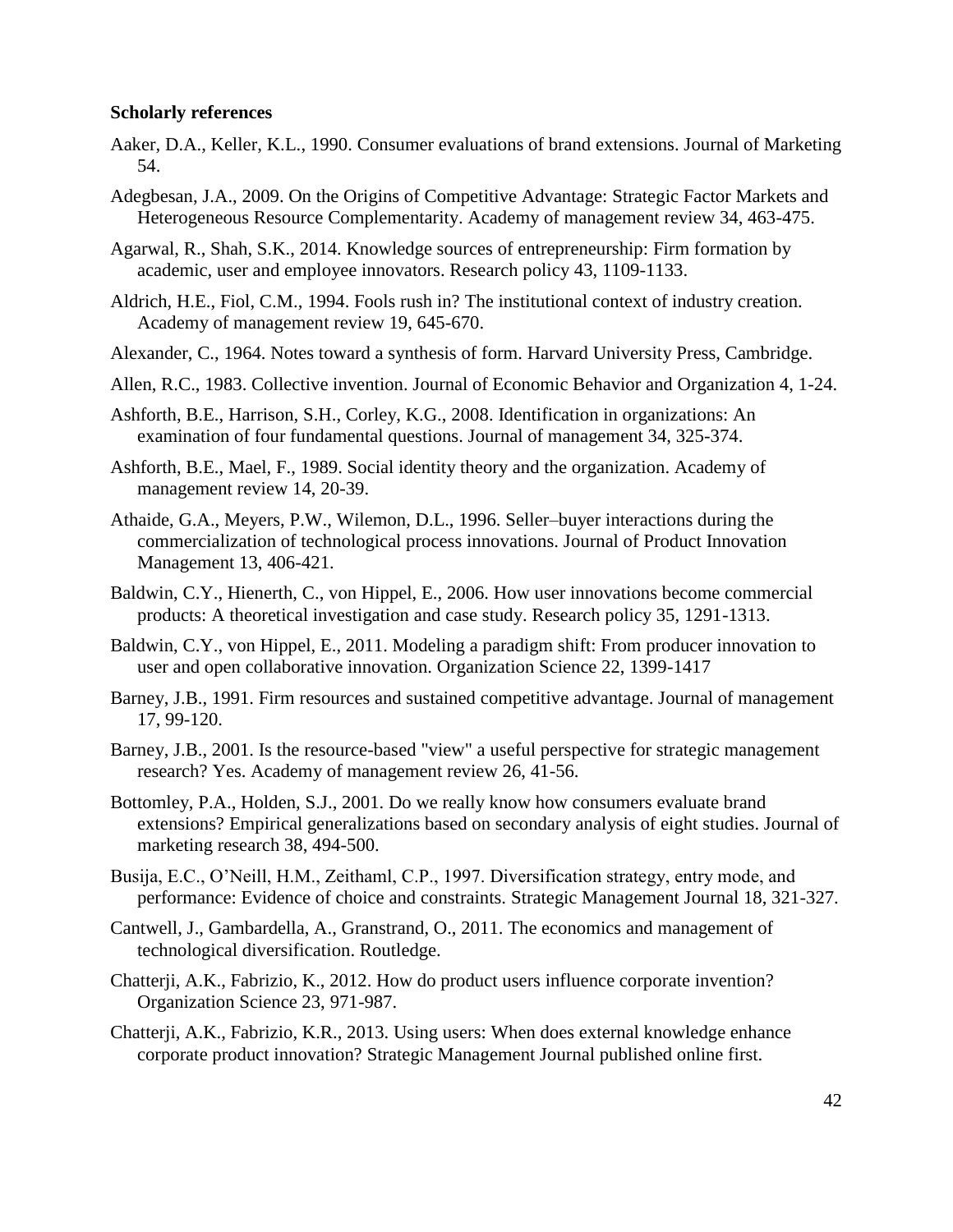**Scholarly references**

Aaker, D.A., Keller, K.L., 1990. Consumer evaluations of brand extensions. Journal of Marketing 54.

Adegbesan, J.A., 2009. On the Origins of Competitive Advantage: Strategic Factor Markets and Heterogeneous Resource Complementarity. Academy of management review 34, 463-475.

Agarwal, R., Shah, S.K., 2014. Knowledge sources of entrepreneurship: Firm formation by academic, user and employee innovators. Research policy 43, 1109-1133.

Aldrich, H.E., Fiol, C.M., 1994. Fools rush in? The institutional context of industry creation. Academy of management review 19, 645-670.

Alexander, C., 1964. Notes toward a synthesis of form. Harvard University Press, Cambridge.

Allen, R.C., 1983. Collective invention. Journal of Economic Behavior and Organization 4, 1-24.

Ashforth, B.E., Harrison, S.H., Corley, K.G., 2008. Identification in organizations: An examination of four fundamental questions. Journal of management 34, 325-374.

Ashforth, B.E., Mael, F., 1989. Social identity theory and the organization. Academy of management review 14, 20-39.

Athaide, G.A., Meyers, P.W., Wilemon, D.L., 1996. Seller–buyer interactions during the commercialization of technological process innovations. Journal of Product Innovation Management 13, 406-421.

Baldwin, C.Y., Hienerth, C., von Hippel, E., 2006. How user innovations become commercial products: A theoretical investigation and case study. Research policy 35, 1291-1313.

Baldwin, C.Y., von Hippel, E., 2011. Modeling a paradigm shift: From producer innovation to user and open collaborative innovation. Organization Science 22, 1399-1417

Barney, J.B., 1991. Firm resources and sustained competitive advantage. Journal of management 17, 99-120.

Barney, J.B., 2001. Is the resource-based "view" a useful perspective for strategic management research? Yes. Academy of management review 26, 41-56.

Bottomley, P.A., Holden, S.J., 2001. Do we really know how consumers evaluate brand extensions? Empirical generalizations based on secondary analysis of eight studies. Journal of marketing research 38, 494-500.

Busija, E.C., O'Neill, H.M., Zeithaml, C.P., 1997. Diversification strategy, entry mode, and performance: Evidence of choice and constraints. Strategic Management Journal 18, 321-327.

Cantwell, J., Gambardella, A., Granstrand, O., 2011. The economics and management of technological diversification. Routledge.

Chatterji, A.K., Fabrizio, K., 2012. How do product users influence corporate invention? Organization Science 23, 971-987.

Chatterji, A.K., Fabrizio, K.R., 2013. Using users: When does external knowledge enhance corporate product innovation? Strategic Management Journal published online first.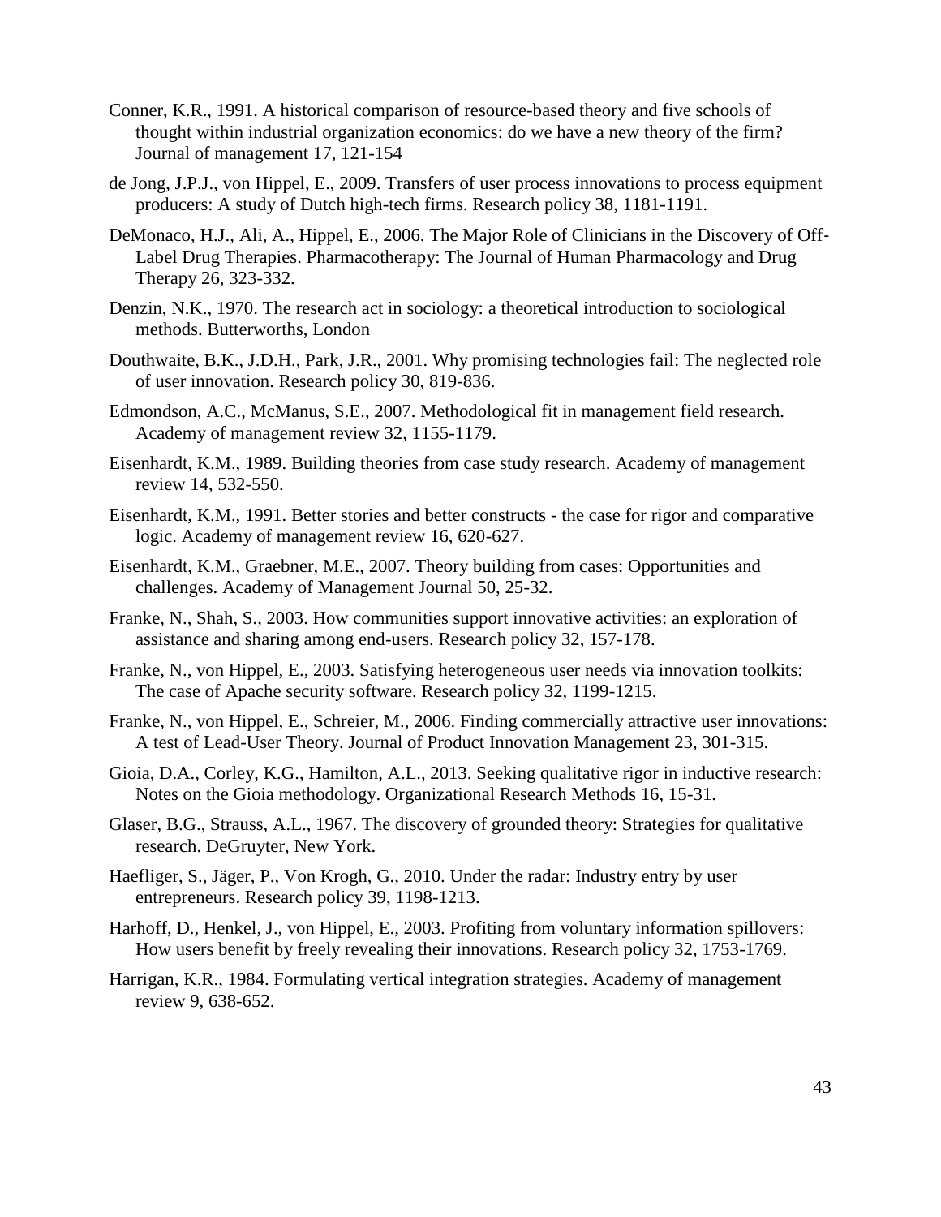Conner, K.R., 1991. A historical comparison of resource-based theory and five schools of thought within industrial organization economics: do we have a new theory of the firm? Journal of management 17, 121-154

de Jong, J.P.J., von Hippel, E., 2009. Transfers of user process innovations to process equipment producers: A study of Dutch high-tech firms. Research policy 38, 1181-1191.

DeMonaco, H.J., Ali, A., Hippel, E., 2006. The Major Role of Clinicians in the Discovery of Off-Label Drug Therapies. Pharmacotherapy: The Journal of Human Pharmacology and Drug Therapy 26, 323-332.

Denzin, N.K., 1970. The research act in sociology: a theoretical introduction to sociological methods. Butterworths, London

Douthwaite, B.K., J.D.H., Park, J.R., 2001. Why promising technologies fail: The neglected role of user innovation. Research policy 30, 819-836.

Edmondson, A.C., McManus, S.E., 2007. Methodological fit in management field research. Academy of management review 32, 1155-1179.

Eisenhardt, K.M., 1989. Building theories from case study research. Academy of management review 14, 532-550.

Eisenhardt, K.M., 1991. Better stories and better constructs - the case for rigor and comparative logic. Academy of management review 16, 620-627.

Eisenhardt, K.M., Graebner, M.E., 2007. Theory building from cases: Opportunities and challenges. Academy of Management Journal 50, 25-32.

Franke, N., Shah, S., 2003. How communities support innovative activities: an exploration of assistance and sharing among end-users. Research policy 32, 157-178.

Franke, N., von Hippel, E., 2003. Satisfying heterogeneous user needs via innovation toolkits: The case of Apache security software. Research policy 32, 1199-1215.

Franke, N., von Hippel, E., Schreier, M., 2006. Finding commercially attractive user innovations: A test of Lead-User Theory. Journal of Product Innovation Management 23, 301-315.

Gioia, D.A., Corley, K.G., Hamilton, A.L., 2013. Seeking qualitative rigor in inductive research: Notes on the Gioia methodology. Organizational Research Methods 16, 15-31.

Glaser, B.G., Strauss, A.L., 1967. The discovery of grounded theory: Strategies for qualitative research. DeGruyter, New York.

Haefliger, S., Jäger, P., Von Krogh, G., 2010. Under the radar: Industry entry by user entrepreneurs. Research policy 39, 1198-1213.

Harhoff, D., Henkel, J., von Hippel, E., 2003. Profiting from voluntary information spillovers: How users benefit by freely revealing their innovations. Research policy 32, 1753-1769.

Harrigan, K.R., 1984. Formulating vertical integration strategies. Academy of management review 9, 638-652.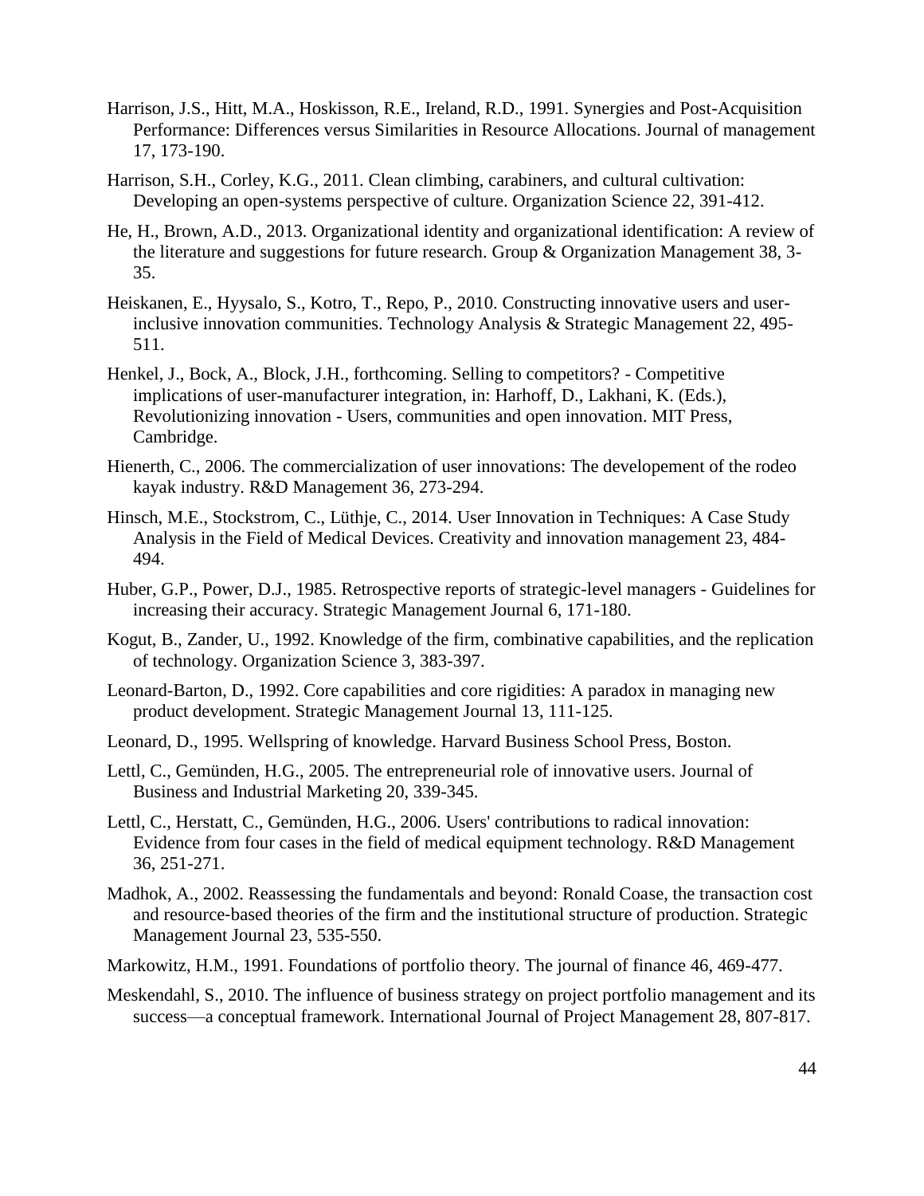Harrison, J.S., Hitt, M.A., Hoskisson, R.E., Ireland, R.D., 1991. Synergies and Post-Acquisition Performance: Differences versus Similarities in Resource Allocations. Journal of management 17, 173-190.

Harrison, S.H., Corley, K.G., 2011. Clean climbing, carabiners, and cultural cultivation: Developing an open-systems perspective of culture. Organization Science 22, 391-412.

He, H., Brown, A.D., 2013. Organizational identity and organizational identification: A review of the literature and suggestions for future research. Group & Organization Management 38, 3-35.

Heiskanen, E., Hyysalo, S., Kotro, T., Repo, P., 2010. Constructing innovative users and user-inclusive innovation communities. Technology Analysis & Strategic Management 22, 495-511.

Henkel, J., Bock, A., Block, J.H., forthcoming. Selling to competitors? - Competitive implications of user-manufacturer integration, in: Harhoff, D., Lakhani, K. (Eds.), Revolutionizing innovation - Users, communities and open innovation. MIT Press, Cambridge.

Hienerth, C., 2006. The commercialization of user innovations: The developement of the rodeo kayak industry. R&D Management 36, 273-294.

Hinsch, M.E., Stockstrom, C., Lüthje, C., 2014. User Innovation in Techniques: A Case Study Analysis in the Field of Medical Devices. Creativity and innovation management 23, 484-494.

Huber, G.P., Power, D.J., 1985. Retrospective reports of strategic-level managers - Guidelines for increasing their accuracy. Strategic Management Journal 6, 171-180.

Kogut, B., Zander, U., 1992. Knowledge of the firm, combinative capabilities, and the replication of technology. Organization Science 3, 383-397.

Leonard-Barton, D., 1992. Core capabilities and core rigidities: A paradox in managing new product development. Strategic Management Journal 13, 111-125.

Leonard, D., 1995. Wellspring of knowledge. Harvard Business School Press, Boston.

Lettl, C., Gemünden, H.G., 2005. The entrepreneurial role of innovative users. Journal of Business and Industrial Marketing 20, 339-345.

Lettl, C., Herstatt, C., Gemünden, H.G., 2006. Users' contributions to radical innovation: Evidence from four cases in the field of medical equipment technology. R&D Management 36, 251-271.

Madhok, A., 2002. Reassessing the fundamentals and beyond: Ronald Coase, the transaction cost and resource-based theories of the firm and the institutional structure of production. Strategic Management Journal 23, 535-550.

Markowitz, H.M., 1991. Foundations of portfolio theory. The journal of finance 46, 469-477.

Meskendahl, S., 2010. The influence of business strategy on project portfolio management and its success—a conceptual framework. International Journal of Project Management 28, 807-817.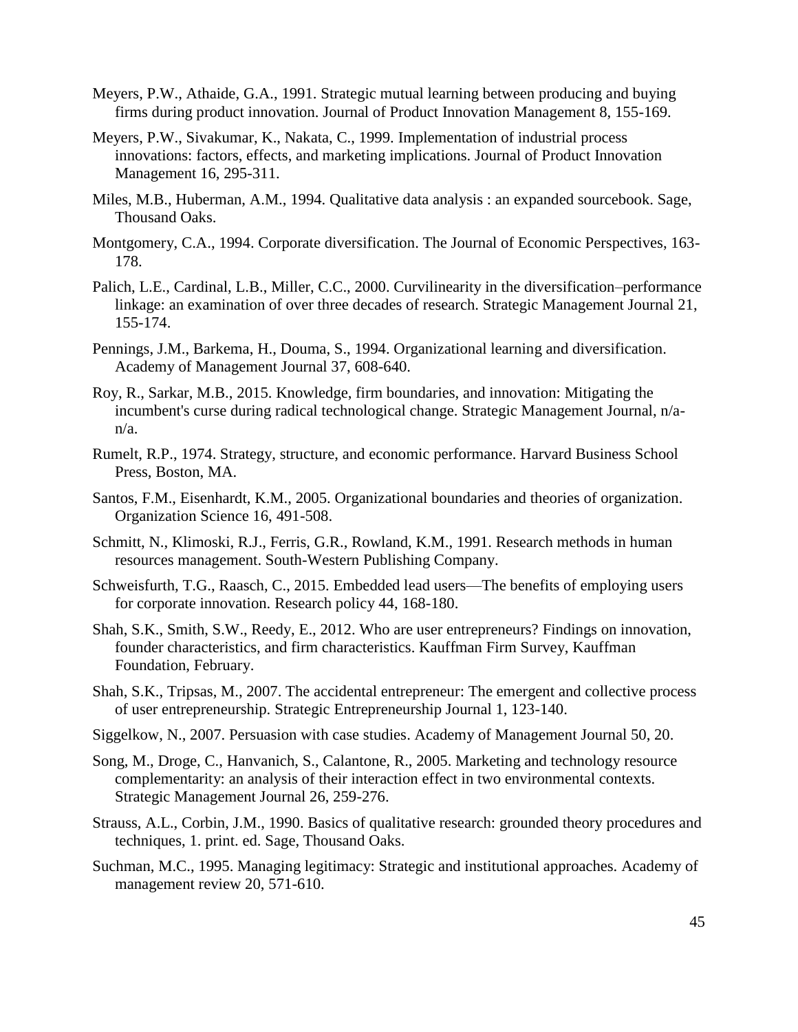Meyers, P.W., Athaide, G.A., 1991. Strategic mutual learning between producing and buying firms during product innovation. Journal of Product Innovation Management 8, 155-169.

Meyers, P.W., Sivakumar, K., Nakata, C., 1999. Implementation of industrial process innovations: factors, effects, and marketing implications. Journal of Product Innovation Management 16, 295-311.

Miles, M.B., Huberman, A.M., 1994. Qualitative data analysis : an expanded sourcebook. Sage, Thousand Oaks.

Montgomery, C.A., 1994. Corporate diversification. The Journal of Economic Perspectives, 163-178.

Palich, L.E., Cardinal, L.B., Miller, C.C., 2000. Curvilinearity in the diversification–performance linkage: an examination of over three decades of research. Strategic Management Journal 21, 155-174.

Pennings, J.M., Barkema, H., Douma, S., 1994. Organizational learning and diversification. Academy of Management Journal 37, 608-640.

Roy, R., Sarkar, M.B., 2015. Knowledge, firm boundaries, and innovation: Mitigating the incumbent's curse during radical technological change. Strategic Management Journal, n/a-n/a.

Rumelt, R.P., 1974. Strategy, structure, and economic performance. Harvard Business School Press, Boston, MA.

Santos, F.M., Eisenhardt, K.M., 2005. Organizational boundaries and theories of organization. Organization Science 16, 491-508.

Schmitt, N., Klimoski, R.J., Ferris, G.R., Rowland, K.M., 1991. Research methods in human resources management. South-Western Publishing Company.

Schweisfurth, T.G., Raasch, C., 2015. Embedded lead users—The benefits of employing users for corporate innovation. Research policy 44, 168-180.

Shah, S.K., Smith, S.W., Reedy, E., 2012. Who are user entrepreneurs? Findings on innovation, founder characteristics, and firm characteristics. Kauffman Firm Survey, Kauffman Foundation, February.

Shah, S.K., Tripsas, M., 2007. The accidental entrepreneur: The emergent and collective process of user entrepreneurship. Strategic Entrepreneurship Journal 1, 123-140.

Siggelkow, N., 2007. Persuasion with case studies. Academy of Management Journal 50, 20.

Song, M., Droge, C., Hanvanich, S., Calantone, R., 2005. Marketing and technology resource complementarity: an analysis of their interaction effect in two environmental contexts. Strategic Management Journal 26, 259-276.

Strauss, A.L., Corbin, J.M., 1990. Basics of qualitative research: grounded theory procedures and techniques, 1. print. ed. Sage, Thousand Oaks.

Suchman, M.C., 1995. Managing legitimacy: Strategic and institutional approaches. Academy of management review 20, 571-610.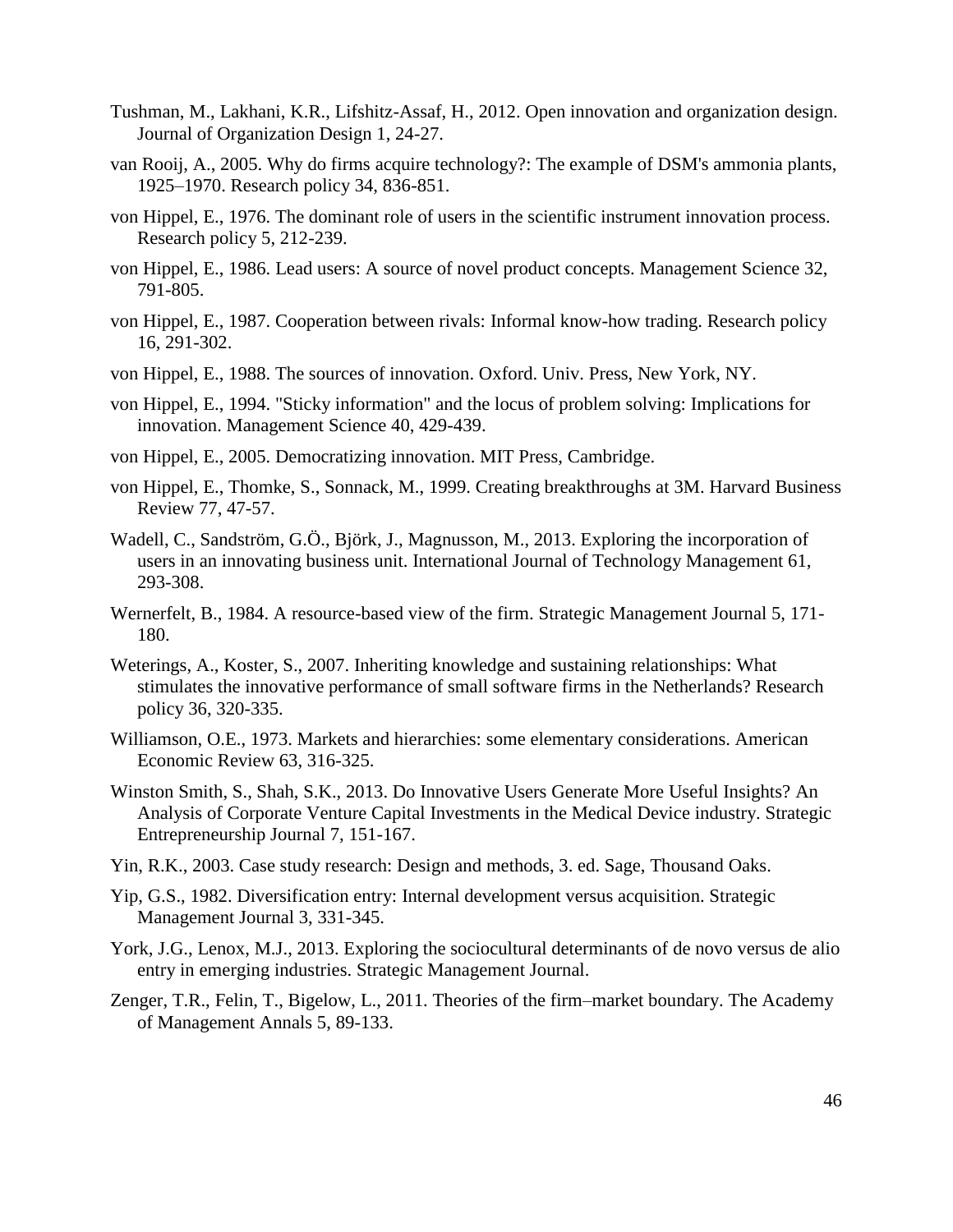Tushman, M., Lakhani, K.R., Lifshitz-Assaf, H., 2012. Open innovation and organization design. Journal of Organization Design 1, 24-27.

van Rooij, A., 2005. Why do firms acquire technology?: The example of DSM's ammonia plants, 1925–1970. Research policy 34, 836-851.

von Hippel, E., 1976. The dominant role of users in the scientific instrument innovation process. Research policy 5, 212-239.

von Hippel, E., 1986. Lead users: A source of novel product concepts. Management Science 32, 791-805.

von Hippel, E., 1987. Cooperation between rivals: Informal know-how trading. Research policy 16, 291-302.

von Hippel, E., 1988. The sources of innovation. Oxford. Univ. Press, New York, NY.

von Hippel, E., 1994. "Sticky information" and the locus of problem solving: Implications for innovation. Management Science 40, 429-439.

von Hippel, E., 2005. Democratizing innovation. MIT Press, Cambridge.

von Hippel, E., Thomke, S., Sonnack, M., 1999. Creating breakthroughs at 3M. Harvard Business Review 77, 47-57.

Wadell, C., Sandström, G.Ö., Björk, J., Magnusson, M., 2013. Exploring the incorporation of users in an innovating business unit. International Journal of Technology Management 61, 293-308.

Wernerfelt, B., 1984. A resource-based view of the firm. Strategic Management Journal 5, 171-180.

Weterings, A., Koster, S., 2007. Inheriting knowledge and sustaining relationships: What stimulates the innovative performance of small software firms in the Netherlands? Research policy 36, 320-335.

Williamson, O.E., 1973. Markets and hierarchies: some elementary considerations. American Economic Review 63, 316-325.

Winston Smith, S., Shah, S.K., 2013. Do Innovative Users Generate More Useful Insights? An Analysis of Corporate Venture Capital Investments in the Medical Device industry. Strategic Entrepreneurship Journal 7, 151-167.

Yin, R.K., 2003. Case study research: Design and methods, 3. ed. Sage, Thousand Oaks.

Yip, G.S., 1982. Diversification entry: Internal development versus acquisition. Strategic Management Journal 3, 331-345.

York, J.G., Lenox, M.J., 2013. Exploring the sociocultural determinants of de novo versus de alio entry in emerging industries. Strategic Management Journal.

Zenger, T.R., Felin, T., Bigelow, L., 2011. Theories of the firm–market boundary. The Academy of Management Annals 5, 89-133.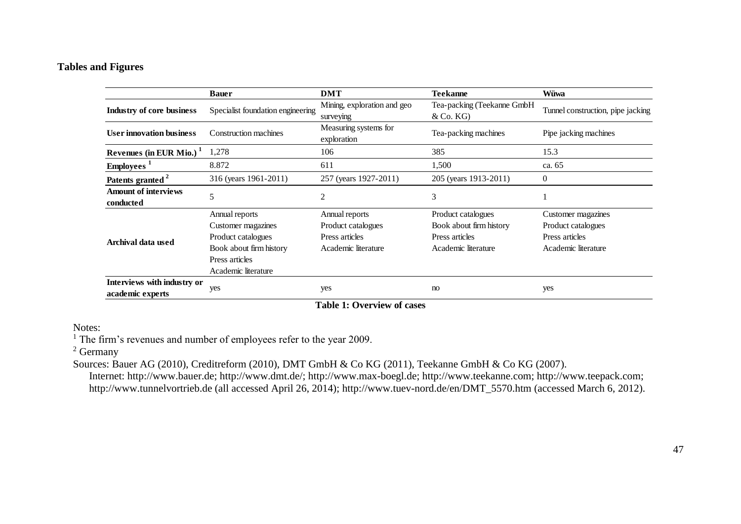**Tables and Figures**

| | Bauer | DMT | Teekanne | Wüwa |
|---|---|---|---|---|
| **Industry of core business** | Specialist foundation engineering | Mining, exploration and geo surveying | Tea-packing (Teekanne GmbH & Co. KG) | Tunnel construction, pipe jacking |
| **User innovation business** | Construction machines | Measuring systems for exploration | Tea-packing machines | Pipe jacking machines |
| **Revenues (in EUR Mio.)** [1] | 1,278 | 106 | 385 | 15.3 |
| **Employees** [1] | 8.872 | 611 | 1,500 | ca. 65 |
| **Patents granted** [2] | 316 (years 1961-2011) | 257 (years 1927-2011) | 205 (years 1913-2011) | 0 |
| **Amount of interviews conducted** | 5 | 2 | 3 | 1 |
| **Archival data used** | Annual reports<br>Customer magazines<br>Product catalogues<br>Book about firm history<br>Press articles<br>Academic literature | Annual reports<br>Product catalogues<br>Press articles<br>Academic literature | Product catalogues<br>Book about firm history<br>Press articles<br>Academic literature | Customer magazines<br>Product catalogues<br>Press articles<br>Academic literature |
| **Interviews with industry or academic experts** | yes | yes | no | yes |

**Table 1: Overview of cases**

Notes:

[1] The firm's revenues and number of employees refer to the year 2009.

[2] Germany

Sources: Bauer AG (2010), Creditreform (2010), DMT GmbH & Co KG (2011), Teekanne GmbH & Co KG (2007).
Internet: http://www.bauer.de; http://www.dmt.de/; http://www.max-boegl.de; http://www.teekanne.com; http://www.teepack.com; http://www.tunnelvortrieb.de (all accessed April 26, 2014); http://www.tuev-nord.de/en/DMT_5570.htm (accessed March 6, 2012).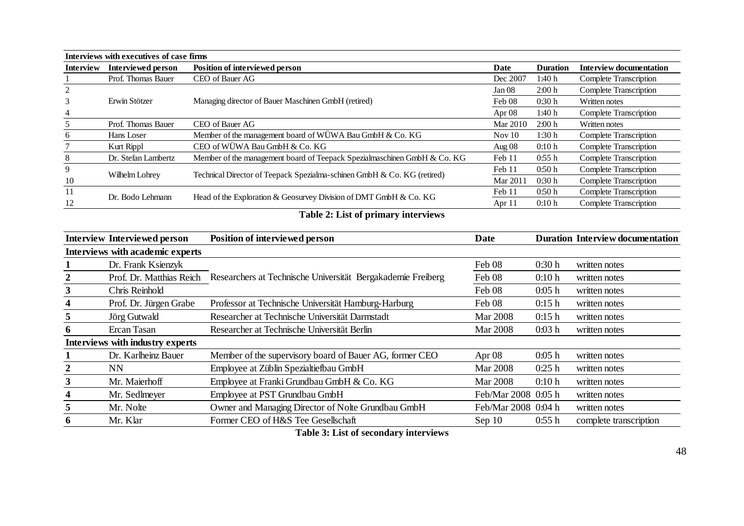| Interviews with executives of case firms | | | | | |
|---|---|---|---|---|---|
| **Interview** | **Interviewed person** | **Position of interviewed person** | **Date** | **Duration** | **Interview documentation** |
| 1 | Prof. Thomas Bauer | CEO of Bauer AG | Dec 2007 | 1:40 h | Complete Transcription |
| 2 | Erwin Stötzer | Managing director of Bauer Maschinen GmbH (retired) | Jan 08 | 2:00 h | Complete Transcription |
| 3 | | | Feb 08 | 0:30 h | Written notes |
| 4 | | | Apr 08 | 1:40 h | Complete Transcription |
| 5 | Prof. Thomas Bauer | CEO of Bauer AG | Mar 2010 | 2:00 h | Written notes |
| 6 | Hans Loser | Member of the management board of WÜWA Bau GmbH & Co. KG | Nov 10 | 1:30 h | Complete Transcription |
| 7 | Kurt Rippl | CEO of WÜWA Bau GmbH & Co. KG | Aug 08 | 0:10 h | Complete Transcription |
| 8 | Dr. Stefan Lambertz | Member of the management board of Teepack Spezialmaschinen GmbH & Co. KG | Feb 11 | 0:55 h | Complete Transcription |
| 9 | Wilhelm Lohrey | Technical Director of Teepack Spezialma-schinen GmbH & Co. KG (retired) | Feb 11 | 0:50 h | Complete Transcription |
| 10 | | | Mar 2011 | 0:30 h | Complete Transcription |
| 11 | Dr. Bodo Lehmann | Head of the Exploration & Geosurvey Division of DMT GmbH & Co. KG | Feb 11 | 0:50 h | Complete Transcription |
| 12 | | | Apr 11 | 0:10 h | Complete Transcription |

**Table 2: List of primary interviews**

| Interview | Interviewed person | Position of interviewed person | Date | Duration | Interview documentation |
|---|---|---|---|---|---|
| **Interviews with academic experts** | | | | | |
| **1** | Dr. Frank Ksienzyk | Researchers at Technische Universität Bergakademie Freiberg | Feb 08 | 0:30 h | written notes |
| **2** | Prof. Dr. Matthias Reich | | Feb 08 | 0:10 h | written notes |
| **3** | Chris Reinhold | | Feb 08 | 0:05 h | written notes |
| **4** | Prof. Dr. Jürgen Grabe | Professor at Technische Universität Hamburg-Harburg | Feb 08 | 0:15 h | written notes |
| **5** | Jörg Gutwald | Researcher at Technische Universität Darmstadt | Mar 2008 | 0:15 h | written notes |
| **6** | Ercan Tasan | Researcher at Technische Universität Berlin | Mar 2008 | 0:03 h | written notes |
| **Interviews with industry experts** | | | | | |
| **1** | Dr. Karlheinz Bauer | Member of the supervisory board of Bauer AG, former CEO | Apr 08 | 0:05 h | written notes |
| **2** | NN | Employee at Züblin Spezialtiefbau GmbH | Mar 2008 | 0:25 h | written notes |
| **3** | Mr. Maierhoff | Employee at Franki Grundbau GmbH & Co. KG | Mar 2008 | 0:10 h | written notes |
| **4** | Mr. Sedlmeyer | Employee at PST Grundbau GmbH | Feb/Mar 2008 | 0:05 h | written notes |
| **5** | Mr. Nolte | Owner and Managing Director of Nolte Grundbau GmbH | Feb/Mar 2008 | 0:04 h | written notes |
| **6** | Mr. Klar | Former CEO of H&S Tee Gesellschaft | Sep 10 | 0:55 h | complete transcription |

**Table 3: List of secondary interviews**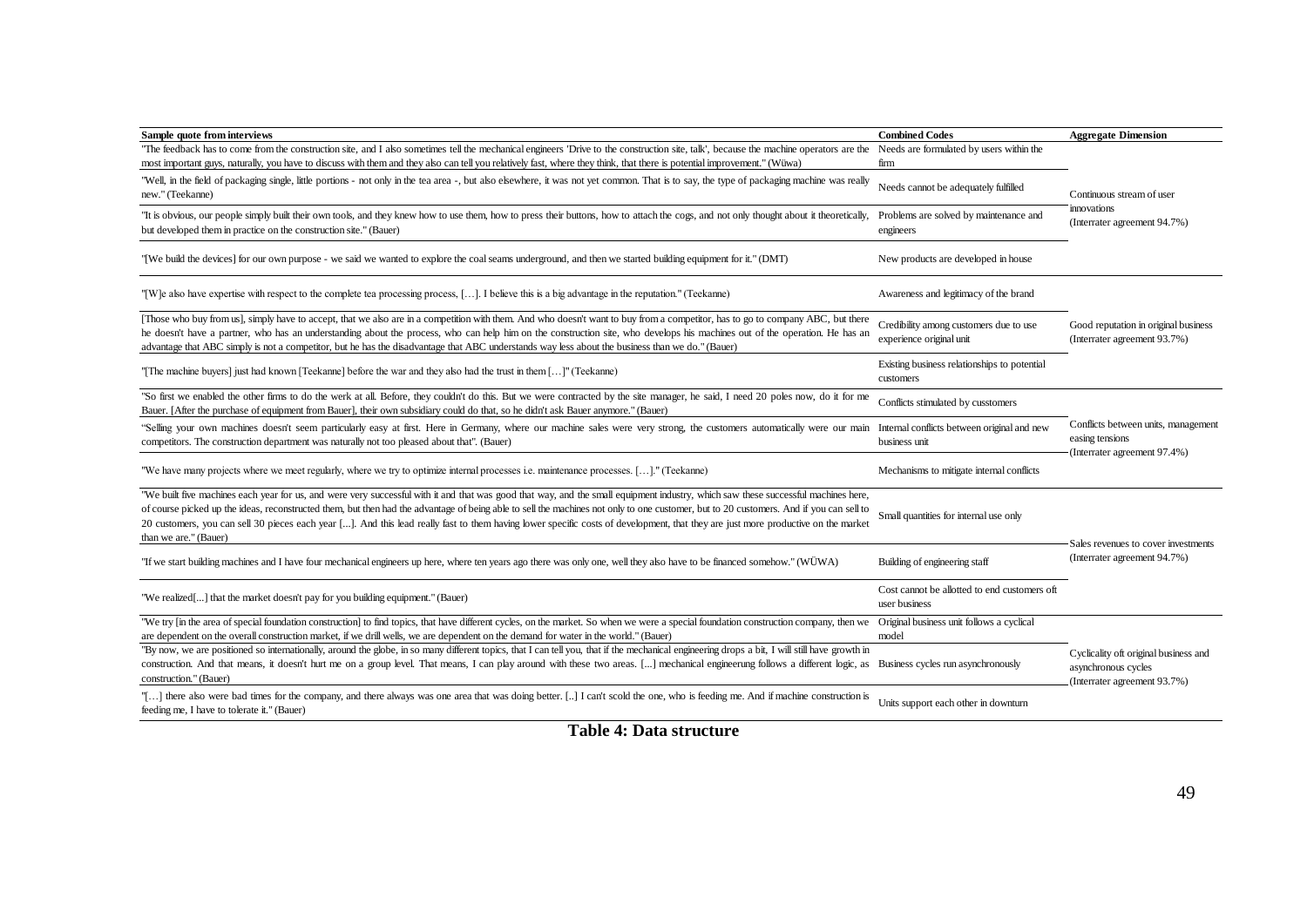| Sample quote from interviews | Combined Codes | Aggregate Dimension |
|---|---|---|
| "The feedback has to come from the construction site, and I also sometimes tell the mechanical engineers 'Drive to the construction site, talk', because the machine operators are the most important guys, naturally, you have to discuss with them and they also can tell you relatively fast, where they think, that there is potential improvement." (Wüwa) | Needs are formulated by users within the firm | Continuous stream of user innovations (Interrater agreement 94.7%) |
| "Well, in the field of packaging single, little portions - not only in the tea area -, but also elsewhere, it was not yet common. That is to say, the type of packaging machine was really new." (Teekanne) | Needs cannot be adequately fulfilled | |
| "It is obvious, our people simply built their own tools, and they knew how to use them, how to press their buttons, how to attach the cogs, and not only thought about it theoretically, but developed them in practice on the construction site." (Bauer) | Problems are solved by maintenance and engineers | |
| "[We build the devices] for our own purpose - we said we wanted to explore the coal seams underground, and then we started building equipment for it." (DMT) | New products are developed in house | |
| "[W]e also have expertise with respect to the complete tea processing process, […]. I believe this is a big advantage in the reputation." (Teekanne) | Awareness and legitimacy of the brand | Good reputation in original business (Interrater agreement 93.7%) |
| [Those who buy from us], simply have to accept, that we also are in a competition with them. And who doesn't want to buy from a competitor, has to go to company ABC, but there he doesn't have a partner, who has an understanding about the process, who can help him on the construction site, who develops his machines out of the operation. He has an advantage that ABC simply is not a competitor, but he has the disadvantage that ABC understands way less about the business than we do." (Bauer) | Credibility among customers due to use experience original unit | |
| "[The machine buyers] just had known [Teekanne] before the war and they also had the trust in them […]" (Teekanne) | Existing business relationships to potential customers | |
| "So first we enabled the other firms to do the werk at all. Before, they couldn't do this. But we were contracted by the site manager, he said, I need 20 poles now, do it for me Bauer. [After the purchase of equipment from Bauer], their own subsidiary could do that, so he didn't ask Bauer anymore." (Bauer) | Conflicts stimulated by cusstomers | Conflicts between units, management easing tensions (Interrater agreement 97.4%) |
| "Selling your own machines doesn't seem particularly easy at first. Here in Germany, where our machine sales were very strong, the customers automatically were our main competitors. The construction department was naturally not too pleased about that". (Bauer) | Internal conflicts between original and new business unit | |
| "We have many projects where we meet regularly, where we try to optimize internal processes i.e. maintenance processes. […]." (Teekanne) | Mechanisms to mitigate internal conflicts | |
| "We built five machines each year for us, and were very successful with it and that was good that way, and the small equipment industry, which saw these successful machines here, of course picked up the ideas, reconstructed them, but then had the advantage of being able to sell the machines not only to one customer, but to 20 customers. And if you can sell to 20 customers, you can sell 30 pieces each year [...]. And this lead really fast to them having lower specific costs of development, that they are just more productive on the market than we are." (Bauer) | Small quantities for internal use only | Sales revenues to cover investments (Interrater agreement 94.7%) |
| "If we start building machines and I have four mechanical engineers up here, where ten years ago there was only one, well they also have to be financed somehow." (WÜWA) | Building of engineering staff | |
| "We realized[...] that the market doesn't pay for you building equipment." (Bauer) | Cost cannot be allotted to end customers oft user business | |
| "We try [in the area of special foundation construction] to find topics, that have different cycles, on the market. So when we were a special foundation construction company, then we are dependent on the overall construction market, if we drill wells, we are dependent on the demand for water in the world." (Bauer) | Original business unit follows a cyclical model | Cyclicality oft original business and asynchronous cycles (Interrater agreement 93.7%) |
| "By now, we are positioned so internationally, around the globe, in so many different topics, that I can tell you, that if the mechanical engineering drops a bit, I will still have growth in construction. And that means, it doesn't hurt me on a group level. That means, I can play around with these two areas. [...] mechanical engineerung follows a different logic, as construction." (Bauer) | Business cycles run asynchronously | |
| "[…] there also were bad times for the company, and there always was one area that was doing better. [..] I can't scold the one, who is feeding me. And if machine construction is feeding me, I have to tolerate it." (Bauer) | Units support each other in downturn | |

**Table 4: Data structure**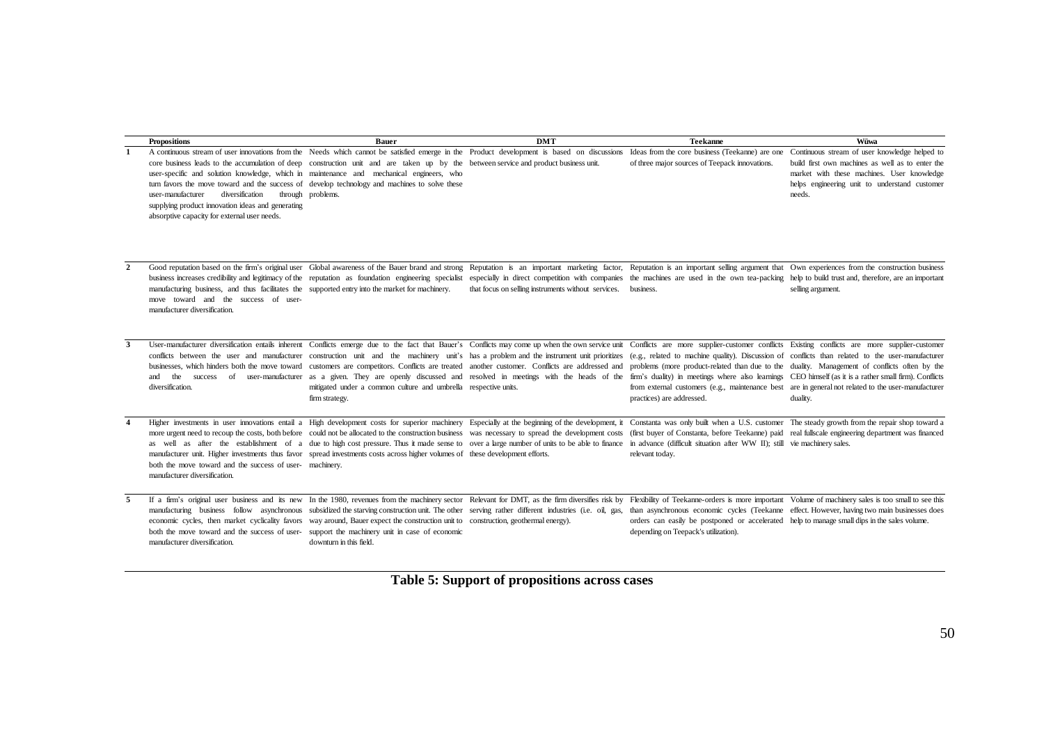| | Propositions | Bauer | DMT | Teekanne | Wüwa |
|---|---|---|---|---|---|
| 1 | A continuous stream of user innovations from the core business leads to the accumulation of deep user-specific and solution knowledge, which in turn favors the move toward and the success of user-manufacturer diversification through supplying product innovation ideas and generating absorptive capacity for external user needs. | Needs which cannot be satisfied emerge in the construction unit and are taken up by the maintenance and mechanical engineers, who develop technology and machines to solve these problems. | Product development is based on discussions between service and product business unit. | Ideas from the core business (Teekanne) are one of three major sources of Teepack innovations. | Continuous stream of user knowledge helped to build first own machines as well as to enter the market with these machines. User knowledge helps engineering unit to understand customer needs. |
| 2 | Good reputation based on the firm's original user business increases credibility and legitimacy of the manufacturing business, and thus facilitates the move toward and the success of user-manufacturer diversification. | Global awareness of the Bauer brand and strong reputation as foundation engineering specialist supported entry into the market for machinery. | Reputation is an important marketing factor, especially in direct competition with companies that focus on selling instruments without services. | Reputation is an important selling argument that the machines are used in the own tea-packing business. | Own experiences from the construction business help to build trust and, therefore, are an important selling argument. |
| 3 | User-manufacturer diversification entails inherent conflicts between the user and manufacturer businesses, which hinders both the move toward and the success of user-manufacturer diversification. | Conflicts emerge due to the fact that Bauer's construction unit and the machinery unit's customers are competitors. Conflicts are treated as a given. They are openly discussed and mitigated under a common culture and umbrella firm strategy. | Conflicts may come up when the own service unit has a problem and the instrument unit prioritizes another customer. Conflicts are addressed and resolved in meetings with the heads of the respective units. | Conflicts are more supplier-customer conflicts (e.g., related to machine quality). Discussion of problems (more product-related than due to the firm's duality) in meetings where also learnings from external customers (e.g., maintenance best practices) are addressed. | Existing conflicts are more supplier-customer conflicts than related to the user-manufacturer duality. Management of conflicts often by the CEO himself (as it is a rather small firm). Conflicts are in general not related to the user-manufacturer duality. |
| 4 | Higher investments in user innovations entail a more urgent need to recoup the costs, both before as well as after the establishment of a manufacturer unit. Higher investments thus favor both the move toward and the success of user-manufacturer diversification. | High development costs for superior machinery could not be allocated to the construction business due to high cost pressure. Thus it made sense to spread investments costs across higher volumes of machinery. | Especially at the beginning of the development, it was necessary to spread the development costs over a large number of units to be able to finance these development efforts. | Constanta was only built when a U.S. customer (first buyer of Constanta, before Teekanne) paid in advance (difficult situation after WW II); still relevant today. | The steady growth from the repair shop toward a real fullscale engineering department was financed vie machinery sales. |
| 5 | If a firm's original user business and its new manufacturing business follow asynchronous economic cycles, then market cyclicality favors both the move toward and the success of user-manufacturer diversification. | In the 1980, revenues from the machinery sector subsidized the starving construction unit. The other way around, Bauer expect the construction unit to support the machinery unit in case of economic downturn in this field. | Relevant for DMT, as the firm diversifies risk by serving rather different industries (i.e. oil, gas, construction, geothermal energy). | Flexibility of Teekanne-orders is more important than asynchronous economic cycles (Teekanne orders can easily be postponed or accelerated depending on Teepack's utilization). | Volume of machinery sales is too small to see this effect. However, having two main businesses does help to manage small dips in the sales volume. |

**Table 5: Support of propositions across cases**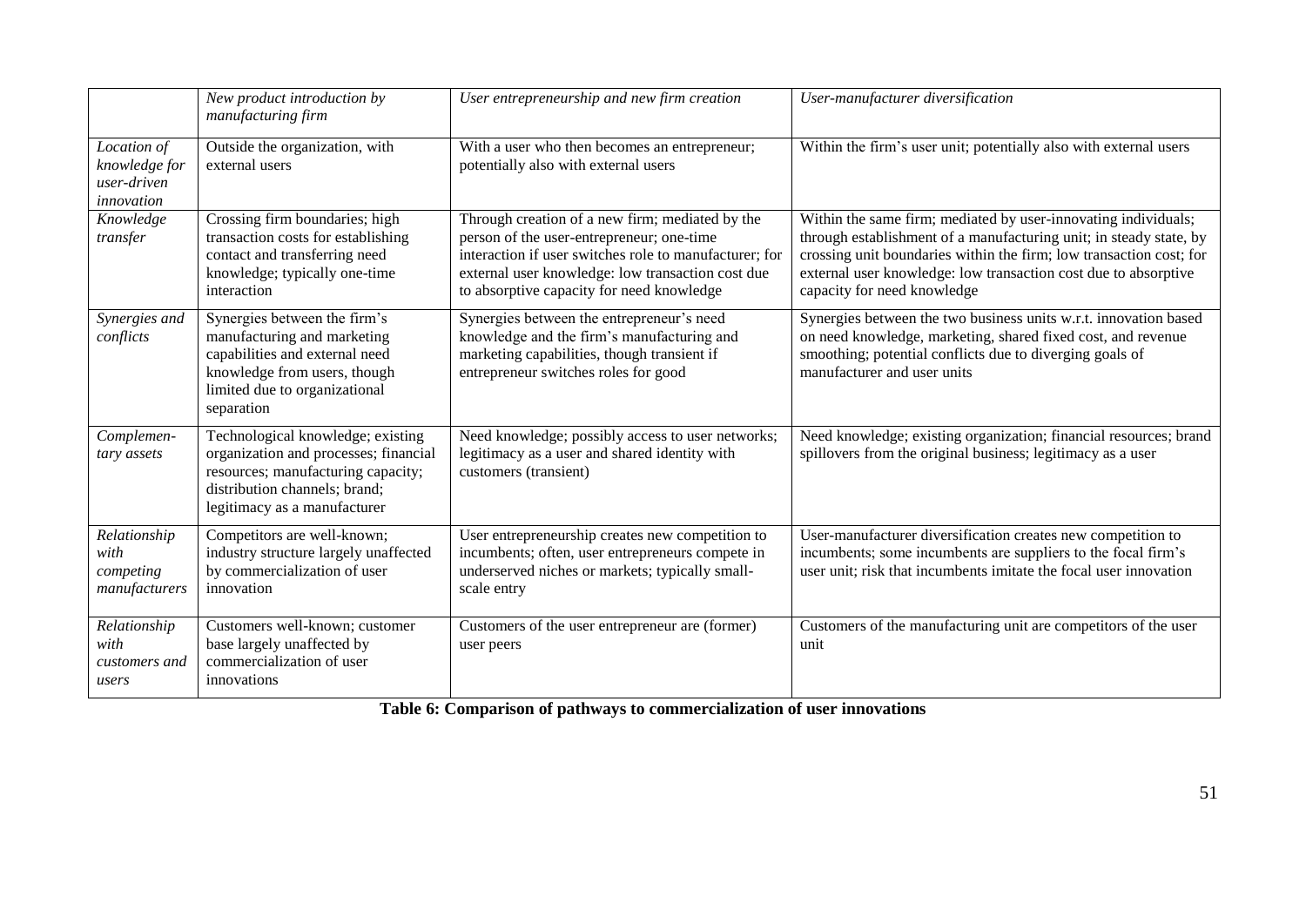| | *New product introduction by manufacturing firm* | *User entrepreneurship and new firm creation* | *User-manufacturer diversification* |
|---|---|---|---|
| *Location of knowledge for user-driven innovation* | Outside the organization, with external users | With a user who then becomes an entrepreneur; potentially also with external users | Within the firm's user unit; potentially also with external users |
| *Knowledge transfer* | Crossing firm boundaries; high transaction costs for establishing contact and transferring need knowledge; typically one-time interaction | Through creation of a new firm; mediated by the person of the user-entrepreneur; one-time interaction if user switches role to manufacturer; for external user knowledge: low transaction cost due to absorptive capacity for need knowledge | Within the same firm; mediated by user-innovating individuals; through establishment of a manufacturing unit; in steady state, by crossing unit boundaries within the firm; low transaction cost; for external user knowledge: low transaction cost due to absorptive capacity for need knowledge |
| *Synergies and conflicts* | Synergies between the firm's manufacturing and marketing capabilities and external need knowledge from users, though limited due to organizational separation | Synergies between the entrepreneur's need knowledge and the firm's manufacturing and marketing capabilities, though transient if entrepreneur switches roles for good | Synergies between the two business units w.r.t. innovation based on need knowledge, marketing, shared fixed cost, and revenue smoothing; potential conflicts due to diverging goals of manufacturer and user units |
| *Complemen-tary assets* | Technological knowledge; existing organization and processes; financial resources; manufacturing capacity; distribution channels; brand; legitimacy as a manufacturer | Need knowledge; possibly access to user networks; legitimacy as a user and shared identity with customers (transient) | Need knowledge; existing organization; financial resources; brand spillovers from the original business; legitimacy as a user |
| *Relationship with competing manufacturers* | Competitors are well-known; industry structure largely unaffected by commercialization of user innovation | User entrepreneurship creates new competition to incumbents; often, user entrepreneurs compete in underserved niches or markets; typically small-scale entry | User-manufacturer diversification creates new competition to incumbents; some incumbents are suppliers to the focal firm's user unit; risk that incumbents imitate the focal user innovation |
| *Relationship with customers and users* | Customers well-known; customer base largely unaffected by commercialization of user innovations | Customers of the user entrepreneur are (former) user peers | Customers of the manufacturing unit are competitors of the user unit |

**Table 6: Comparison of pathways to commercialization of user innovations**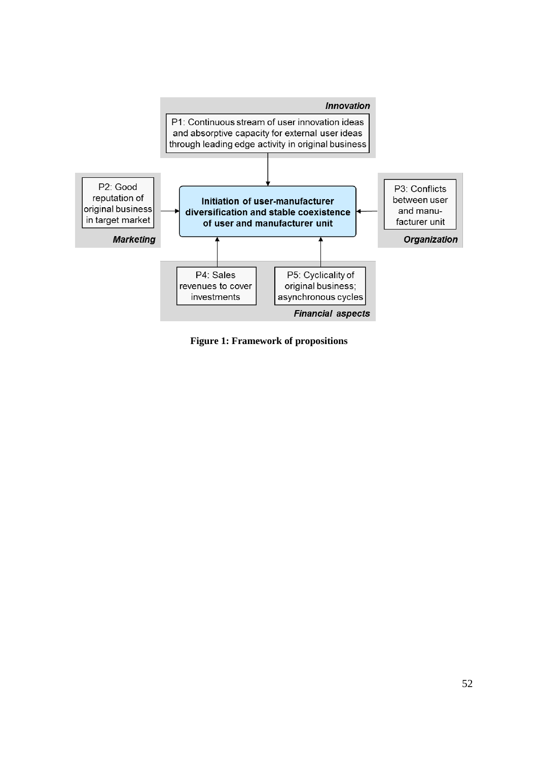Innovation

P1: Continuous stream of user innovation ideas and absorptive capacity for external user ideas through leading edge activity in original business

Marketing

P2: Good reputation of original business in target market

Initiation of user-manufacturer diversification and stable coexistence of user and manufacturer unit

Organization

P3: Conflicts between user and manu-facturer unit

Financial aspects

P4: Sales revenues to cover investments

P5: Cyclicality of original business; asynchronous cycles

**Figure 1: Framework of propositions**